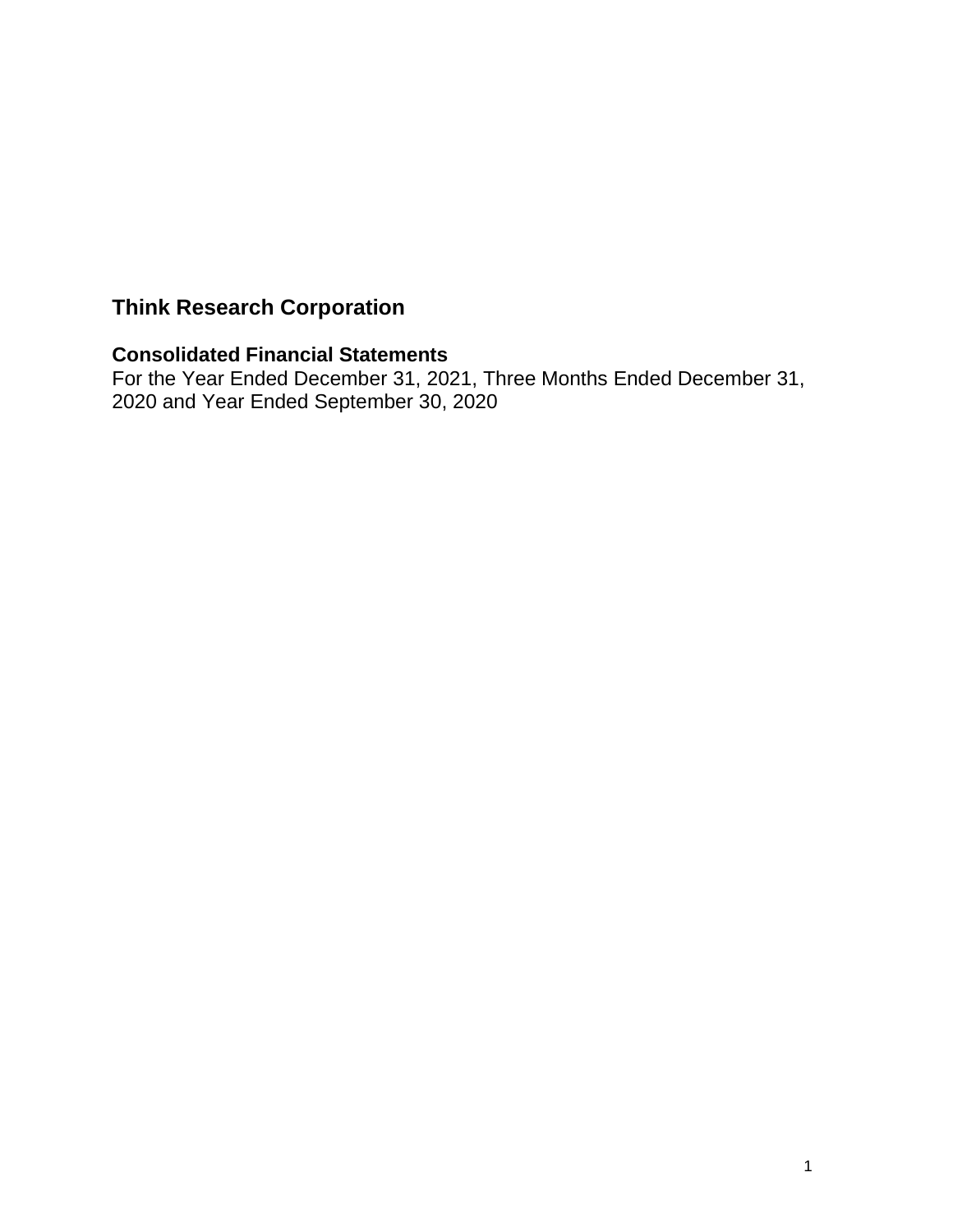# Think Research Corporation

## Consolidated Financial Statements

For the Year Ended December 31, 2021, Three Months Ended December 31, 2020 and Year Ended September 30, 2020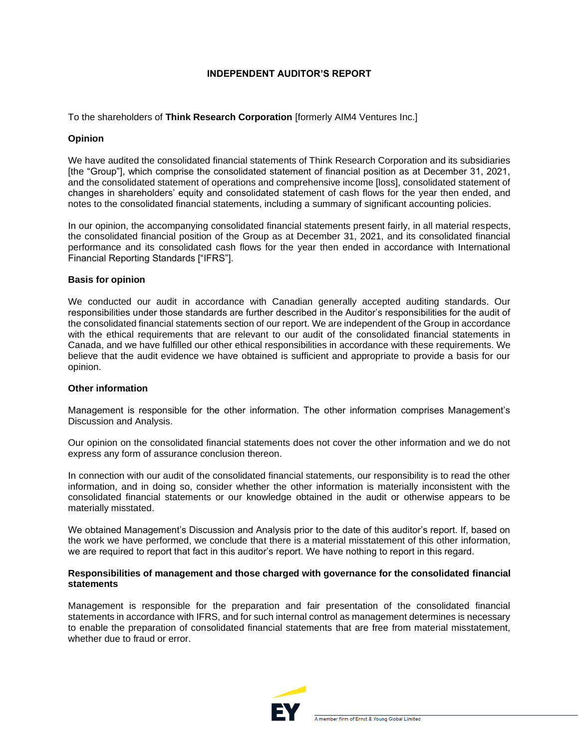## INDEPENDENT AUDITOR'S REPORT

To the shareholders of **Think Research Corporation** [formerly AIM4 Ventures Inc.]

### Opinion

We have audited the consolidated financial statements of Think Research Corporation and its subsidiaries [the "Group"], which comprise the consolidated statement of financial position as at December 31, 2021, and the consolidated statement of operations and comprehensive income [loss], consolidated statement of changes in shareholders' equity and consolidated statement of cash flows for the year then ended, and notes to the consolidated financial statements, including a summary of significant accounting policies.

In our opinion, the accompanying consolidated financial statements present fairly, in all material respects, the consolidated financial position of the Group as at December 31, 2021, and its consolidated financial performance and its consolidated cash flows for the year then ended in accordance with International Financial Reporting Standards ["IFRS"].

### Basis for opinion

We conducted our audit in accordance with Canadian generally accepted auditing standards. Our responsibilities under those standards are further described in the Auditor's responsibilities for the audit of the consolidated financial statements section of our report. We are independent of the Group in accordance with the ethical requirements that are relevant to our audit of the consolidated financial statements in Canada, and we have fulfilled our other ethical responsibilities in accordance with these requirements. We believe that the audit evidence we have obtained is sufficient and appropriate to provide a basis for our opinion.

### Other information

Management is responsible for the other information. The other information comprises Management's Discussion and Analysis.

Our opinion on the consolidated financial statements does not cover the other information and we do not express any form of assurance conclusion thereon.

In connection with our audit of the consolidated financial statements, our responsibility is to read the other information, and in doing so, consider whether the other information is materially inconsistent with the consolidated financial statements or our knowledge obtained in the audit or otherwise appears to be materially misstated.

We obtained Management's Discussion and Analysis prior to the date of this auditor's report. If, based on the work we have performed, we conclude that there is a material misstatement of this other information, we are required to report that fact in this auditor's report. We have nothing to report in this regard.

### Responsibilities of management and those charged with governance for the consolidated financial statements

Management is responsible for the preparation and fair presentation of the consolidated financial statements in accordance with IFRS, and for such internal control as management determines is necessary to enable the preparation of consolidated financial statements that are free from material misstatement, whether due to fraud or error.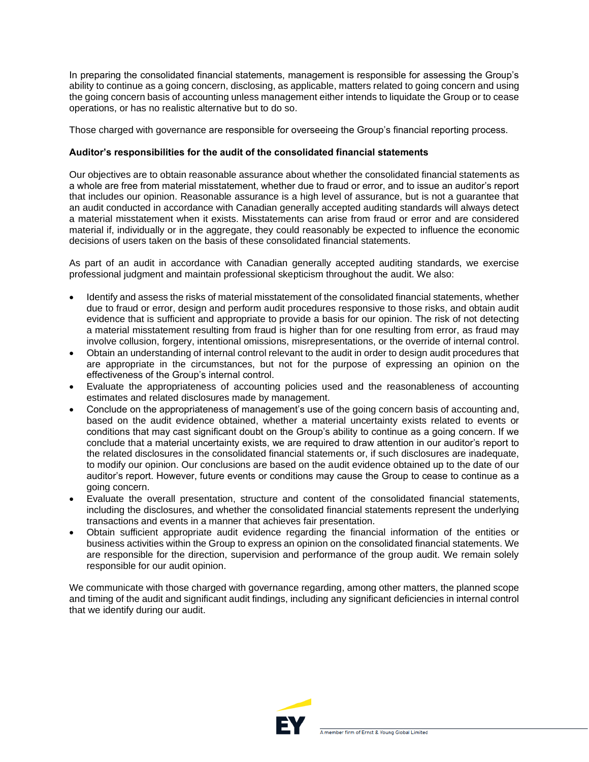In preparing the consolidated financial statements, management is responsible for assessing the Group's ability to continue as a going concern, disclosing, as applicable, matters related to going concern and using the going concern basis of accounting unless management either intends to liquidate the Group or to cease operations, or has no realistic alternative but to do so.

Those charged with governance are responsible for overseeing the Group's financial reporting process.

**Auditor's responsibilities for the audit of the consolidated financial statements**

Our objectives are to obtain reasonable assurance about whether the consolidated financial statements as a whole are free from material misstatement, whether due to fraud or error, and to issue an auditor's report that includes our opinion. Reasonable assurance is a high level of assurance, but is not a guarantee that an audit conducted in accordance with Canadian generally accepted auditing standards will always detect a material misstatement when it exists. Misstatements can arise from fraud or error and are considered material if, individually or in the aggregate, they could reasonably be expected to influence the economic decisions of users taken on the basis of these consolidated financial statements.

As part of an audit in accordance with Canadian generally accepted auditing standards, we exercise professional judgment and maintain professional skepticism throughout the audit. We also:

- Identify and assess the risks of material misstatement of the consolidated financial statements, whether due to fraud or error, design and perform audit procedures responsive to those risks, and obtain audit evidence that is sufficient and appropriate to provide a basis for our opinion. The risk of not detecting a material misstatement resulting from fraud is higher than for one resulting from error, as fraud may involve collusion, forgery, intentional omissions, misrepresentations, or the override of internal control.
- Obtain an understanding of internal control relevant to the audit in order to design audit procedures that are appropriate in the circumstances, but not for the purpose of expressing an opinion on the effectiveness of the Group's internal control.
- Evaluate the appropriateness of accounting policies used and the reasonableness of accounting estimates and related disclosures made by management.
- Conclude on the appropriateness of management's use of the going concern basis of accounting and, based on the audit evidence obtained, whether a material uncertainty exists related to events or conditions that may cast significant doubt on the Group's ability to continue as a going concern. If we conclude that a material uncertainty exists, we are required to draw attention in our auditor's report to the related disclosures in the consolidated financial statements or, if such disclosures are inadequate, to modify our opinion. Our conclusions are based on the audit evidence obtained up to the date of our auditor's report. However, future events or conditions may cause the Group to cease to continue as a going concern.
- Evaluate the overall presentation, structure and content of the consolidated financial statements, including the disclosures, and whether the consolidated financial statements represent the underlying transactions and events in a manner that achieves fair presentation.
- Obtain sufficient appropriate audit evidence regarding the financial information of the entities or business activities within the Group to express an opinion on the consolidated financial statements. We are responsible for the direction, supervision and performance of the group audit. We remain solely responsible for our audit opinion.

We communicate with those charged with governance regarding, among other matters, the planned scope and timing of the audit and significant audit findings, including any significant deficiencies in internal control that we identify during our audit.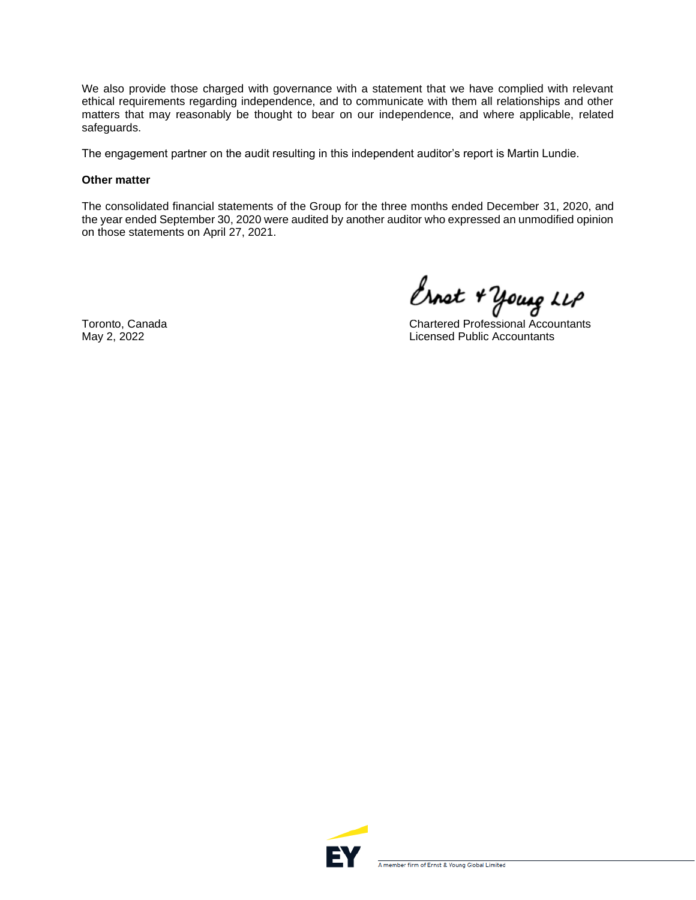We also provide those charged with governance with a statement that we have complied with relevant ethical requirements regarding independence, and to communicate with them all relationships and other matters that may reasonably be thought to bear on our independence, and where applicable, related safeguards.

The engagement partner on the audit resulting in this independent auditor's report is Martin Lundie.

**Other matter**

The consolidated financial statements of the Group for the three months ended December 31, 2020, and the year ended September 30, 2020 were audited by another auditor who expressed an unmodified opinion on those statements on April 27, 2021.

Ernst & Young LLP

Chartered Professional Accountants
Licensed Public Accountants

Toronto, Canada
May 2, 2022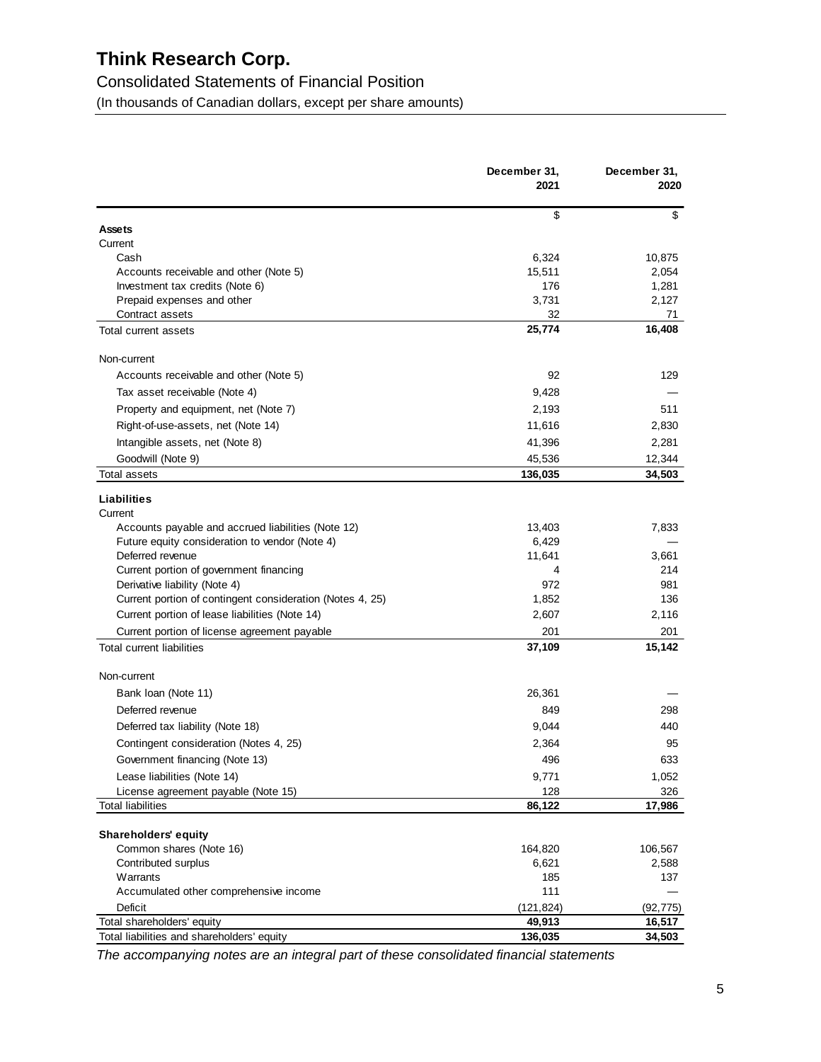# Think Research Corp.

## Consolidated Statements of Financial Position

(In thousands of Canadian dollars, except per share amounts)

| | December 31, 2021 | December 31, 2020 |
|---|---|---|
| | $ | $ |
| **Assets** | | |
| Current | | |
| Cash | 6,324 | 10,875 |
| Accounts receivable and other (Note 5) | 15,511 | 2,054 |
| Investment tax credits (Note 6) | 176 | 1,281 |
| Prepaid expenses and other | 3,731 | 2,127 |
| Contract assets | 32 | 71 |
| Total current assets | **25,774** | **16,408** |
| Non-current | | |
| Accounts receivable and other (Note 5) | 92 | 129 |
| Tax asset receivable (Note 4) | 9,428 | — |
| Property and equipment, net (Note 7) | 2,193 | 511 |
| Right-of-use-assets, net (Note 14) | 11,616 | 2,830 |
| Intangible assets, net (Note 8) | 41,396 | 2,281 |
| Goodwill (Note 9) | 45,536 | 12,344 |
| Total assets | **136,035** | **34,503** |
| **Liabilities** | | |
| Current | | |
| Accounts payable and accrued liabilities (Note 12) | 13,403 | 7,833 |
| Future equity consideration to vendor (Note 4) | 6,429 | — |
| Deferred revenue | 11,641 | 3,661 |
| Current portion of government financing | 4 | 214 |
| Derivative liability (Note 4) | 972 | 981 |
| Current portion of contingent consideration (Notes 4, 25) | 1,852 | 136 |
| Current portion of lease liabilities (Note 14) | 2,607 | 2,116 |
| Current portion of license agreement payable | 201 | 201 |
| Total current liabilities | **37,109** | **15,142** |
| Non-current | | |
| Bank loan (Note 11) | 26,361 | — |
| Deferred revenue | 849 | 298 |
| Deferred tax liability (Note 18) | 9,044 | 440 |
| Contingent consideration (Notes 4, 25) | 2,364 | 95 |
| Government financing (Note 13) | 496 | 633 |
| Lease liabilities (Note 14) | 9,771 | 1,052 |
| License agreement payable (Note 15) | 128 | 326 |
| Total liabilities | **86,122** | **17,986** |
| **Shareholders' equity** | | |
| Common shares (Note 16) | 164,820 | 106,567 |
| Contributed surplus | 6,621 | 2,588 |
| Warrants | 185 | 137 |
| Accumulated other comprehensive income | 111 | — |
| Deficit | (121,824) | (92,775) |
| Total shareholders' equity | **49,913** | **16,517** |
| Total liabilities and shareholders' equity | **136,035** | **34,503** |

*The accompanying notes are an integral part of these consolidated financial statements*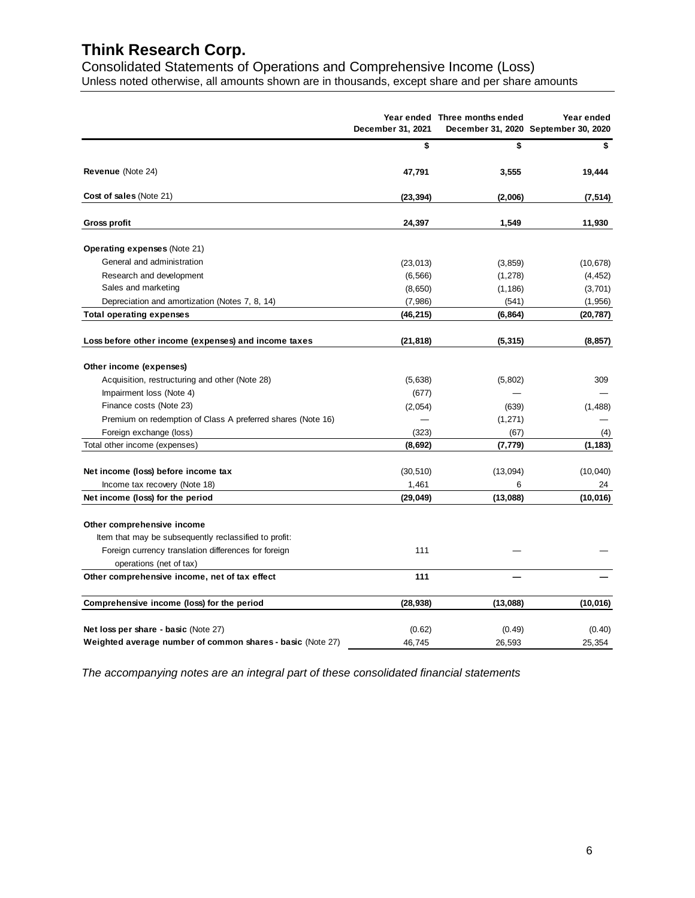# Think Research Corp.

Consolidated Statements of Operations and Comprehensive Income (Loss)

Unless noted otherwise, all amounts shown are in thousands, except share and per share amounts

| | Year ended December 31, 2021 | Three months ended December 31, 2020 | Year ended September 30, 2020 |
|---|---|---|---|
| | $ | $ | $ |
| **Revenue** (Note 24) | **47,791** | **3,555** | **19,444** |
| **Cost of sales** (Note 21) | **(23,394)** | **(2,006)** | **(7,514)** |
| **Gross profit** | **24,397** | **1,549** | **11,930** |
| **Operating expenses** (Note 21) | | | |
| General and administration | (23,013) | (3,859) | (10,678) |
| Research and development | (6,566) | (1,278) | (4,452) |
| Sales and marketing | (8,650) | (1,186) | (3,701) |
| Depreciation and amortization (Notes 7, 8, 14) | (7,986) | (541) | (1,956) |
| **Total operating expenses** | **(46,215)** | **(6,864)** | **(20,787)** |
| **Loss before other income (expenses) and income taxes** | **(21,818)** | **(5,315)** | **(8,857)** |
| **Other income (expenses)** | | | |
| Acquisition, restructuring and other (Note 28) | (5,638) | (5,802) | 309 |
| Impairment loss (Note 4) | (677) | — | — |
| Finance costs (Note 23) | (2,054) | (639) | (1,488) |
| Premium on redemption of Class A preferred shares (Note 16) | — | (1,271) | — |
| Foreign exchange (loss) | (323) | (67) | (4) |
| Total other income (expenses) | **(8,692)** | **(7,779)** | **(1,183)** |
| **Net income (loss) before income tax** | (30,510) | (13,094) | (10,040) |
| Income tax recovery (Note 18) | 1,461 | 6 | 24 |
| **Net income (loss) for the period** | **(29,049)** | **(13,088)** | **(10,016)** |
| **Other comprehensive income** | | | |
| Item that may be subsequently reclassified to profit: | | | |
| Foreign currency translation differences for foreign operations (net of tax) | 111 | — | — |
| **Other comprehensive income, net of tax effect** | **111** | **—** | **—** |
| **Comprehensive income (loss) for the period** | **(28,938)** | **(13,088)** | **(10,016)** |
| **Net loss per share - basic** (Note 27) | (0.62) | (0.49) | (0.40) |
| **Weighted average number of common shares - basic** (Note 27) | 46,745 | 26,593 | 25,354 |

*The accompanying notes are an integral part of these consolidated financial statements*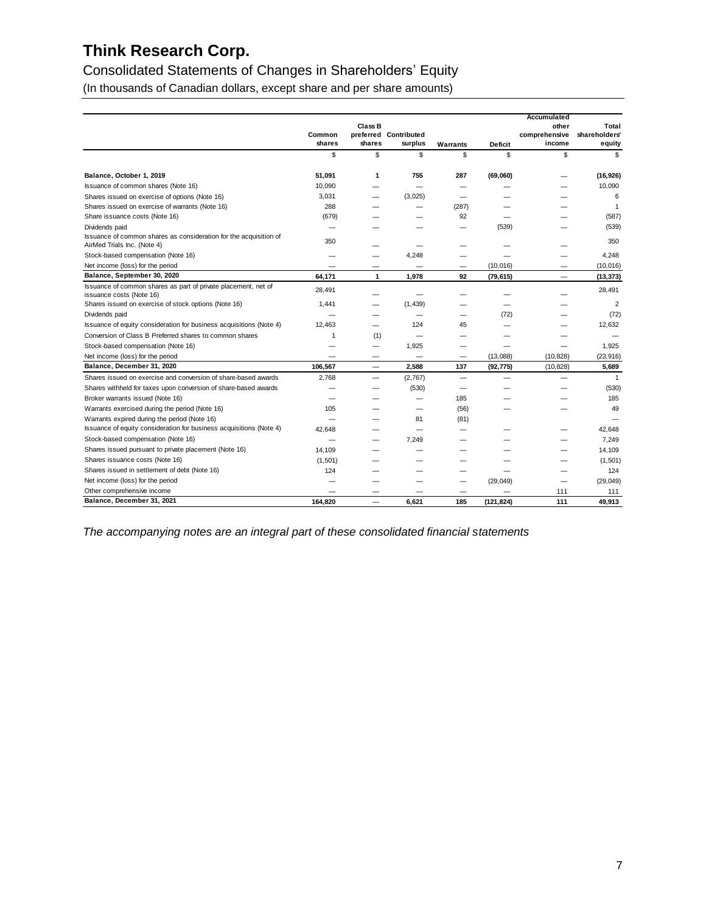# Think Research Corp.

## Consolidated Statements of Changes in Shareholders' Equity

(In thousands of Canadian dollars, except share and per share amounts)

| | Common shares | Class B preferred shares | Contributed surplus | Warrants | Deficit | Accumulated other comprehensive income | Total shareholders' equity |
|---|---|---|---|---|---|---|---|
| | $ | $ | $ | $ | $ | $ | $ |
| **Balance, October 1, 2019** | **51,091** | **1** | **755** | **287** | **(69,060)** | **—** | **(16,926)** |
| Issuance of common shares (Note 16) | 10,090 | — | — | — | — | — | 10,090 |
| Shares issued on exercise of options (Note 16) | 3,031 | — | (3,025) | — | — | — | 6 |
| Shares issued on exercise of warrants (Note 16) | 288 | — | — | (287) | — | — | 1 |
| Share issuance costs (Note 16) | (679) | — | — | 92 | — | — | (587) |
| Dividends paid | — | — | — | — | (539) | — | (539) |
| Issuance of common shares as consideration for the acquisition of AirMed Trials Inc. (Note 4) | 350 | — | — | — | — | — | 350 |
| Stock-based compensation (Note 16) | — | — | 4,248 | — | — | — | 4,248 |
| Net income (loss) for the period | — | — | — | — | (10,016) | — | (10,016) |
| **Balance, September 30, 2020** | **64,171** | **1** | **1,978** | **92** | **(79,615)** | **—** | **(13,373)** |
| Issuance of common shares as part of private placement, net of issuance costs (Note 16) | 28,491 | — | — | — | — | — | 28,491 |
| Shares issued on exercise of stock options (Note 16) | 1,441 | — | (1,439) | — | — | — | 2 |
| Dividends paid | — | — | — | — | (72) | — | (72) |
| Issuance of equity consideration for business acquisitions (Note 4) | 12,463 | — | 124 | 45 | — | — | 12,632 |
| Conversion of Class B Preferred shares to common shares | 1 | (1) | — | — | — | — | — |
| Stock-based compensation (Note 16) | — | — | 1,925 | — | — | — | 1,925 |
| Net income (loss) for the period | — | — | — | — | (13,088) | (10,828) | (23,916) |
| **Balance, December 31, 2020** | **106,567** | **—** | **2,588** | **137** | **(92,775)** | **(10,828)** | **5,689** |
| Shares issued on exercise and conversion of share-based awards | 2,768 | — | (2,767) | — | — | — | 1 |
| Shares withheld for taxes upon conversion of share-based awards | — | — | (530) | — | — | — | (530) |
| Broker warrants issued (Note 16) | — | — | — | 185 | — | — | 185 |
| Warrants exercised during the period (Note 16) | 105 | — | — | (56) | — | — | 49 |
| Warrants expired during the period (Note 16) | — | — | 81 | (81) | | | — |
| Issuance of equity consideration for business acquisitions (Note 4) | 42,648 | — | — | — | — | — | 42,648 |
| Stock-based compensation (Note 16) | — | — | 7,249 | — | — | — | 7,249 |
| Shares issued pursuant to private placement (Note 16) | 14,109 | — | — | — | — | — | 14,109 |
| Shares issuance costs (Note 16) | (1,501) | — | — | — | — | — | (1,501) |
| Shares issued in settlement of debt (Note 16) | 124 | — | — | — | — | — | 124 |
| Net income (loss) for the period | — | — | — | — | (29,049) | — | (29,049) |
| Other comprehensive income | — | — | — | — | — | 111 | 111 |
| **Balance, December 31, 2021** | **164,820** | **—** | **6,621** | **185** | **(121,824)** | **111** | **49,913** |

*The accompanying notes are an integral part of these consolidated financial statements*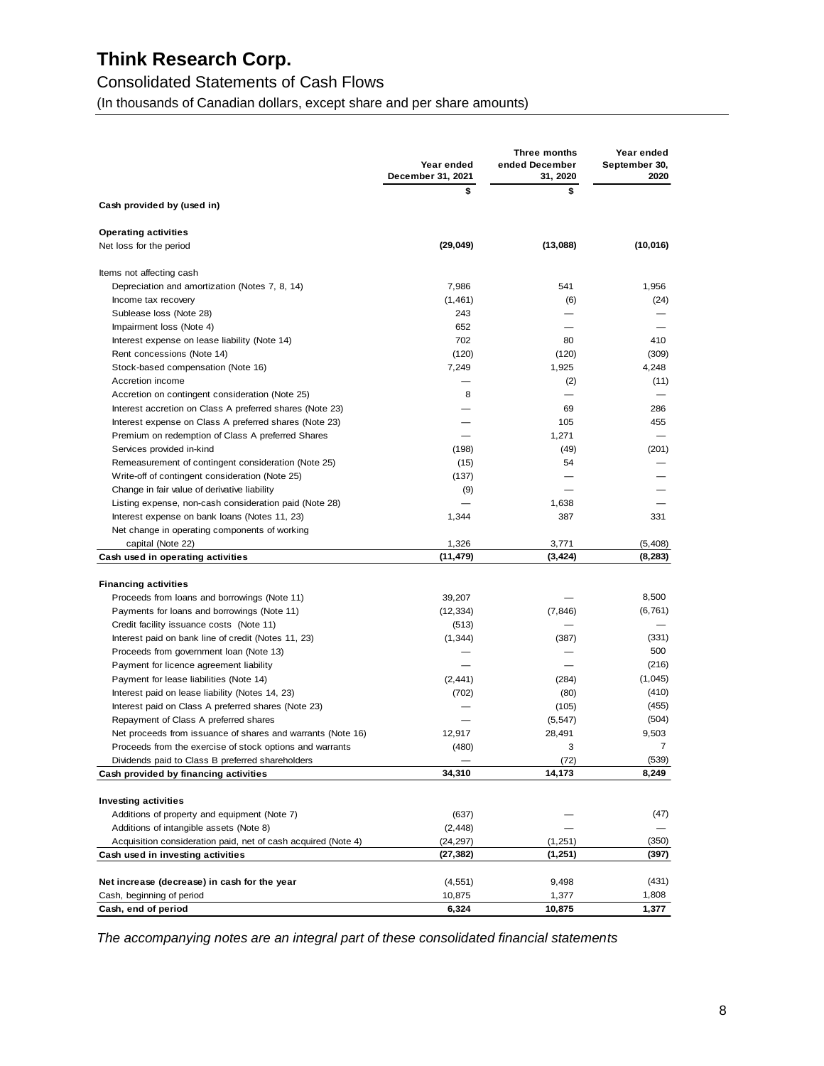# Think Research Corp.

## Consolidated Statements of Cash Flows

(In thousands of Canadian dollars, except share and per share amounts)

| | Year ended December 31, 2021 | Three months ended December 31, 2020 | Year ended September 30, 2020 |
|---|---|---|---|
| | $ | $ | |
| **Cash provided by (used in)** | | | |
| | | | |
| **Operating activities** | | | |
| Net loss for the period | **(29,049)** | **(13,088)** | **(10,016)** |
| | | | |
| Items not affecting cash | | | |
| Depreciation and amortization (Notes 7, 8, 14) | 7,986 | 541 | 1,956 |
| Income tax recovery | (1,461) | (6) | (24) |
| Sublease loss (Note 28) | 243 | — | — |
| Impairment loss (Note 4) | 652 | — | — |
| Interest expense on lease liability (Note 14) | 702 | 80 | 410 |
| Rent concessions (Note 14) | (120) | (120) | (309) |
| Stock-based compensation (Note 16) | 7,249 | 1,925 | 4,248 |
| Accretion income | — | (2) | (11) |
| Accretion on contingent consideration (Note 25) | 8 | — | — |
| Interest accretion on Class A preferred shares (Note 23) | — | 69 | 286 |
| Interest expense on Class A preferred shares (Note 23) | — | 105 | 455 |
| Premium on redemption of Class A preferred Shares | — | 1,271 | — |
| Services provided in-kind | (198) | (49) | (201) |
| Remeasurement of contingent consideration (Note 25) | (15) | 54 | — |
| Write-off of contingent consideration (Note 25) | (137) | — | — |
| Change in fair value of derivative liability | (9) | — | — |
| Listing expense, non-cash consideration paid (Note 28) | — | 1,638 | — |
| Interest expense on bank loans (Notes 11, 23) | 1,344 | 387 | 331 |
| Net change in operating components of working capital (Note 22) | 1,326 | 3,771 | (5,408) |
| **Cash used in operating activities** | **(11,479)** | **(3,424)** | **(8,283)** |
| | | | |
| **Financing activities** | | | |
| Proceeds from loans and borrowings (Note 11) | 39,207 | — | 8,500 |
| Payments for loans and borrowings (Note 11) | (12,334) | (7,846) | (6,761) |
| Credit facility issuance costs (Note 11) | (513) | — | — |
| Interest paid on bank line of credit (Notes 11, 23) | (1,344) | (387) | (331) |
| Proceeds from government loan (Note 13) | — | — | 500 |
| Payment for licence agreement liability | — | — | (216) |
| Payment for lease liabilities (Note 14) | (2,441) | (284) | (1,045) |
| Interest paid on lease liability (Notes 14, 23) | (702) | (80) | (410) |
| Interest paid on Class A preferred shares (Note 23) | — | (105) | (455) |
| Repayment of Class A preferred shares | — | (5,547) | (504) |
| Net proceeds from issuance of shares and warrants (Note 16) | 12,917 | 28,491 | 9,503 |
| Proceeds from the exercise of stock options and warrants | (480) | 3 | 7 |
| Dividends paid to Class B preferred shareholders | — | (72) | (539) |
| **Cash provided by financing activities** | **34,310** | **14,173** | **8,249** |
| | | | |
| **Investing activities** | | | |
| Additions of property and equipment (Note 7) | (637) | — | (47) |
| Additions of intangible assets (Note 8) | (2,448) | — | — |
| Acquisition consideration paid, net of cash acquired (Note 4) | (24,297) | (1,251) | (350) |
| **Cash used in investing activities** | **(27,382)** | **(1,251)** | **(397)** |
| | | | |
| **Net increase (decrease) in cash for the year** | (4,551) | 9,498 | (431) |
| Cash, beginning of period | 10,875 | 1,377 | 1,808 |
| **Cash, end of period** | **6,324** | **10,875** | **1,377** |

*The accompanying notes are an integral part of these consolidated financial statements*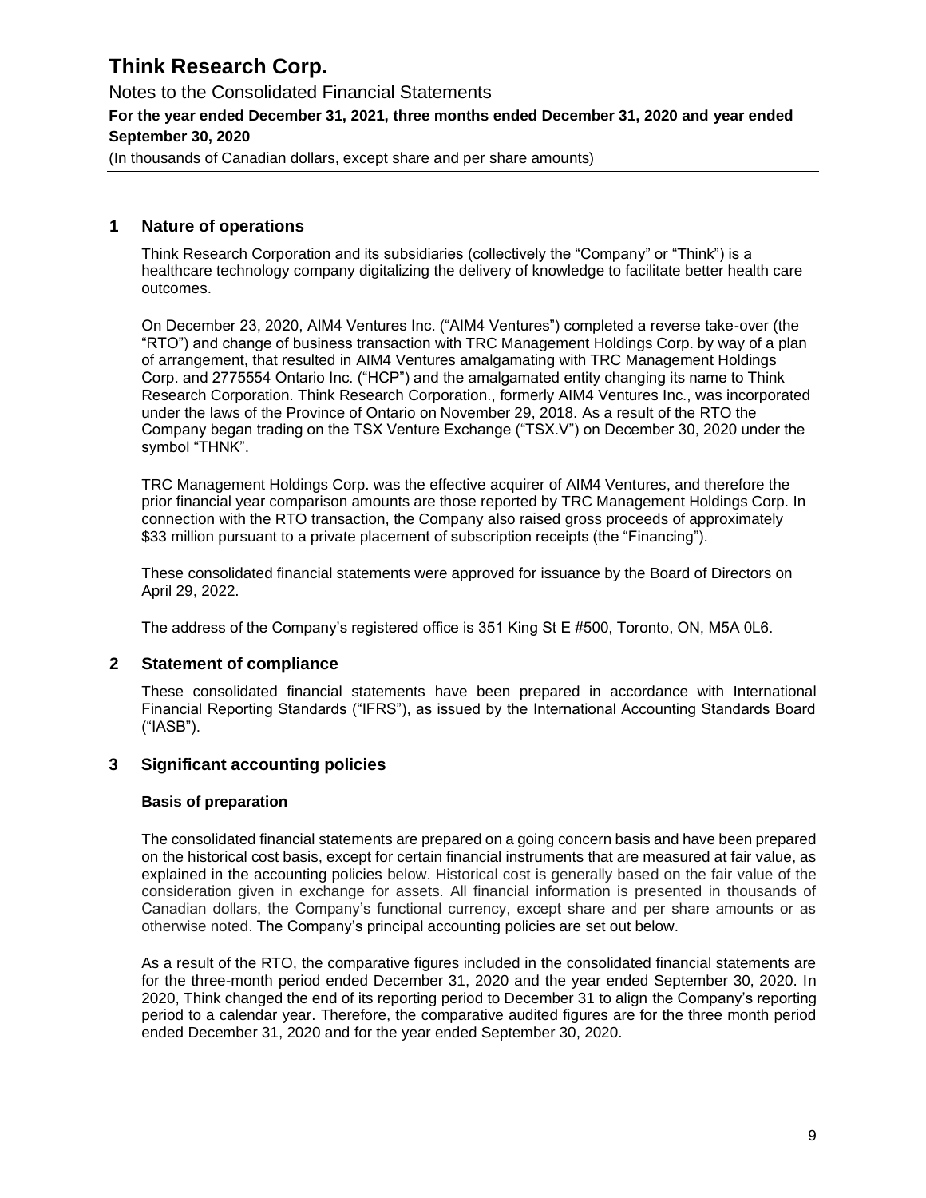## 1 Nature of operations

Think Research Corporation and its subsidiaries (collectively the "Company" or "Think") is a healthcare technology company digitalizing the delivery of knowledge to facilitate better health care outcomes.

On December 23, 2020, AIM4 Ventures Inc. ("AIM4 Ventures") completed a reverse take-over (the "RTO") and change of business transaction with TRC Management Holdings Corp. by way of a plan of arrangement, that resulted in AIM4 Ventures amalgamating with TRC Management Holdings Corp. and 2775554 Ontario Inc. ("HCP") and the amalgamated entity changing its name to Think Research Corporation. Think Research Corporation., formerly AIM4 Ventures Inc., was incorporated under the laws of the Province of Ontario on November 29, 2018. As a result of the RTO the Company began trading on the TSX Venture Exchange ("TSX.V") on December 30, 2020 under the symbol "THNK".

TRC Management Holdings Corp. was the effective acquirer of AIM4 Ventures, and therefore the prior financial year comparison amounts are those reported by TRC Management Holdings Corp. In connection with the RTO transaction, the Company also raised gross proceeds of approximately $33 million pursuant to a private placement of subscription receipts (the "Financing").

These consolidated financial statements were approved for issuance by the Board of Directors on April 29, 2022.

The address of the Company's registered office is 351 King St E #500, Toronto, ON, M5A 0L6.

## 2 Statement of compliance

These consolidated financial statements have been prepared in accordance with International Financial Reporting Standards ("IFRS"), as issued by the International Accounting Standards Board ("IASB").

## 3 Significant accounting policies

### Basis of preparation

The consolidated financial statements are prepared on a going concern basis and have been prepared on the historical cost basis, except for certain financial instruments that are measured at fair value, as explained in the accounting policies below. Historical cost is generally based on the fair value of the consideration given in exchange for assets. All financial information is presented in thousands of Canadian dollars, the Company's functional currency, except share and per share amounts or as otherwise noted. The Company's principal accounting policies are set out below.

As a result of the RTO, the comparative figures included in the consolidated financial statements are for the three-month period ended December 31, 2020 and the year ended September 30, 2020. In 2020, Think changed the end of its reporting period to December 31 to align the Company's reporting period to a calendar year. Therefore, the comparative audited figures are for the three month period ended December 31, 2020 and for the year ended September 30, 2020.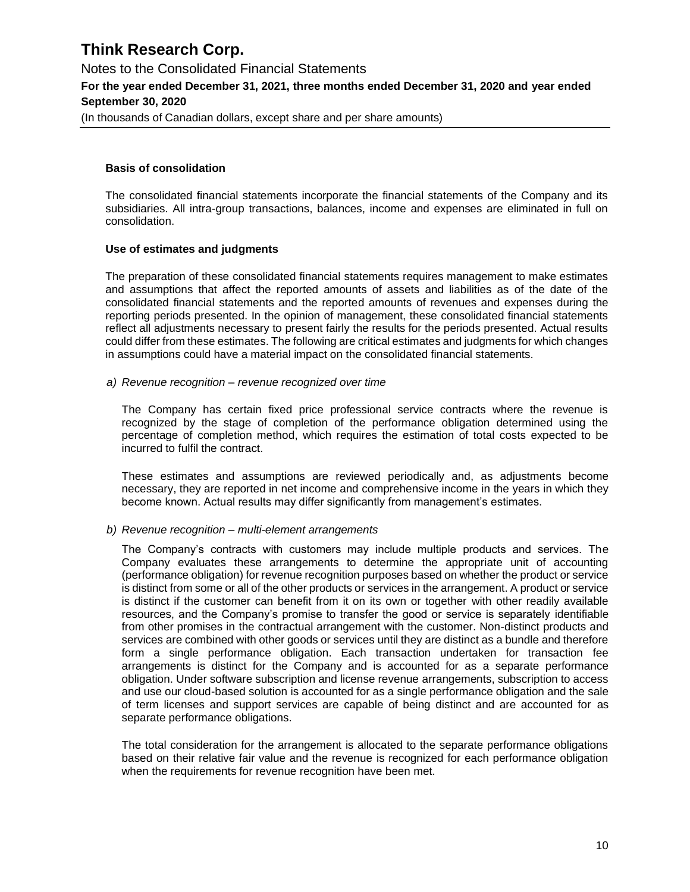### Basis of consolidation

The consolidated financial statements incorporate the financial statements of the Company and its subsidiaries. All intra-group transactions, balances, income and expenses are eliminated in full on consolidation.

### Use of estimates and judgments

The preparation of these consolidated financial statements requires management to make estimates and assumptions that affect the reported amounts of assets and liabilities as of the date of the consolidated financial statements and the reported amounts of revenues and expenses during the reporting periods presented. In the opinion of management, these consolidated financial statements reflect all adjustments necessary to present fairly the results for the periods presented. Actual results could differ from these estimates. The following are critical estimates and judgments for which changes in assumptions could have a material impact on the consolidated financial statements.

*a) Revenue recognition – revenue recognized over time*

The Company has certain fixed price professional service contracts where the revenue is recognized by the stage of completion of the performance obligation determined using the percentage of completion method, which requires the estimation of total costs expected to be incurred to fulfil the contract.

These estimates and assumptions are reviewed periodically and, as adjustments become necessary, they are reported in net income and comprehensive income in the years in which they become known. Actual results may differ significantly from management's estimates.

*b) Revenue recognition – multi-element arrangements*

The Company's contracts with customers may include multiple products and services. The Company evaluates these arrangements to determine the appropriate unit of accounting (performance obligation) for revenue recognition purposes based on whether the product or service is distinct from some or all of the other products or services in the arrangement. A product or service is distinct if the customer can benefit from it on its own or together with other readily available resources, and the Company's promise to transfer the good or service is separately identifiable from other promises in the contractual arrangement with the customer. Non-distinct products and services are combined with other goods or services until they are distinct as a bundle and therefore form a single performance obligation. Each transaction undertaken for transaction fee arrangements is distinct for the Company and is accounted for as a separate performance obligation. Under software subscription and license revenue arrangements, subscription to access and use our cloud-based solution is accounted for as a single performance obligation and the sale of term licenses and support services are capable of being distinct and are accounted for as separate performance obligations.

The total consideration for the arrangement is allocated to the separate performance obligations based on their relative fair value and the revenue is recognized for each performance obligation when the requirements for revenue recognition have been met.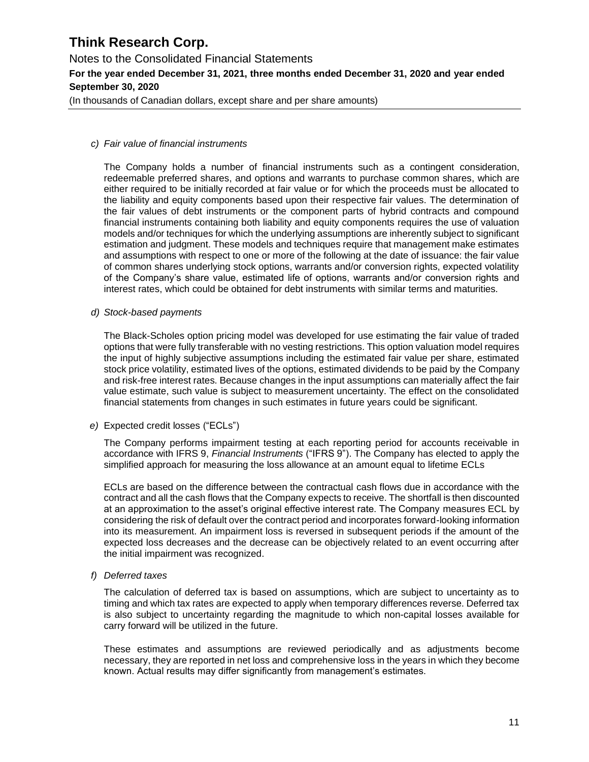*c) Fair value of financial instruments*

The Company holds a number of financial instruments such as a contingent consideration, redeemable preferred shares, and options and warrants to purchase common shares, which are either required to be initially recorded at fair value or for which the proceeds must be allocated to the liability and equity components based upon their respective fair values. The determination of the fair values of debt instruments or the component parts of hybrid contracts and compound financial instruments containing both liability and equity components requires the use of valuation models and/or techniques for which the underlying assumptions are inherently subject to significant estimation and judgment. These models and techniques require that management make estimates and assumptions with respect to one or more of the following at the date of issuance: the fair value of common shares underlying stock options, warrants and/or conversion rights, expected volatility of the Company's share value, estimated life of options, warrants and/or conversion rights and interest rates, which could be obtained for debt instruments with similar terms and maturities.

*d) Stock-based payments*

The Black-Scholes option pricing model was developed for use estimating the fair value of traded options that were fully transferable with no vesting restrictions. This option valuation model requires the input of highly subjective assumptions including the estimated fair value per share, estimated stock price volatility, estimated lives of the options, estimated dividends to be paid by the Company and risk-free interest rates. Because changes in the input assumptions can materially affect the fair value estimate, such value is subject to measurement uncertainty. The effect on the consolidated financial statements from changes in such estimates in future years could be significant.

*e)* Expected credit losses ("ECLs")

The Company performs impairment testing at each reporting period for accounts receivable in accordance with IFRS 9, *Financial Instruments* ("IFRS 9"). The Company has elected to apply the simplified approach for measuring the loss allowance at an amount equal to lifetime ECLs

ECLs are based on the difference between the contractual cash flows due in accordance with the contract and all the cash flows that the Company expects to receive. The shortfall is then discounted at an approximation to the asset's original effective interest rate. The Company measures ECL by considering the risk of default over the contract period and incorporates forward-looking information into its measurement. An impairment loss is reversed in subsequent periods if the amount of the expected loss decreases and the decrease can be objectively related to an event occurring after the initial impairment was recognized.

*f) Deferred taxes*

The calculation of deferred tax is based on assumptions, which are subject to uncertainty as to timing and which tax rates are expected to apply when temporary differences reverse. Deferred tax is also subject to uncertainty regarding the magnitude to which non-capital losses available for carry forward will be utilized in the future.

These estimates and assumptions are reviewed periodically and as adjustments become necessary, they are reported in net loss and comprehensive loss in the years in which they become known. Actual results may differ significantly from management's estimates.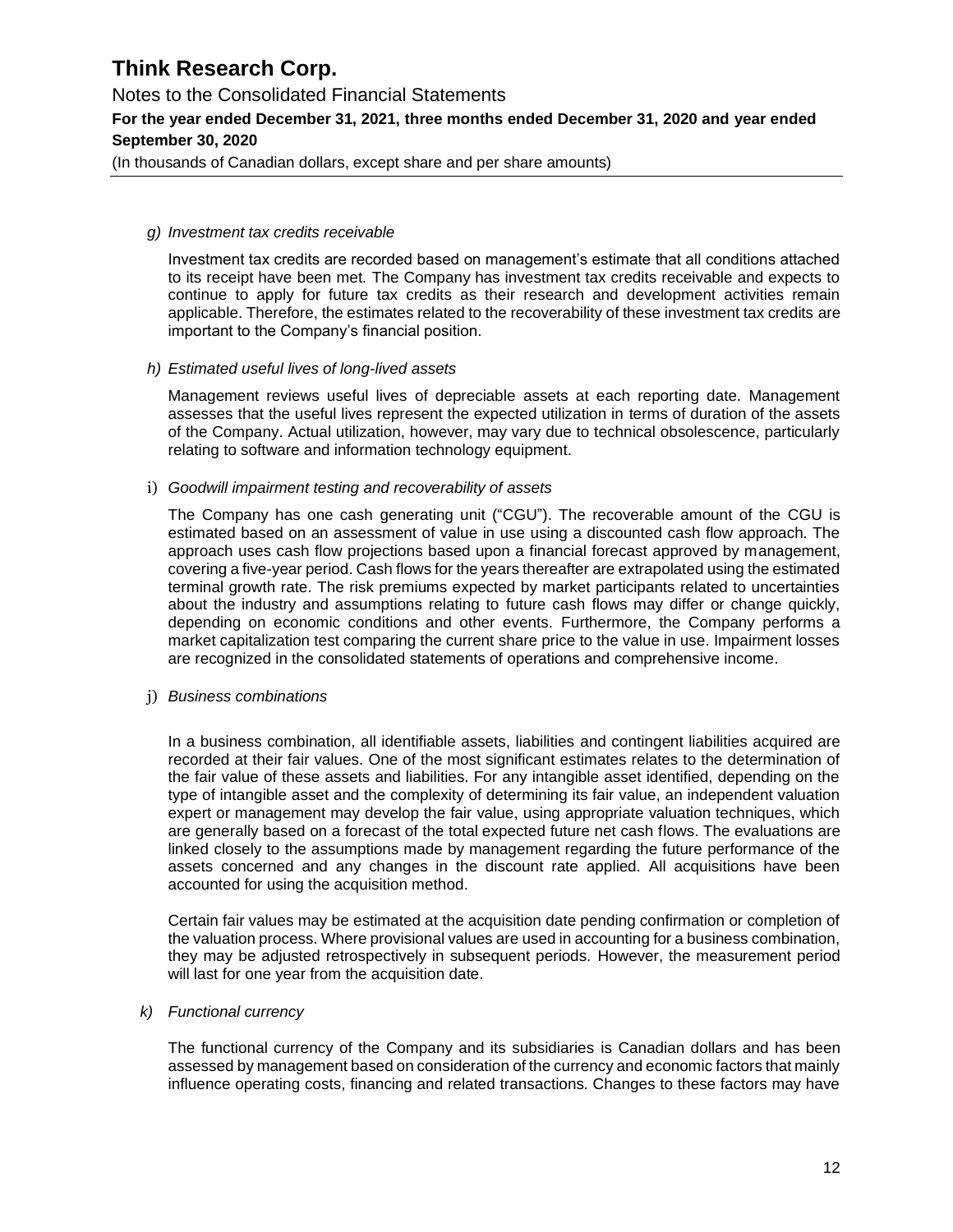*g) Investment tax credits receivable*

Investment tax credits are recorded based on management's estimate that all conditions attached to its receipt have been met. The Company has investment tax credits receivable and expects to continue to apply for future tax credits as their research and development activities remain applicable. Therefore, the estimates related to the recoverability of these investment tax credits are important to the Company's financial position.

*h) Estimated useful lives of long-lived assets*

Management reviews useful lives of depreciable assets at each reporting date. Management assesses that the useful lives represent the expected utilization in terms of duration of the assets of the Company. Actual utilization, however, may vary due to technical obsolescence, particularly relating to software and information technology equipment.

i) *Goodwill impairment testing and recoverability of assets*

The Company has one cash generating unit ("CGU"). The recoverable amount of the CGU is estimated based on an assessment of value in use using a discounted cash flow approach. The approach uses cash flow projections based upon a financial forecast approved by management, covering a five-year period. Cash flows for the years thereafter are extrapolated using the estimated terminal growth rate. The risk premiums expected by market participants related to uncertainties about the industry and assumptions relating to future cash flows may differ or change quickly, depending on economic conditions and other events. Furthermore, the Company performs a market capitalization test comparing the current share price to the value in use. Impairment losses are recognized in the consolidated statements of operations and comprehensive income.

j) *Business combinations*

In a business combination, all identifiable assets, liabilities and contingent liabilities acquired are recorded at their fair values. One of the most significant estimates relates to the determination of the fair value of these assets and liabilities. For any intangible asset identified, depending on the type of intangible asset and the complexity of determining its fair value, an independent valuation expert or management may develop the fair value, using appropriate valuation techniques, which are generally based on a forecast of the total expected future net cash flows. The evaluations are linked closely to the assumptions made by management regarding the future performance of the assets concerned and any changes in the discount rate applied. All acquisitions have been accounted for using the acquisition method.

Certain fair values may be estimated at the acquisition date pending confirmation or completion of the valuation process. Where provisional values are used in accounting for a business combination, they may be adjusted retrospectively in subsequent periods. However, the measurement period will last for one year from the acquisition date.

*k) Functional currency*

The functional currency of the Company and its subsidiaries is Canadian dollars and has been assessed by management based on consideration of the currency and economic factors that mainly influence operating costs, financing and related transactions. Changes to these factors may have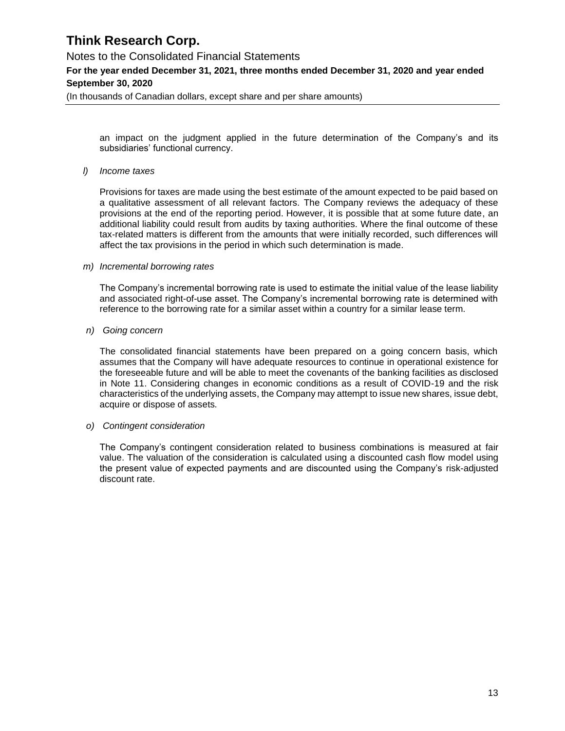an impact on the judgment applied in the future determination of the Company's and its subsidiaries' functional currency.

*l) Income taxes*

Provisions for taxes are made using the best estimate of the amount expected to be paid based on a qualitative assessment of all relevant factors. The Company reviews the adequacy of these provisions at the end of the reporting period. However, it is possible that at some future date, an additional liability could result from audits by taxing authorities. Where the final outcome of these tax-related matters is different from the amounts that were initially recorded, such differences will affect the tax provisions in the period in which such determination is made.

*m) Incremental borrowing rates*

The Company's incremental borrowing rate is used to estimate the initial value of the lease liability and associated right-of-use asset. The Company's incremental borrowing rate is determined with reference to the borrowing rate for a similar asset within a country for a similar lease term.

*n) Going concern*

The consolidated financial statements have been prepared on a going concern basis, which assumes that the Company will have adequate resources to continue in operational existence for the foreseeable future and will be able to meet the covenants of the banking facilities as disclosed in Note 11. Considering changes in economic conditions as a result of COVID-19 and the risk characteristics of the underlying assets, the Company may attempt to issue new shares, issue debt, acquire or dispose of assets.

*o) Contingent consideration*

The Company's contingent consideration related to business combinations is measured at fair value. The valuation of the consideration is calculated using a discounted cash flow model using the present value of expected payments and are discounted using the Company's risk-adjusted discount rate.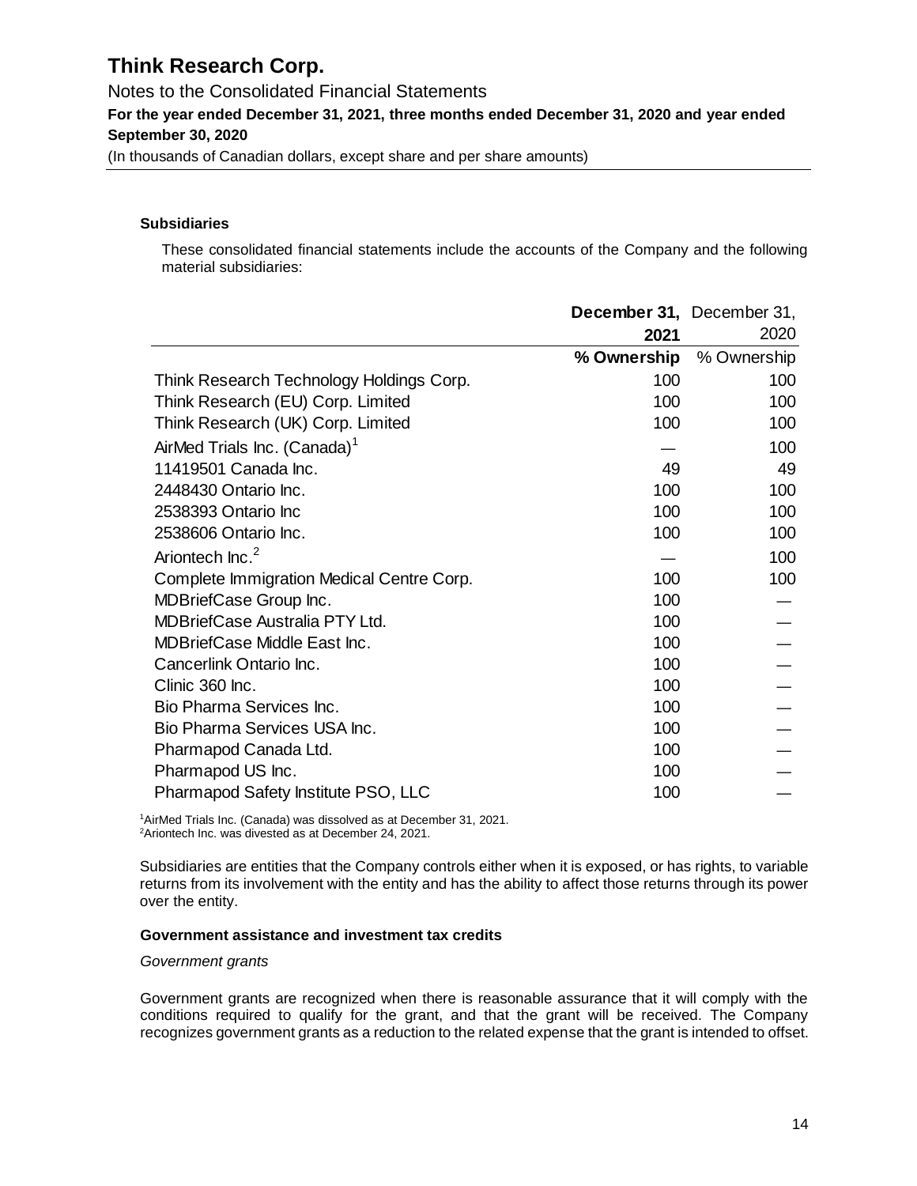### Subsidiaries

These consolidated financial statements include the accounts of the Company and the following material subsidiaries:

| | **December 31, 2021** | December 31, 2020 |
|---|---|---|
| | **% Ownership** | % Ownership |
| Think Research Technology Holdings Corp. | 100 | 100 |
| Think Research (EU) Corp. Limited | 100 | 100 |
| Think Research (UK) Corp. Limited | 100 | 100 |
| AirMed Trials Inc. (Canada)[1] | — | 100 |
| 11419501 Canada Inc. | 49 | 49 |
| 2448430 Ontario Inc. | 100 | 100 |
| 2538393 Ontario Inc | 100 | 100 |
| 2538606 Ontario Inc. | 100 | 100 |
| Ariontech Inc.[2] | — | 100 |
| Complete Immigration Medical Centre Corp. | 100 | 100 |
| MDBriefCase Group Inc. | 100 | — |
| MDBriefCase Australia PTY Ltd. | 100 | — |
| MDBriefCase Middle East Inc. | 100 | — |
| Cancerlink Ontario Inc. | 100 | — |
| Clinic 360 Inc. | 100 | — |
| Bio Pharma Services Inc. | 100 | — |
| Bio Pharma Services USA Inc. | 100 | — |
| Pharmapod Canada Ltd. | 100 | — |
| Pharmapod US Inc. | 100 | — |
| Pharmapod Safety Institute PSO, LLC | 100 | — |

[1]AirMed Trials Inc. (Canada) was dissolved as at December 31, 2021.
[2]Ariontech Inc. was divested as at December 24, 2021.

Subsidiaries are entities that the Company controls either when it is exposed, or has rights, to variable returns from its involvement with the entity and has the ability to affect those returns through its power over the entity.

### Government assistance and investment tax credits

*Government grants*

Government grants are recognized when there is reasonable assurance that it will comply with the conditions required to qualify for the grant, and that the grant will be received. The Company recognizes government grants as a reduction to the related expense that the grant is intended to offset.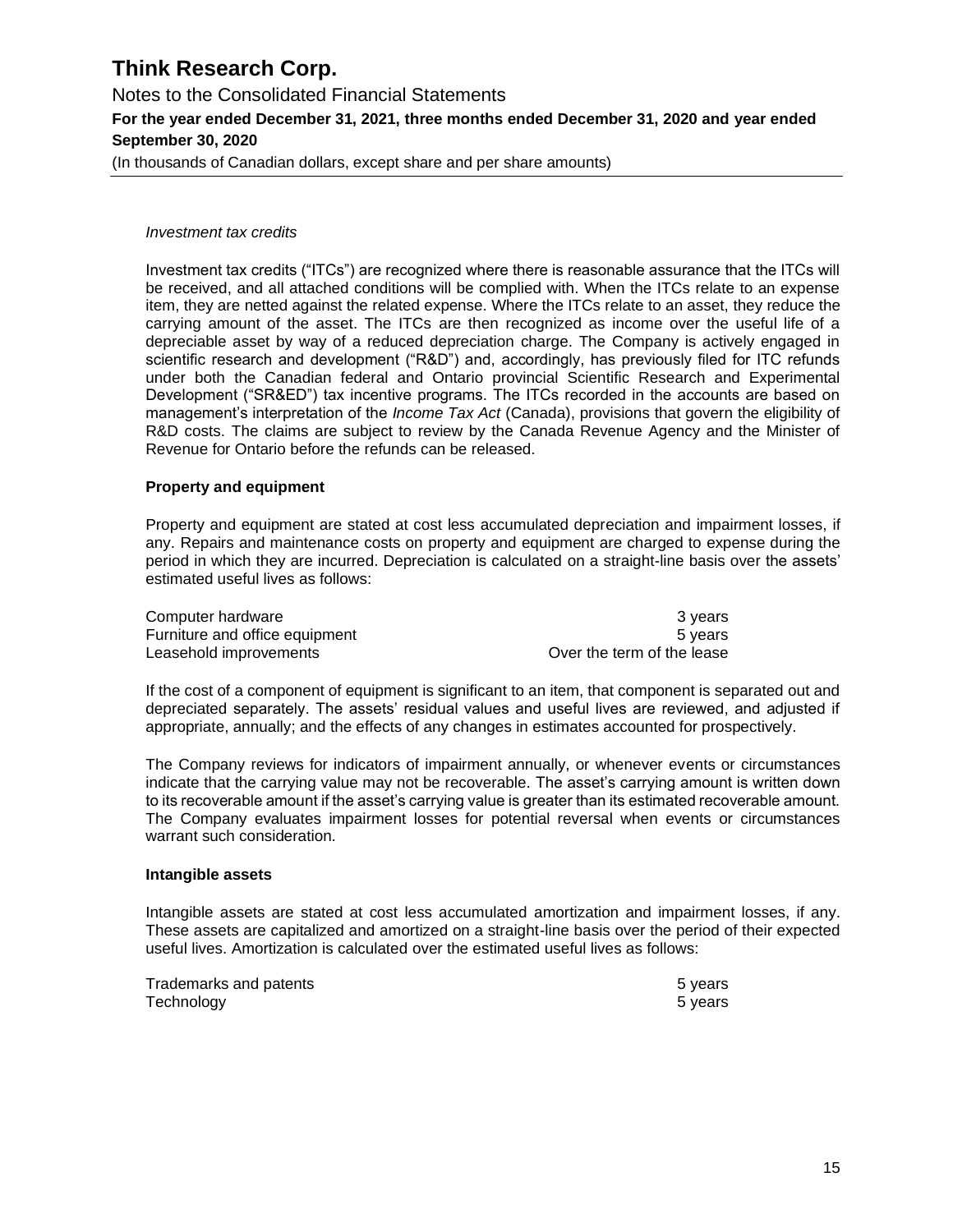*Investment tax credits*

Investment tax credits ("ITCs") are recognized where there is reasonable assurance that the ITCs will be received, and all attached conditions will be complied with. When the ITCs relate to an expense item, they are netted against the related expense. Where the ITCs relate to an asset, they reduce the carrying amount of the asset. The ITCs are then recognized as income over the useful life of a depreciable asset by way of a reduced depreciation charge. The Company is actively engaged in scientific research and development ("R&D") and, accordingly, has previously filed for ITC refunds under both the Canadian federal and Ontario provincial Scientific Research and Experimental Development ("SR&ED") tax incentive programs. The ITCs recorded in the accounts are based on management's interpretation of the *Income Tax Act* (Canada), provisions that govern the eligibility of R&D costs. The claims are subject to review by the Canada Revenue Agency and the Minister of Revenue for Ontario before the refunds can be released.

**Property and equipment**

Property and equipment are stated at cost less accumulated depreciation and impairment losses, if any. Repairs and maintenance costs on property and equipment are charged to expense during the period in which they are incurred. Depreciation is calculated on a straight-line basis over the assets' estimated useful lives as follows:

| | |
|---|---|
| Computer hardware | 3 years |
| Furniture and office equipment | 5 years |
| Leasehold improvements | Over the term of the lease |

If the cost of a component of equipment is significant to an item, that component is separated out and depreciated separately. The assets' residual values and useful lives are reviewed, and adjusted if appropriate, annually; and the effects of any changes in estimates accounted for prospectively.

The Company reviews for indicators of impairment annually, or whenever events or circumstances indicate that the carrying value may not be recoverable. The asset's carrying amount is written down to its recoverable amount if the asset's carrying value is greater than its estimated recoverable amount. The Company evaluates impairment losses for potential reversal when events or circumstances warrant such consideration.

**Intangible assets**

Intangible assets are stated at cost less accumulated amortization and impairment losses, if any. These assets are capitalized and amortized on a straight-line basis over the period of their expected useful lives. Amortization is calculated over the estimated useful lives as follows:

| | |
|---|---|
| Trademarks and patents | 5 years |
| Technology | 5 years |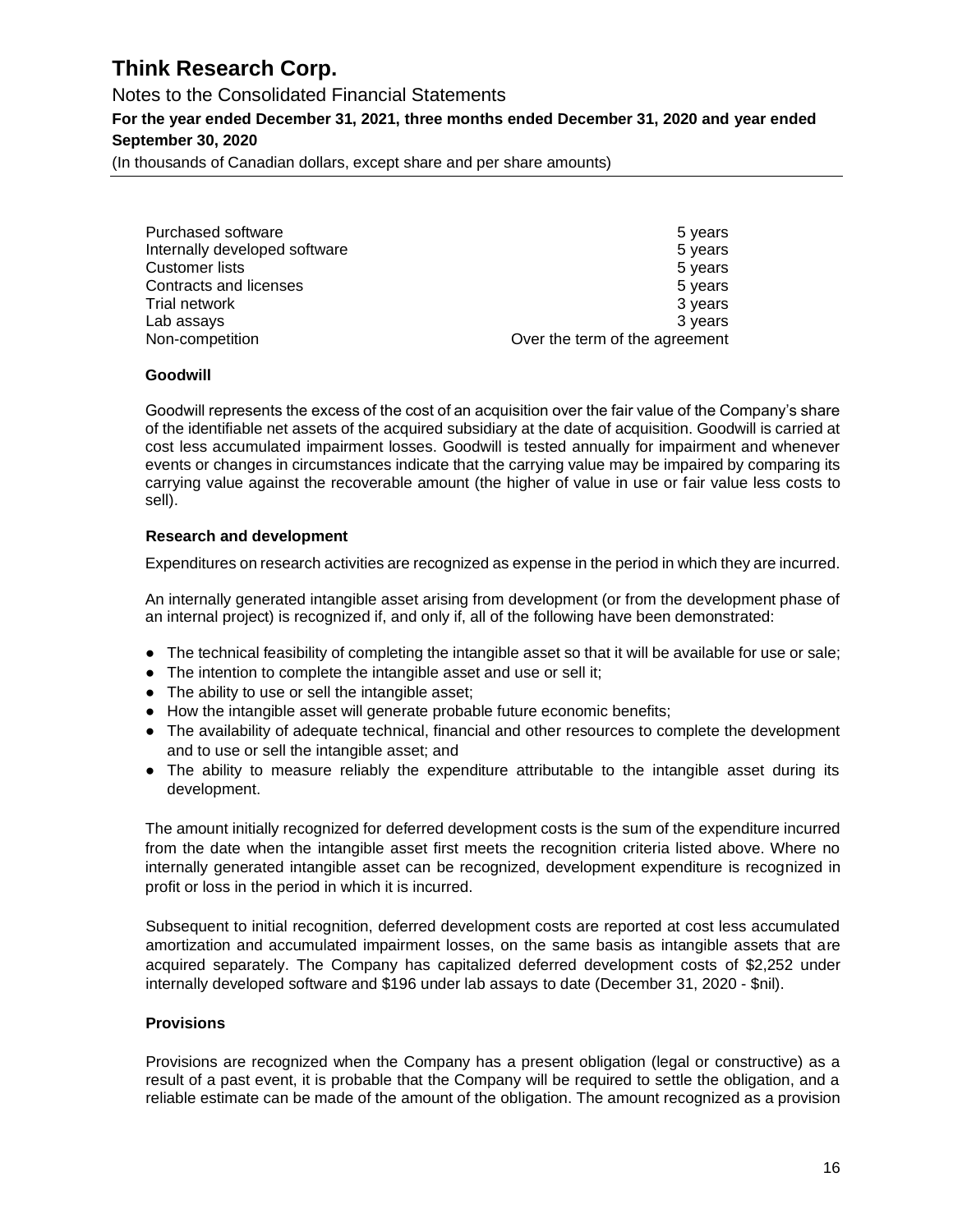| | |
|---|---|
| Purchased software | 5 years |
| Internally developed software | 5 years |
| Customer lists | 5 years |
| Contracts and licenses | 5 years |
| Trial network | 3 years |
| Lab assays | 3 years |
| Non-competition | Over the term of the agreement |

**Goodwill**

Goodwill represents the excess of the cost of an acquisition over the fair value of the Company's share of the identifiable net assets of the acquired subsidiary at the date of acquisition. Goodwill is carried at cost less accumulated impairment losses. Goodwill is tested annually for impairment and whenever events or changes in circumstances indicate that the carrying value may be impaired by comparing its carrying value against the recoverable amount (the higher of value in use or fair value less costs to sell).

**Research and development**

Expenditures on research activities are recognized as expense in the period in which they are incurred.

An internally generated intangible asset arising from development (or from the development phase of an internal project) is recognized if, and only if, all of the following have been demonstrated:

- The technical feasibility of completing the intangible asset so that it will be available for use or sale;
- The intention to complete the intangible asset and use or sell it;
- The ability to use or sell the intangible asset;
- How the intangible asset will generate probable future economic benefits;
- The availability of adequate technical, financial and other resources to complete the development and to use or sell the intangible asset; and
- The ability to measure reliably the expenditure attributable to the intangible asset during its development.

The amount initially recognized for deferred development costs is the sum of the expenditure incurred from the date when the intangible asset first meets the recognition criteria listed above. Where no internally generated intangible asset can be recognized, development expenditure is recognized in profit or loss in the period in which it is incurred.

Subsequent to initial recognition, deferred development costs are reported at cost less accumulated amortization and accumulated impairment losses, on the same basis as intangible assets that are acquired separately. The Company has capitalized deferred development costs of $2,252 under internally developed software and $196 under lab assays to date (December 31, 2020 - $nil).

**Provisions**

Provisions are recognized when the Company has a present obligation (legal or constructive) as a result of a past event, it is probable that the Company will be required to settle the obligation, and a reliable estimate can be made of the amount of the obligation. The amount recognized as a provision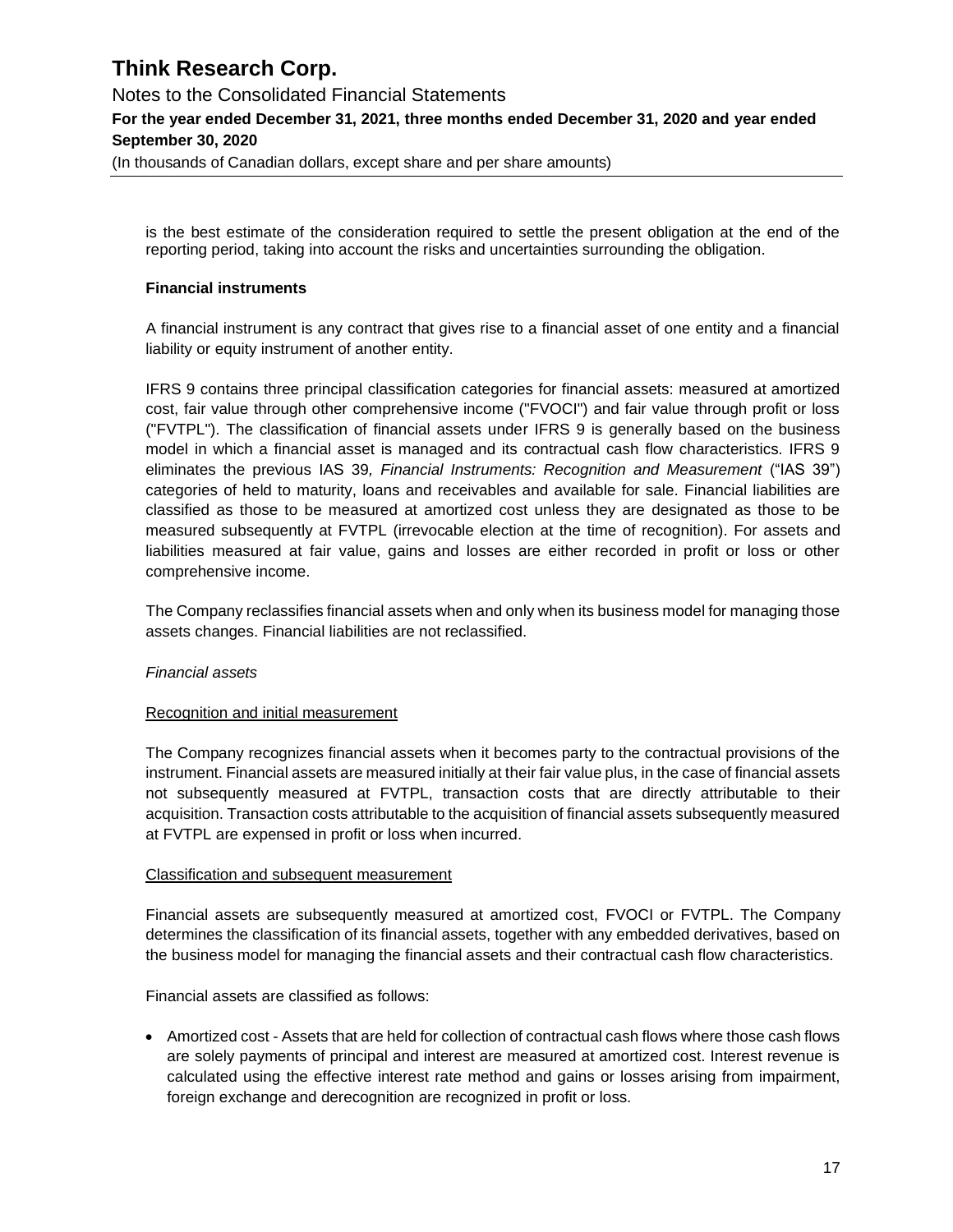is the best estimate of the consideration required to settle the present obligation at the end of the reporting period, taking into account the risks and uncertainties surrounding the obligation.

**Financial instruments**

A financial instrument is any contract that gives rise to a financial asset of one entity and a financial liability or equity instrument of another entity.

IFRS 9 contains three principal classification categories for financial assets: measured at amortized cost, fair value through other comprehensive income ("FVOCI") and fair value through profit or loss ("FVTPL"). The classification of financial assets under IFRS 9 is generally based on the business model in which a financial asset is managed and its contractual cash flow characteristics. IFRS 9 eliminates the previous IAS 39*, Financial Instruments: Recognition and Measurement* ("IAS 39") categories of held to maturity, loans and receivables and available for sale. Financial liabilities are classified as those to be measured at amortized cost unless they are designated as those to be measured subsequently at FVTPL (irrevocable election at the time of recognition). For assets and liabilities measured at fair value, gains and losses are either recorded in profit or loss or other comprehensive income.

The Company reclassifies financial assets when and only when its business model for managing those assets changes. Financial liabilities are not reclassified.

*Financial assets*

Recognition and initial measurement

The Company recognizes financial assets when it becomes party to the contractual provisions of the instrument. Financial assets are measured initially at their fair value plus, in the case of financial assets not subsequently measured at FVTPL, transaction costs that are directly attributable to their acquisition. Transaction costs attributable to the acquisition of financial assets subsequently measured at FVTPL are expensed in profit or loss when incurred.

Classification and subsequent measurement

Financial assets are subsequently measured at amortized cost, FVOCI or FVTPL. The Company determines the classification of its financial assets, together with any embedded derivatives, based on the business model for managing the financial assets and their contractual cash flow characteristics.

Financial assets are classified as follows:

- Amortized cost - Assets that are held for collection of contractual cash flows where those cash flows are solely payments of principal and interest are measured at amortized cost. Interest revenue is calculated using the effective interest rate method and gains or losses arising from impairment, foreign exchange and derecognition are recognized in profit or loss.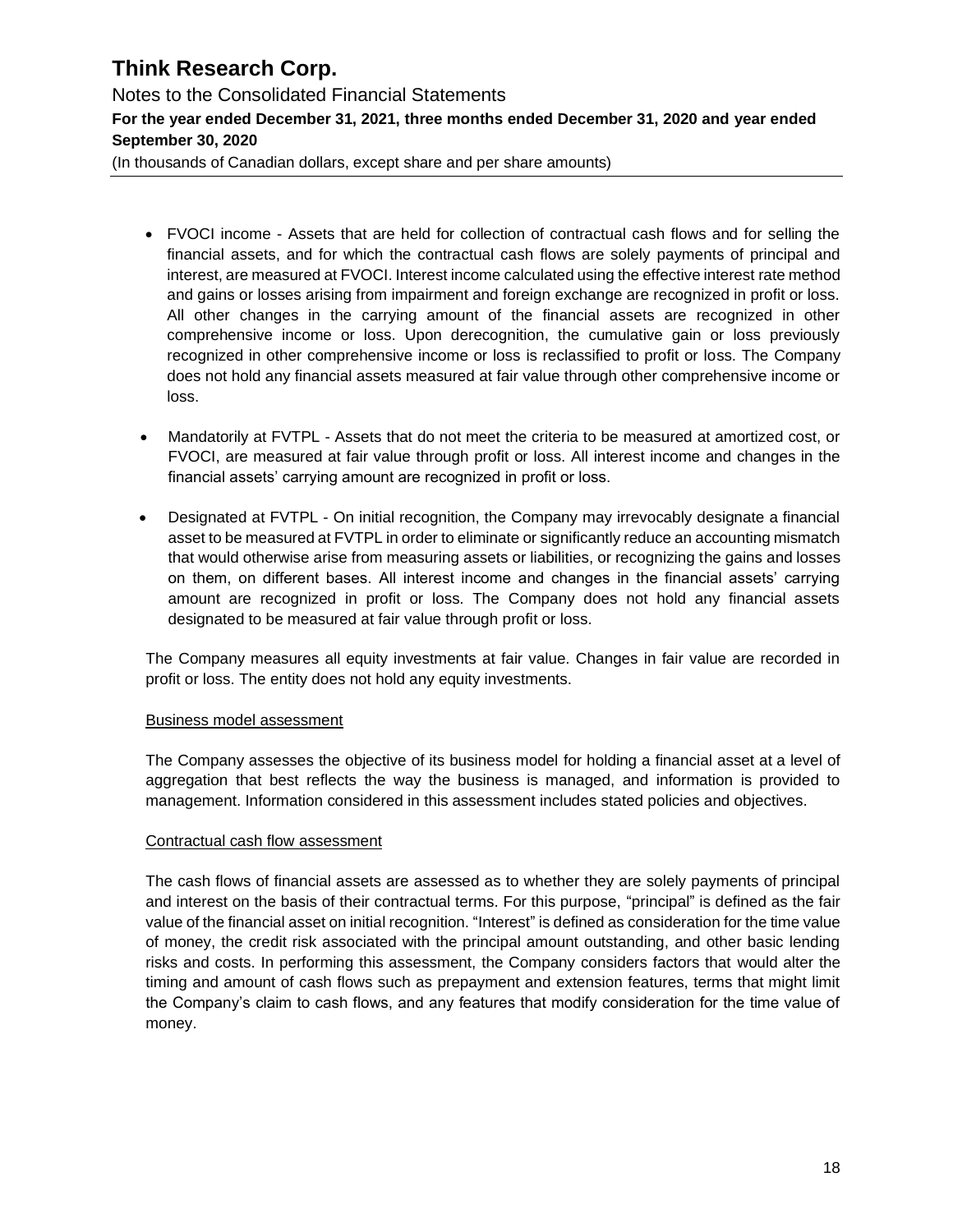- FVOCI income - Assets that are held for collection of contractual cash flows and for selling the financial assets, and for which the contractual cash flows are solely payments of principal and interest, are measured at FVOCI. Interest income calculated using the effective interest rate method and gains or losses arising from impairment and foreign exchange are recognized in profit or loss. All other changes in the carrying amount of the financial assets are recognized in other comprehensive income or loss. Upon derecognition, the cumulative gain or loss previously recognized in other comprehensive income or loss is reclassified to profit or loss. The Company does not hold any financial assets measured at fair value through other comprehensive income or loss.

- Mandatorily at FVTPL - Assets that do not meet the criteria to be measured at amortized cost, or FVOCI, are measured at fair value through profit or loss. All interest income and changes in the financial assets' carrying amount are recognized in profit or loss.

- Designated at FVTPL - On initial recognition, the Company may irrevocably designate a financial asset to be measured at FVTPL in order to eliminate or significantly reduce an accounting mismatch that would otherwise arise from measuring assets or liabilities, or recognizing the gains and losses on them, on different bases. All interest income and changes in the financial assets' carrying amount are recognized in profit or loss. The Company does not hold any financial assets designated to be measured at fair value through profit or loss.

The Company measures all equity investments at fair value. Changes in fair value are recorded in profit or loss. The entity does not hold any equity investments.

Business model assessment

The Company assesses the objective of its business model for holding a financial asset at a level of aggregation that best reflects the way the business is managed, and information is provided to management. Information considered in this assessment includes stated policies and objectives.

Contractual cash flow assessment

The cash flows of financial assets are assessed as to whether they are solely payments of principal and interest on the basis of their contractual terms. For this purpose, "principal" is defined as the fair value of the financial asset on initial recognition. "Interest" is defined as consideration for the time value of money, the credit risk associated with the principal amount outstanding, and other basic lending risks and costs. In performing this assessment, the Company considers factors that would alter the timing and amount of cash flows such as prepayment and extension features, terms that might limit the Company's claim to cash flows, and any features that modify consideration for the time value of money.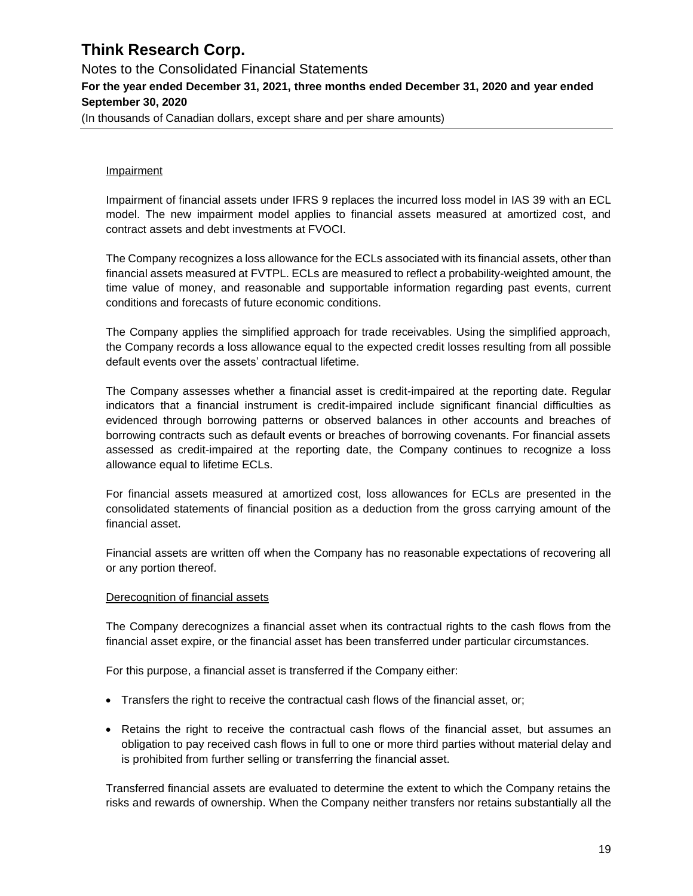Impairment

Impairment of financial assets under IFRS 9 replaces the incurred loss model in IAS 39 with an ECL model. The new impairment model applies to financial assets measured at amortized cost, and contract assets and debt investments at FVOCI.

The Company recognizes a loss allowance for the ECLs associated with its financial assets, other than financial assets measured at FVTPL. ECLs are measured to reflect a probability-weighted amount, the time value of money, and reasonable and supportable information regarding past events, current conditions and forecasts of future economic conditions.

The Company applies the simplified approach for trade receivables. Using the simplified approach, the Company records a loss allowance equal to the expected credit losses resulting from all possible default events over the assets' contractual lifetime.

The Company assesses whether a financial asset is credit-impaired at the reporting date. Regular indicators that a financial instrument is credit-impaired include significant financial difficulties as evidenced through borrowing patterns or observed balances in other accounts and breaches of borrowing contracts such as default events or breaches of borrowing covenants. For financial assets assessed as credit-impaired at the reporting date, the Company continues to recognize a loss allowance equal to lifetime ECLs.

For financial assets measured at amortized cost, loss allowances for ECLs are presented in the consolidated statements of financial position as a deduction from the gross carrying amount of the financial asset.

Financial assets are written off when the Company has no reasonable expectations of recovering all or any portion thereof.

Derecognition of financial assets

The Company derecognizes a financial asset when its contractual rights to the cash flows from the financial asset expire, or the financial asset has been transferred under particular circumstances.

For this purpose, a financial asset is transferred if the Company either:

- Transfers the right to receive the contractual cash flows of the financial asset, or;
- Retains the right to receive the contractual cash flows of the financial asset, but assumes an obligation to pay received cash flows in full to one or more third parties without material delay and is prohibited from further selling or transferring the financial asset.

Transferred financial assets are evaluated to determine the extent to which the Company retains the risks and rewards of ownership. When the Company neither transfers nor retains substantially all the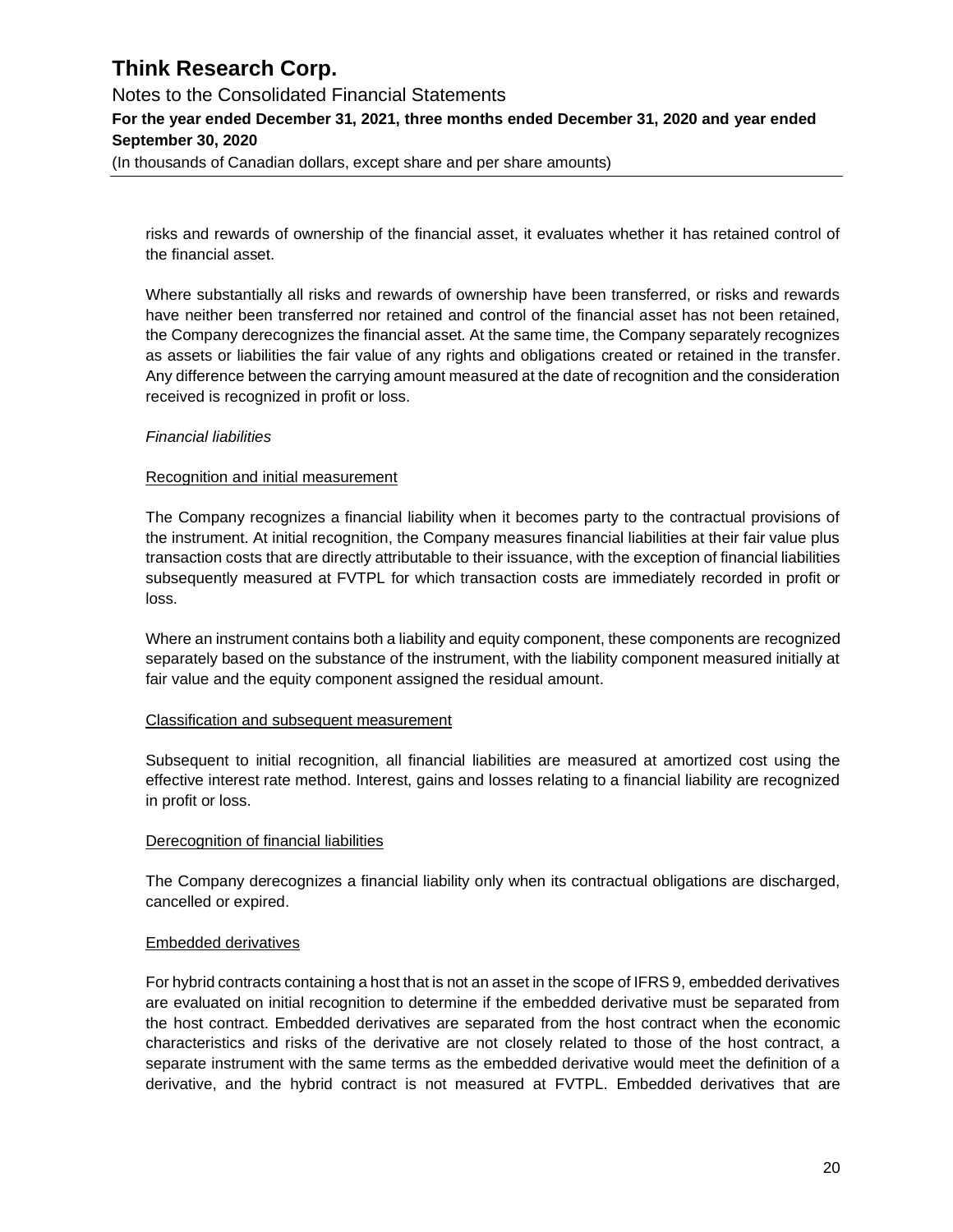risks and rewards of ownership of the financial asset, it evaluates whether it has retained control of the financial asset.

Where substantially all risks and rewards of ownership have been transferred, or risks and rewards have neither been transferred nor retained and control of the financial asset has not been retained, the Company derecognizes the financial asset. At the same time, the Company separately recognizes as assets or liabilities the fair value of any rights and obligations created or retained in the transfer. Any difference between the carrying amount measured at the date of recognition and the consideration received is recognized in profit or loss.

*Financial liabilities*

Recognition and initial measurement

The Company recognizes a financial liability when it becomes party to the contractual provisions of the instrument. At initial recognition, the Company measures financial liabilities at their fair value plus transaction costs that are directly attributable to their issuance, with the exception of financial liabilities subsequently measured at FVTPL for which transaction costs are immediately recorded in profit or loss.

Where an instrument contains both a liability and equity component, these components are recognized separately based on the substance of the instrument, with the liability component measured initially at fair value and the equity component assigned the residual amount.

Classification and subsequent measurement

Subsequent to initial recognition, all financial liabilities are measured at amortized cost using the effective interest rate method. Interest, gains and losses relating to a financial liability are recognized in profit or loss.

Derecognition of financial liabilities

The Company derecognizes a financial liability only when its contractual obligations are discharged, cancelled or expired.

Embedded derivatives

For hybrid contracts containing a host that is not an asset in the scope of IFRS 9, embedded derivatives are evaluated on initial recognition to determine if the embedded derivative must be separated from the host contract. Embedded derivatives are separated from the host contract when the economic characteristics and risks of the derivative are not closely related to those of the host contract, a separate instrument with the same terms as the embedded derivative would meet the definition of a derivative, and the hybrid contract is not measured at FVTPL. Embedded derivatives that are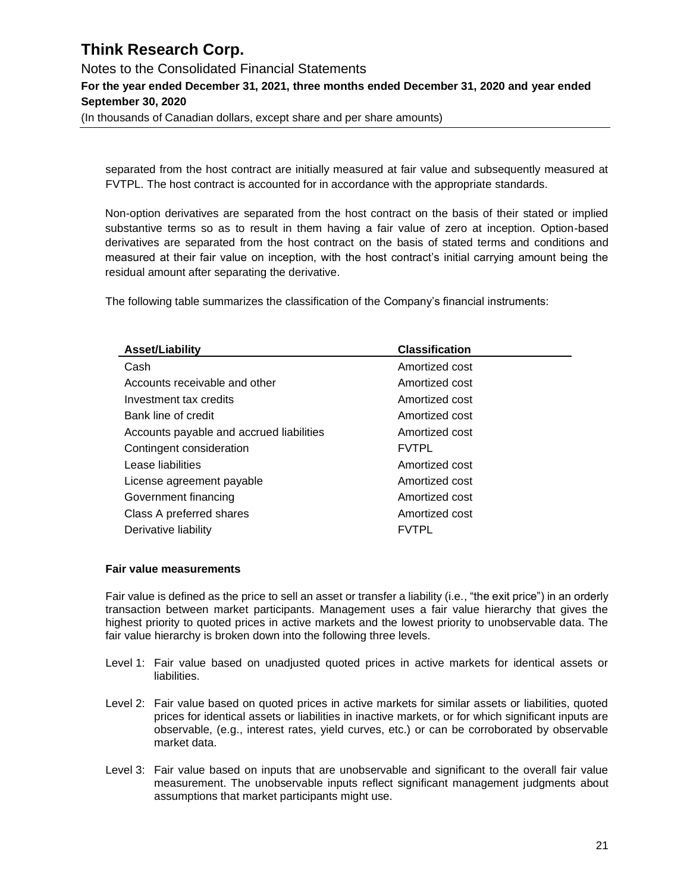separated from the host contract are initially measured at fair value and subsequently measured at FVTPL. The host contract is accounted for in accordance with the appropriate standards.

Non-option derivatives are separated from the host contract on the basis of their stated or implied substantive terms so as to result in them having a fair value of zero at inception. Option-based derivatives are separated from the host contract on the basis of stated terms and conditions and measured at their fair value on inception, with the host contract's initial carrying amount being the residual amount after separating the derivative.

The following table summarizes the classification of the Company's financial instruments:

| Asset/Liability | Classification |
| --- | --- |
| Cash | Amortized cost |
| Accounts receivable and other | Amortized cost |
| Investment tax credits | Amortized cost |
| Bank line of credit | Amortized cost |
| Accounts payable and accrued liabilities | Amortized cost |
| Contingent consideration | FVTPL |
| Lease liabilities | Amortized cost |
| License agreement payable | Amortized cost |
| Government financing | Amortized cost |
| Class A preferred shares | Amortized cost |
| Derivative liability | FVTPL |

**Fair value measurements**

Fair value is defined as the price to sell an asset or transfer a liability (i.e., "the exit price") in an orderly transaction between market participants. Management uses a fair value hierarchy that gives the highest priority to quoted prices in active markets and the lowest priority to unobservable data. The fair value hierarchy is broken down into the following three levels.

Level 1: Fair value based on unadjusted quoted prices in active markets for identical assets or liabilities.

Level 2: Fair value based on quoted prices in active markets for similar assets or liabilities, quoted prices for identical assets or liabilities in inactive markets, or for which significant inputs are observable, (e.g., interest rates, yield curves, etc.) or can be corroborated by observable market data.

Level 3: Fair value based on inputs that are unobservable and significant to the overall fair value measurement. The unobservable inputs reflect significant management judgments about assumptions that market participants might use.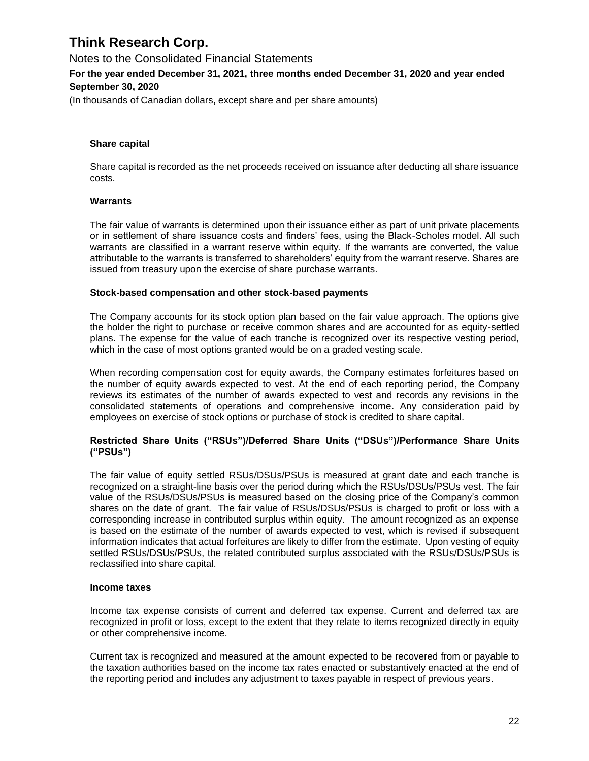### Share capital

Share capital is recorded as the net proceeds received on issuance after deducting all share issuance costs.

### Warrants

The fair value of warrants is determined upon their issuance either as part of unit private placements or in settlement of share issuance costs and finders' fees, using the Black-Scholes model. All such warrants are classified in a warrant reserve within equity. If the warrants are converted, the value attributable to the warrants is transferred to shareholders' equity from the warrant reserve. Shares are issued from treasury upon the exercise of share purchase warrants.

### Stock-based compensation and other stock-based payments

The Company accounts for its stock option plan based on the fair value approach. The options give the holder the right to purchase or receive common shares and are accounted for as equity-settled plans. The expense for the value of each tranche is recognized over its respective vesting period, which in the case of most options granted would be on a graded vesting scale.

When recording compensation cost for equity awards, the Company estimates forfeitures based on the number of equity awards expected to vest. At the end of each reporting period, the Company reviews its estimates of the number of awards expected to vest and records any revisions in the consolidated statements of operations and comprehensive income. Any consideration paid by employees on exercise of stock options or purchase of stock is credited to share capital.

### Restricted Share Units ("RSUs")/Deferred Share Units ("DSUs")/Performance Share Units ("PSUs")

The fair value of equity settled RSUs/DSUs/PSUs is measured at grant date and each tranche is recognized on a straight-line basis over the period during which the RSUs/DSUs/PSUs vest. The fair value of the RSUs/DSUs/PSUs is measured based on the closing price of the Company's common shares on the date of grant. The fair value of RSUs/DSUs/PSUs is charged to profit or loss with a corresponding increase in contributed surplus within equity. The amount recognized as an expense is based on the estimate of the number of awards expected to vest, which is revised if subsequent information indicates that actual forfeitures are likely to differ from the estimate. Upon vesting of equity settled RSUs/DSUs/PSUs, the related contributed surplus associated with the RSUs/DSUs/PSUs is reclassified into share capital.

### Income taxes

Income tax expense consists of current and deferred tax expense. Current and deferred tax are recognized in profit or loss, except to the extent that they relate to items recognized directly in equity or other comprehensive income.

Current tax is recognized and measured at the amount expected to be recovered from or payable to the taxation authorities based on the income tax rates enacted or substantively enacted at the end of the reporting period and includes any adjustment to taxes payable in respect of previous years.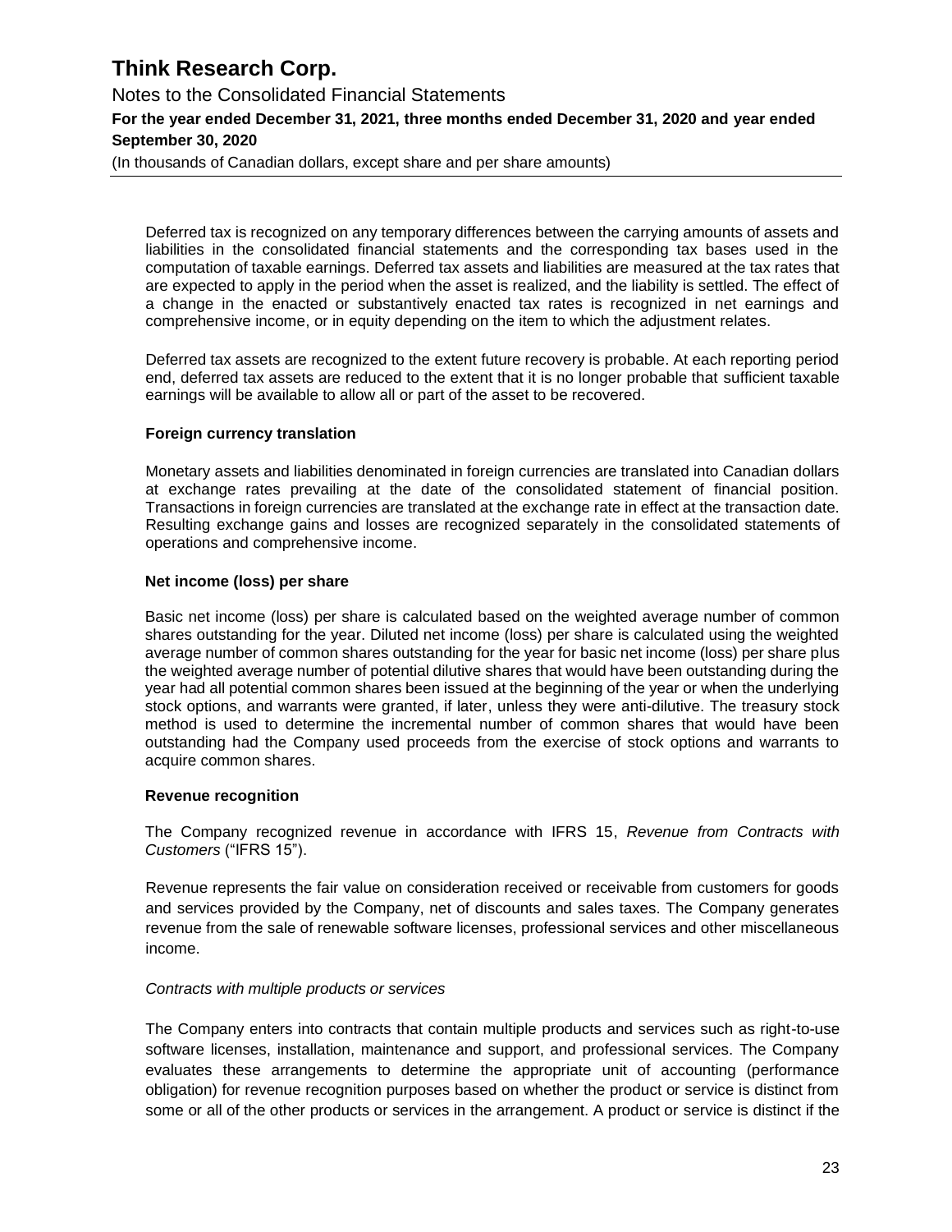Deferred tax is recognized on any temporary differences between the carrying amounts of assets and liabilities in the consolidated financial statements and the corresponding tax bases used in the computation of taxable earnings. Deferred tax assets and liabilities are measured at the tax rates that are expected to apply in the period when the asset is realized, and the liability is settled. The effect of a change in the enacted or substantively enacted tax rates is recognized in net earnings and comprehensive income, or in equity depending on the item to which the adjustment relates.

Deferred tax assets are recognized to the extent future recovery is probable. At each reporting period end, deferred tax assets are reduced to the extent that it is no longer probable that sufficient taxable earnings will be available to allow all or part of the asset to be recovered.

**Foreign currency translation**

Monetary assets and liabilities denominated in foreign currencies are translated into Canadian dollars at exchange rates prevailing at the date of the consolidated statement of financial position. Transactions in foreign currencies are translated at the exchange rate in effect at the transaction date. Resulting exchange gains and losses are recognized separately in the consolidated statements of operations and comprehensive income.

**Net income (loss) per share**

Basic net income (loss) per share is calculated based on the weighted average number of common shares outstanding for the year. Diluted net income (loss) per share is calculated using the weighted average number of common shares outstanding for the year for basic net income (loss) per share plus the weighted average number of potential dilutive shares that would have been outstanding during the year had all potential common shares been issued at the beginning of the year or when the underlying stock options, and warrants were granted, if later, unless they were anti-dilutive. The treasury stock method is used to determine the incremental number of common shares that would have been outstanding had the Company used proceeds from the exercise of stock options and warrants to acquire common shares.

**Revenue recognition**

The Company recognized revenue in accordance with IFRS 15, *Revenue from Contracts with Customers* ("IFRS 15").

Revenue represents the fair value on consideration received or receivable from customers for goods and services provided by the Company, net of discounts and sales taxes. The Company generates revenue from the sale of renewable software licenses, professional services and other miscellaneous income.

*Contracts with multiple products or services*

The Company enters into contracts that contain multiple products and services such as right-to-use software licenses, installation, maintenance and support, and professional services. The Company evaluates these arrangements to determine the appropriate unit of accounting (performance obligation) for revenue recognition purposes based on whether the product or service is distinct from some or all of the other products or services in the arrangement. A product or service is distinct if the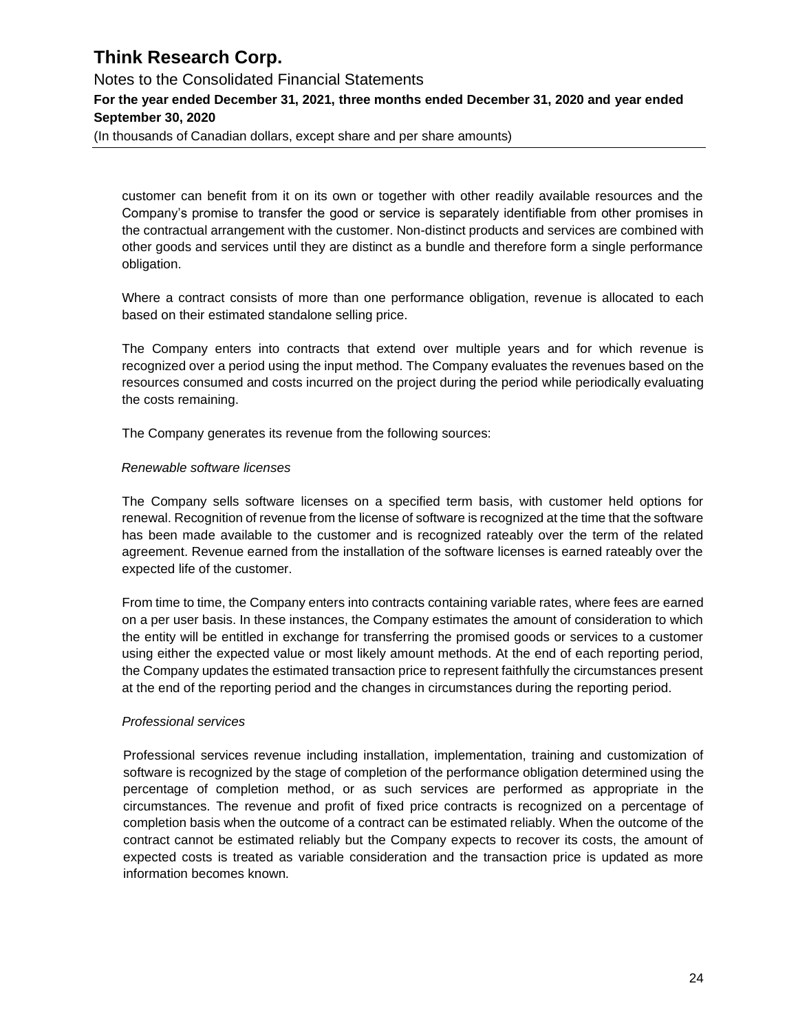customer can benefit from it on its own or together with other readily available resources and the Company's promise to transfer the good or service is separately identifiable from other promises in the contractual arrangement with the customer. Non-distinct products and services are combined with other goods and services until they are distinct as a bundle and therefore form a single performance obligation.

Where a contract consists of more than one performance obligation, revenue is allocated to each based on their estimated standalone selling price.

The Company enters into contracts that extend over multiple years and for which revenue is recognized over a period using the input method. The Company evaluates the revenues based on the resources consumed and costs incurred on the project during the period while periodically evaluating the costs remaining.

The Company generates its revenue from the following sources:

*Renewable software licenses*

The Company sells software licenses on a specified term basis, with customer held options for renewal. Recognition of revenue from the license of software is recognized at the time that the software has been made available to the customer and is recognized rateably over the term of the related agreement. Revenue earned from the installation of the software licenses is earned rateably over the expected life of the customer.

From time to time, the Company enters into contracts containing variable rates, where fees are earned on a per user basis. In these instances, the Company estimates the amount of consideration to which the entity will be entitled in exchange for transferring the promised goods or services to a customer using either the expected value or most likely amount methods. At the end of each reporting period, the Company updates the estimated transaction price to represent faithfully the circumstances present at the end of the reporting period and the changes in circumstances during the reporting period.

*Professional services*

Professional services revenue including installation, implementation, training and customization of software is recognized by the stage of completion of the performance obligation determined using the percentage of completion method, or as such services are performed as appropriate in the circumstances. The revenue and profit of fixed price contracts is recognized on a percentage of completion basis when the outcome of a contract can be estimated reliably. When the outcome of the contract cannot be estimated reliably but the Company expects to recover its costs, the amount of expected costs is treated as variable consideration and the transaction price is updated as more information becomes known.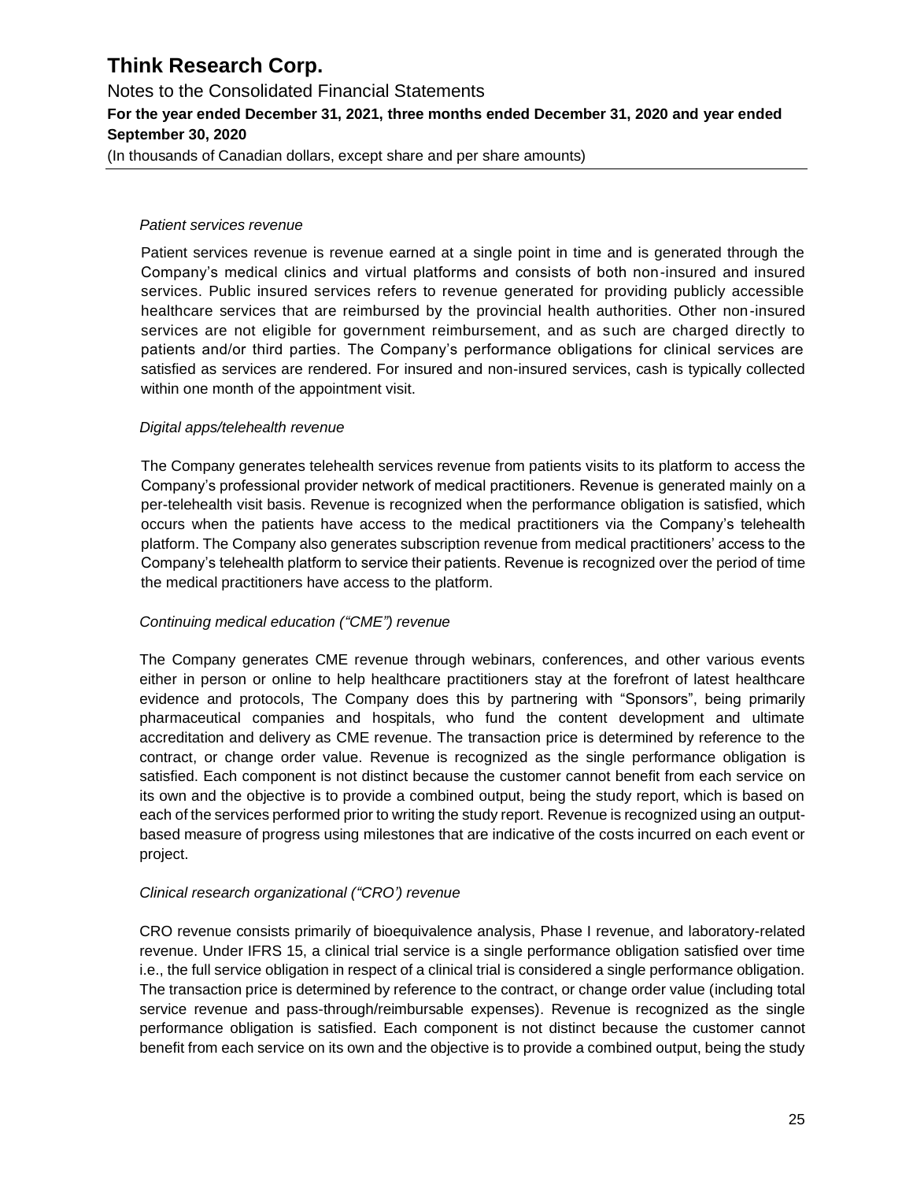*Patient services revenue*

Patient services revenue is revenue earned at a single point in time and is generated through the Company's medical clinics and virtual platforms and consists of both non-insured and insured services. Public insured services refers to revenue generated for providing publicly accessible healthcare services that are reimbursed by the provincial health authorities. Other non-insured services are not eligible for government reimbursement, and as such are charged directly to patients and/or third parties. The Company's performance obligations for clinical services are satisfied as services are rendered. For insured and non-insured services, cash is typically collected within one month of the appointment visit.

*Digital apps/telehealth revenue*

The Company generates telehealth services revenue from patients visits to its platform to access the Company's professional provider network of medical practitioners. Revenue is generated mainly on a per-telehealth visit basis. Revenue is recognized when the performance obligation is satisfied, which occurs when the patients have access to the medical practitioners via the Company's telehealth platform. The Company also generates subscription revenue from medical practitioners' access to the Company's telehealth platform to service their patients. Revenue is recognized over the period of time the medical practitioners have access to the platform.

*Continuing medical education ("CME") revenue*

The Company generates CME revenue through webinars, conferences, and other various events either in person or online to help healthcare practitioners stay at the forefront of latest healthcare evidence and protocols, The Company does this by partnering with "Sponsors", being primarily pharmaceutical companies and hospitals, who fund the content development and ultimate accreditation and delivery as CME revenue. The transaction price is determined by reference to the contract, or change order value. Revenue is recognized as the single performance obligation is satisfied. Each component is not distinct because the customer cannot benefit from each service on its own and the objective is to provide a combined output, being the study report, which is based on each of the services performed prior to writing the study report. Revenue is recognized using an output-based measure of progress using milestones that are indicative of the costs incurred on each event or project.

*Clinical research organizational ("CRO') revenue*

CRO revenue consists primarily of bioequivalence analysis, Phase I revenue, and laboratory-related revenue. Under IFRS 15, a clinical trial service is a single performance obligation satisfied over time i.e., the full service obligation in respect of a clinical trial is considered a single performance obligation. The transaction price is determined by reference to the contract, or change order value (including total service revenue and pass-through/reimbursable expenses). Revenue is recognized as the single performance obligation is satisfied. Each component is not distinct because the customer cannot benefit from each service on its own and the objective is to provide a combined output, being the study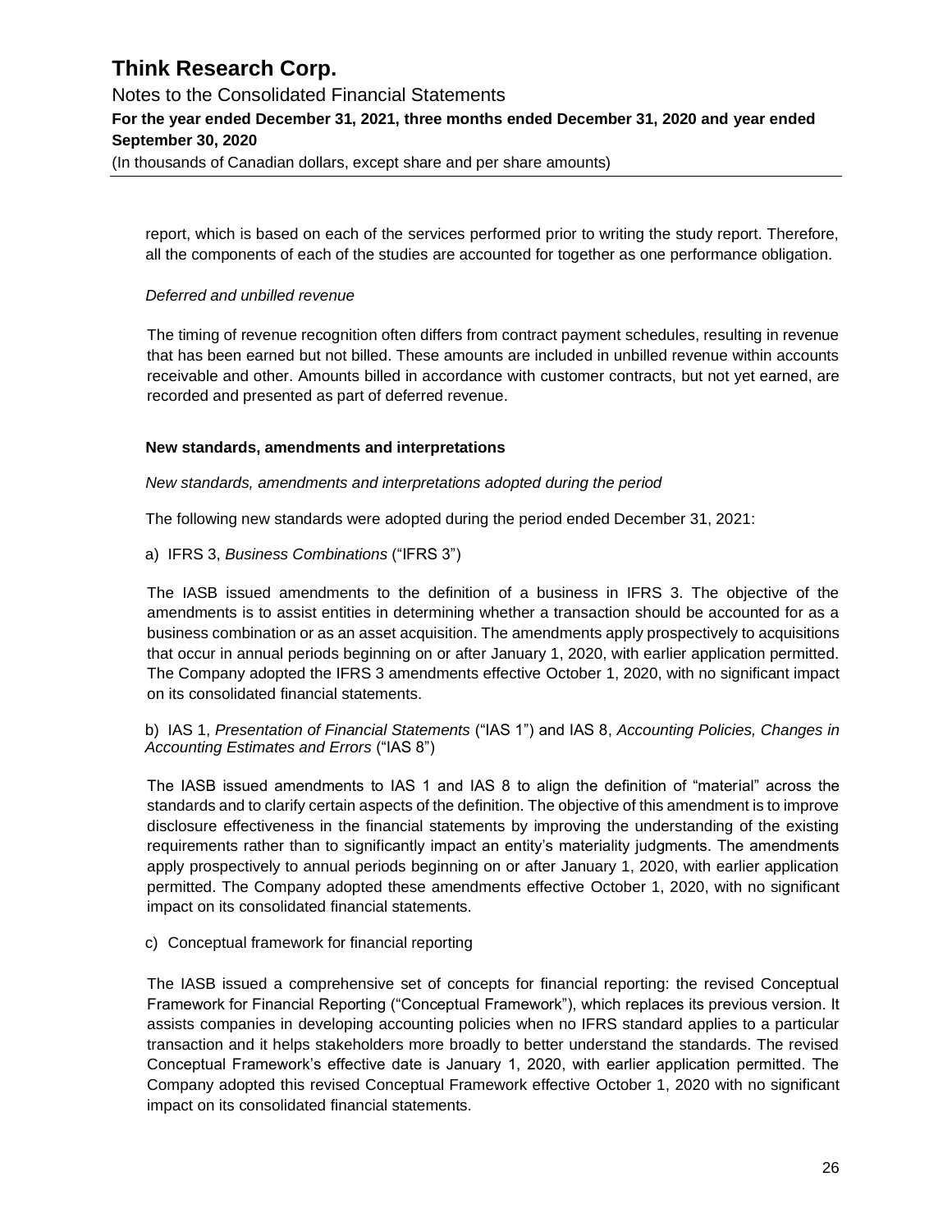report, which is based on each of the services performed prior to writing the study report. Therefore, all the components of each of the studies are accounted for together as one performance obligation.

*Deferred and unbilled revenue*

The timing of revenue recognition often differs from contract payment schedules, resulting in revenue that has been earned but not billed. These amounts are included in unbilled revenue within accounts receivable and other. Amounts billed in accordance with customer contracts, but not yet earned, are recorded and presented as part of deferred revenue.

**New standards, amendments and interpretations**

*New standards, amendments and interpretations adopted during the period*

The following new standards were adopted during the period ended December 31, 2021:

a) IFRS 3, *Business Combinations* ("IFRS 3")

The IASB issued amendments to the definition of a business in IFRS 3. The objective of the amendments is to assist entities in determining whether a transaction should be accounted for as a business combination or as an asset acquisition. The amendments apply prospectively to acquisitions that occur in annual periods beginning on or after January 1, 2020, with earlier application permitted. The Company adopted the IFRS 3 amendments effective October 1, 2020, with no significant impact on its consolidated financial statements.

b) IAS 1, *Presentation of Financial Statements* ("IAS 1") and IAS 8, *Accounting Policies, Changes in Accounting Estimates and Errors* ("IAS 8")

The IASB issued amendments to IAS 1 and IAS 8 to align the definition of "material" across the standards and to clarify certain aspects of the definition. The objective of this amendment is to improve disclosure effectiveness in the financial statements by improving the understanding of the existing requirements rather than to significantly impact an entity's materiality judgments. The amendments apply prospectively to annual periods beginning on or after January 1, 2020, with earlier application permitted. The Company adopted these amendments effective October 1, 2020, with no significant impact on its consolidated financial statements.

c) Conceptual framework for financial reporting

The IASB issued a comprehensive set of concepts for financial reporting: the revised Conceptual Framework for Financial Reporting ("Conceptual Framework"), which replaces its previous version. It assists companies in developing accounting policies when no IFRS standard applies to a particular transaction and it helps stakeholders more broadly to better understand the standards. The revised Conceptual Framework's effective date is January 1, 2020, with earlier application permitted. The Company adopted this revised Conceptual Framework effective October 1, 2020 with no significant impact on its consolidated financial statements.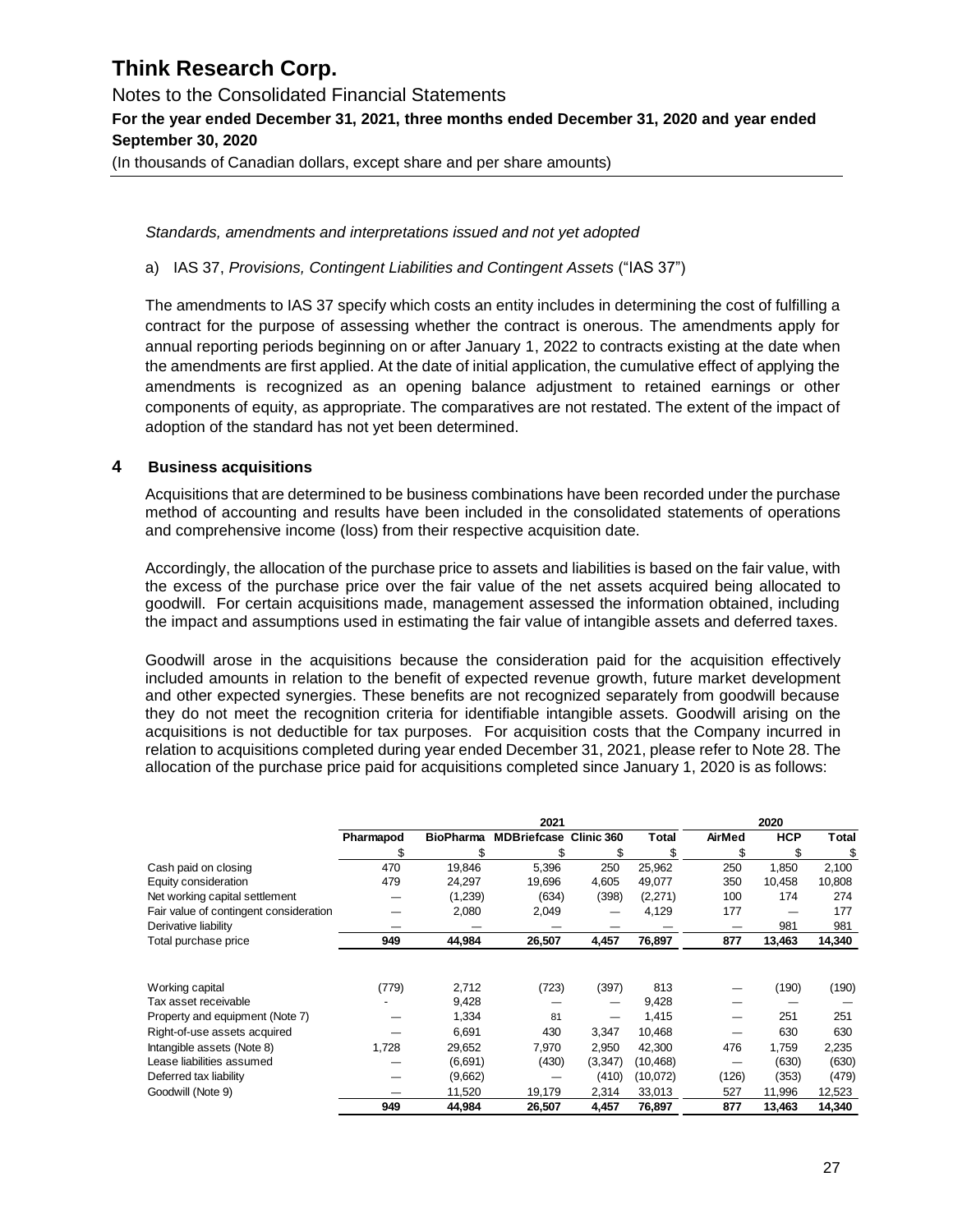*Standards, amendments and interpretations issued and not yet adopted*

a) IAS 37, *Provisions, Contingent Liabilities and Contingent Assets* ("IAS 37")

The amendments to IAS 37 specify which costs an entity includes in determining the cost of fulfilling a contract for the purpose of assessing whether the contract is onerous. The amendments apply for annual reporting periods beginning on or after January 1, 2022 to contracts existing at the date when the amendments are first applied. At the date of initial application, the cumulative effect of applying the amendments is recognized as an opening balance adjustment to retained earnings or other components of equity, as appropriate. The comparatives are not restated. The extent of the impact of adoption of the standard has not yet been determined.

## 4 Business acquisitions

Acquisitions that are determined to be business combinations have been recorded under the purchase method of accounting and results have been included in the consolidated statements of operations and comprehensive income (loss) from their respective acquisition date.

Accordingly, the allocation of the purchase price to assets and liabilities is based on the fair value, with the excess of the purchase price over the fair value of the net assets acquired being allocated to goodwill. For certain acquisitions made, management assessed the information obtained, including the impact and assumptions used in estimating the fair value of intangible assets and deferred taxes.

Goodwill arose in the acquisitions because the consideration paid for the acquisition effectively included amounts in relation to the benefit of expected revenue growth, future market development and other expected synergies. These benefits are not recognized separately from goodwill because they do not meet the recognition criteria for identifiable intangible assets. Goodwill arising on the acquisitions is not deductible for tax purposes. For acquisition costs that the Company incurred in relation to acquisitions completed during year ended December 31, 2021, please refer to Note 28. The allocation of the purchase price paid for acquisitions completed since January 1, 2020 is as follows:

| | 2021 | | | | | 2020 | | |
|---|---|---|---|---|---|---|---|---|
| | **Pharmapod** | **BioPharma** | **MDBriefcase** | **Clinic 360** | **Total** | **AirMed** | **HCP** | **Total** |
| | $ | $ | $ | $ | $ | $ | $ | $ |
| Cash paid on closing | 470 | 19,846 | 5,396 | 250 | 25,962 | 250 | 1,850 | 2,100 |
| Equity consideration | 479 | 24,297 | 19,696 | 4,605 | 49,077 | 350 | 10,458 | 10,808 |
| Net working capital settlement | — | (1,239) | (634) | (398) | (2,271) | 100 | 174 | 274 |
| Fair value of contingent consideration | — | 2,080 | 2,049 | — | 4,129 | 177 | — | 177 |
| Derivative liability | — | — | — | — | — | — | 981 | 981 |
| Total purchase price | **949** | **44,984** | **26,507** | **4,457** | **76,897** | **877** | **13,463** | **14,340** |
| | | | | | | | | |
| Working capital | (779) | 2,712 | (723) | (397) | 813 | — | (190) | (190) |
| Tax asset receivable | - | 9,428 | — | — | 9,428 | — | — | — |
| Property and equipment (Note 7) | — | 1,334 | 81 | — | 1,415 | — | 251 | 251 |
| Right-of-use assets acquired | — | 6,691 | 430 | 3,347 | 10,468 | — | 630 | 630 |
| Intangible assets (Note 8) | 1,728 | 29,652 | 7,970 | 2,950 | 42,300 | 476 | 1,759 | 2,235 |
| Lease liabilities assumed | — | (6,691) | (430) | (3,347) | (10,468) | — | (630) | (630) |
| Deferred tax liability | — | (9,662) | — | (410) | (10,072) | (126) | (353) | (479) |
| Goodwill (Note 9) | — | 11,520 | 19,179 | 2,314 | 33,013 | 527 | 11,996 | 12,523 |
| | **949** | **44,984** | **26,507** | **4,457** | **76,897** | **877** | **13,463** | **14,340** |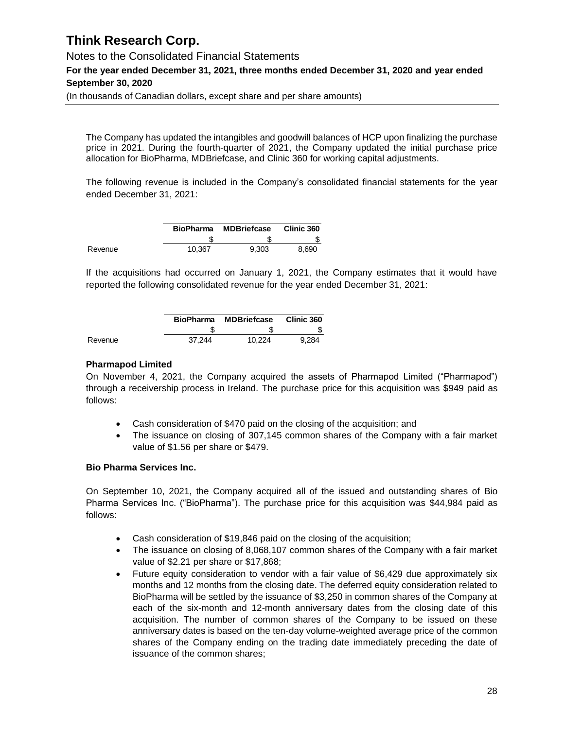The Company has updated the intangibles and goodwill balances of HCP upon finalizing the purchase price in 2021. During the fourth-quarter of 2021, the Company updated the initial purchase price allocation for BioPharma, MDBriefcase, and Clinic 360 for working capital adjustments.

The following revenue is included in the Company's consolidated financial statements for the year ended December 31, 2021:

| | BioPharma | MDBriefcase | Clinic 360 |
|---|---|---|---|
| | $ | $ | $ |
| Revenue | 10,367 | 9,303 | 8,690 |

If the acquisitions had occurred on January 1, 2021, the Company estimates that it would have reported the following consolidated revenue for the year ended December 31, 2021:

| | BioPharma | MDBriefcase | Clinic 360 |
|---|---|---|---|
| | $ | $ | $ |
| Revenue | 37,244 | 10,224 | 9,284 |

**Pharmapod Limited**

On November 4, 2021, the Company acquired the assets of Pharmapod Limited ("Pharmapod") through a receivership process in Ireland. The purchase price for this acquisition was $949 paid as follows:

- Cash consideration of $470 paid on the closing of the acquisition; and
- The issuance on closing of 307,145 common shares of the Company with a fair market value of $1.56 per share or $479.

**Bio Pharma Services Inc.**

On September 10, 2021, the Company acquired all of the issued and outstanding shares of Bio Pharma Services Inc. ("BioPharma"). The purchase price for this acquisition was $44,984 paid as follows:

- Cash consideration of $19,846 paid on the closing of the acquisition;
- The issuance on closing of 8,068,107 common shares of the Company with a fair market value of $2.21 per share or $17,868;
- Future equity consideration to vendor with a fair value of $6,429 due approximately six months and 12 months from the closing date. The deferred equity consideration related to BioPharma will be settled by the issuance of $3,250 in common shares of the Company at each of the six-month and 12-month anniversary dates from the closing date of this acquisition. The number of common shares of the Company to be issued on these anniversary dates is based on the ten-day volume-weighted average price of the common shares of the Company ending on the trading date immediately preceding the date of issuance of the common shares;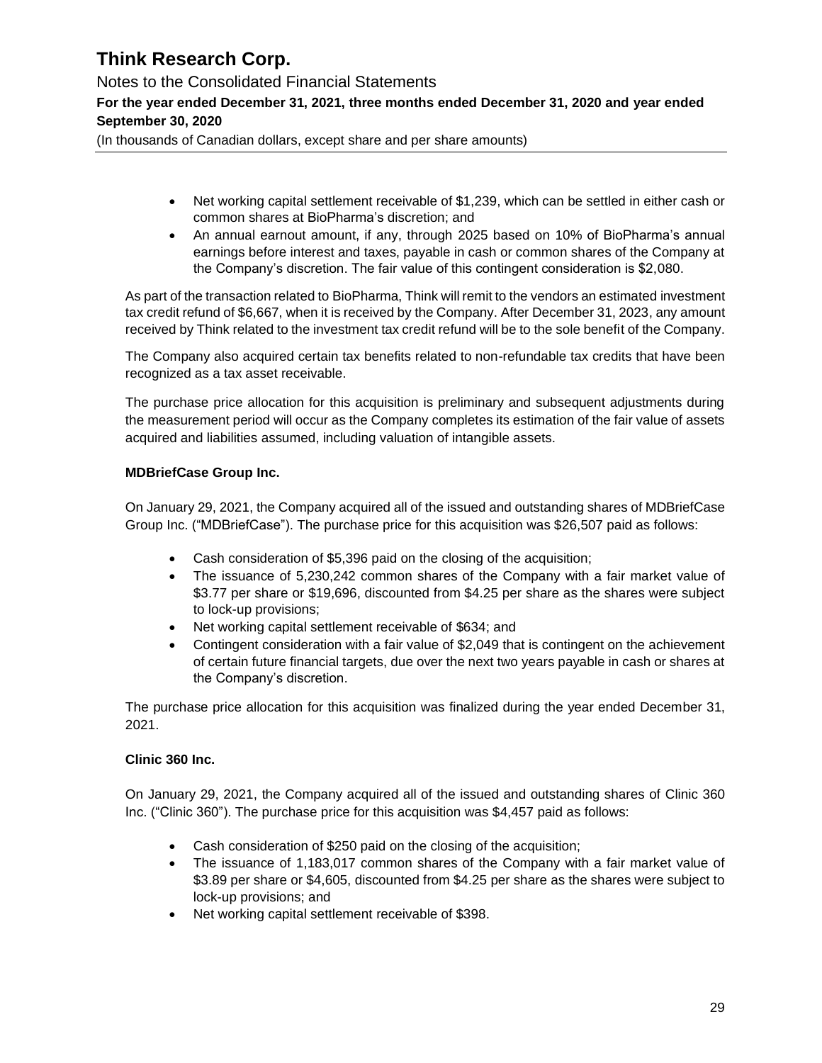- Net working capital settlement receivable of $1,239, which can be settled in either cash or common shares at BioPharma's discretion; and
- An annual earnout amount, if any, through 2025 based on 10% of BioPharma's annual earnings before interest and taxes, payable in cash or common shares of the Company at the Company's discretion. The fair value of this contingent consideration is $2,080.

As part of the transaction related to BioPharma, Think will remit to the vendors an estimated investment tax credit refund of $6,667, when it is received by the Company. After December 31, 2023, any amount received by Think related to the investment tax credit refund will be to the sole benefit of the Company.

The Company also acquired certain tax benefits related to non-refundable tax credits that have been recognized as a tax asset receivable.

The purchase price allocation for this acquisition is preliminary and subsequent adjustments during the measurement period will occur as the Company completes its estimation of the fair value of assets acquired and liabilities assumed, including valuation of intangible assets.

**MDBriefCase Group Inc.**

On January 29, 2021, the Company acquired all of the issued and outstanding shares of MDBriefCase Group Inc. ("MDBriefCase"). The purchase price for this acquisition was $26,507 paid as follows:

- Cash consideration of $5,396 paid on the closing of the acquisition;
- The issuance of 5,230,242 common shares of the Company with a fair market value of $3.77 per share or $19,696, discounted from $4.25 per share as the shares were subject to lock-up provisions;
- Net working capital settlement receivable of $634; and
- Contingent consideration with a fair value of $2,049 that is contingent on the achievement of certain future financial targets, due over the next two years payable in cash or shares at the Company's discretion.

The purchase price allocation for this acquisition was finalized during the year ended December 31, 2021.

**Clinic 360 Inc.**

On January 29, 2021, the Company acquired all of the issued and outstanding shares of Clinic 360 Inc. ("Clinic 360"). The purchase price for this acquisition was $4,457 paid as follows:

- Cash consideration of $250 paid on the closing of the acquisition;
- The issuance of 1,183,017 common shares of the Company with a fair market value of $3.89 per share or $4,605, discounted from $4.25 per share as the shares were subject to lock-up provisions; and
- Net working capital settlement receivable of $398.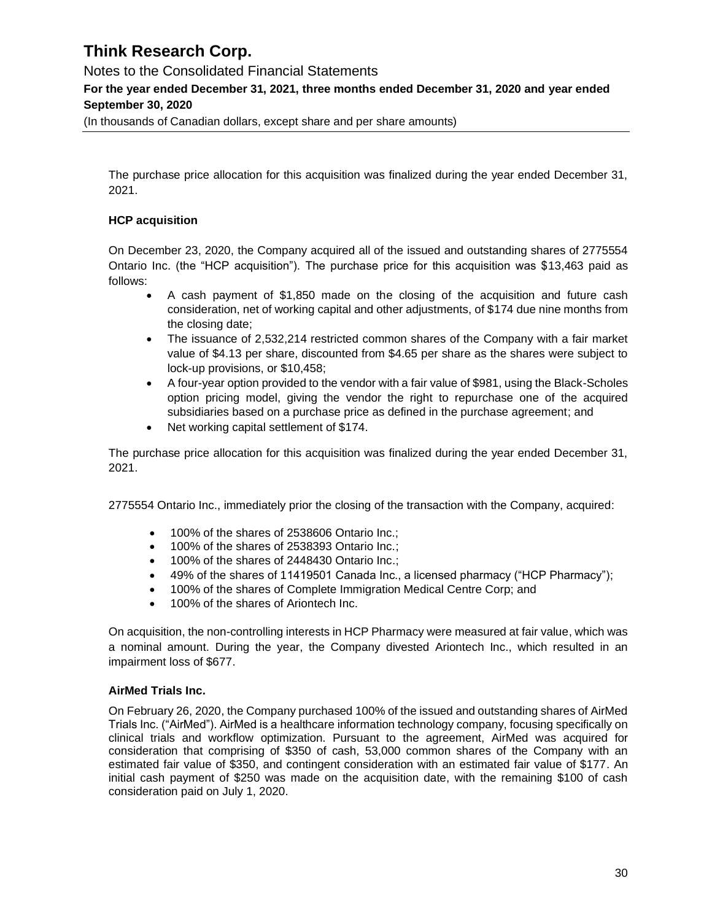The purchase price allocation for this acquisition was finalized during the year ended December 31, 2021.

**HCP acquisition**

On December 23, 2020, the Company acquired all of the issued and outstanding shares of 2775554 Ontario Inc. (the "HCP acquisition"). The purchase price for this acquisition was $13,463 paid as follows:

- A cash payment of $1,850 made on the closing of the acquisition and future cash consideration, net of working capital and other adjustments, of $174 due nine months from the closing date;
- The issuance of 2,532,214 restricted common shares of the Company with a fair market value of $4.13 per share, discounted from $4.65 per share as the shares were subject to lock-up provisions, or $10,458;
- A four-year option provided to the vendor with a fair value of $981, using the Black-Scholes option pricing model, giving the vendor the right to repurchase one of the acquired subsidiaries based on a purchase price as defined in the purchase agreement; and
- Net working capital settlement of $174.

The purchase price allocation for this acquisition was finalized during the year ended December 31, 2021.

2775554 Ontario Inc., immediately prior the closing of the transaction with the Company, acquired:

- 100% of the shares of 2538606 Ontario Inc.;
- 100% of the shares of 2538393 Ontario Inc.;
- 100% of the shares of 2448430 Ontario Inc.;
- 49% of the shares of 11419501 Canada Inc., a licensed pharmacy ("HCP Pharmacy");
- 100% of the shares of Complete Immigration Medical Centre Corp; and
- 100% of the shares of Ariontech Inc.

On acquisition, the non-controlling interests in HCP Pharmacy were measured at fair value, which was a nominal amount. During the year, the Company divested Ariontech Inc., which resulted in an impairment loss of $677.

**AirMed Trials Inc.**

On February 26, 2020, the Company purchased 100% of the issued and outstanding shares of AirMed Trials Inc. ("AirMed"). AirMed is a healthcare information technology company, focusing specifically on clinical trials and workflow optimization. Pursuant to the agreement, AirMed was acquired for consideration that comprising of $350 of cash, 53,000 common shares of the Company with an estimated fair value of $350, and contingent consideration with an estimated fair value of $177. An initial cash payment of $250 was made on the acquisition date, with the remaining $100 of cash consideration paid on July 1, 2020.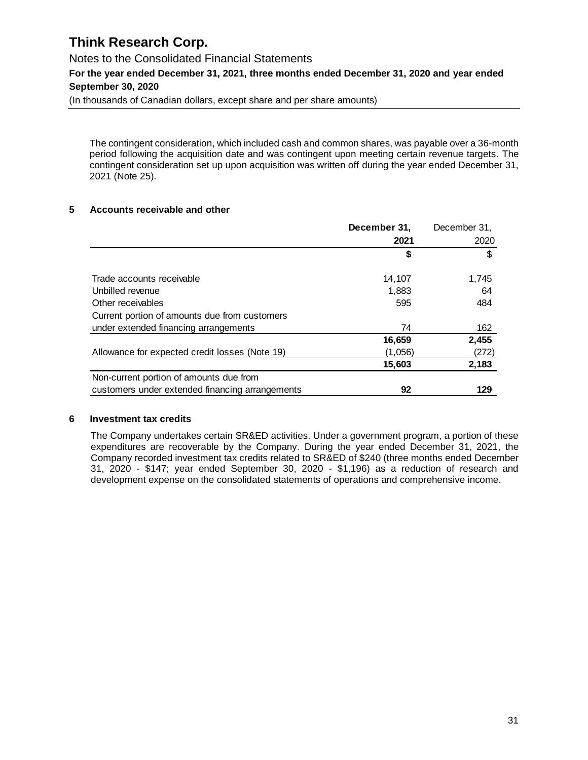The contingent consideration, which included cash and common shares, was payable over a 36-month period following the acquisition date and was contingent upon meeting certain revenue targets. The contingent consideration set up upon acquisition was written off during the year ended December 31, 2021 (Note 25).

## 5 Accounts receivable and other

| | **December 31, 2021** | December 31, 2020 |
|---|---|---|
| | **$** | $ |
| Trade accounts receivable | 14,107 | 1,745 |
| Unbilled revenue | 1,883 | 64 |
| Other receivables | 595 | 484 |
| Current portion of amounts due from customers under extended financing arrangements | 74 | 162 |
| | **16,659** | **2,455** |
| Allowance for expected credit losses (Note 19) | (1,056) | (272) |
| | **15,603** | **2,183** |
| Non-current portion of amounts due from customers under extended financing arrangements | **92** | **129** |

## 6 Investment tax credits

The Company undertakes certain SR&ED activities. Under a government program, a portion of these expenditures are recoverable by the Company. During the year ended December 31, 2021, the Company recorded investment tax credits related to SR&ED of $240 (three months ended December 31, 2020 - $147; year ended September 30, 2020 - $1,196) as a reduction of research and development expense on the consolidated statements of operations and comprehensive income.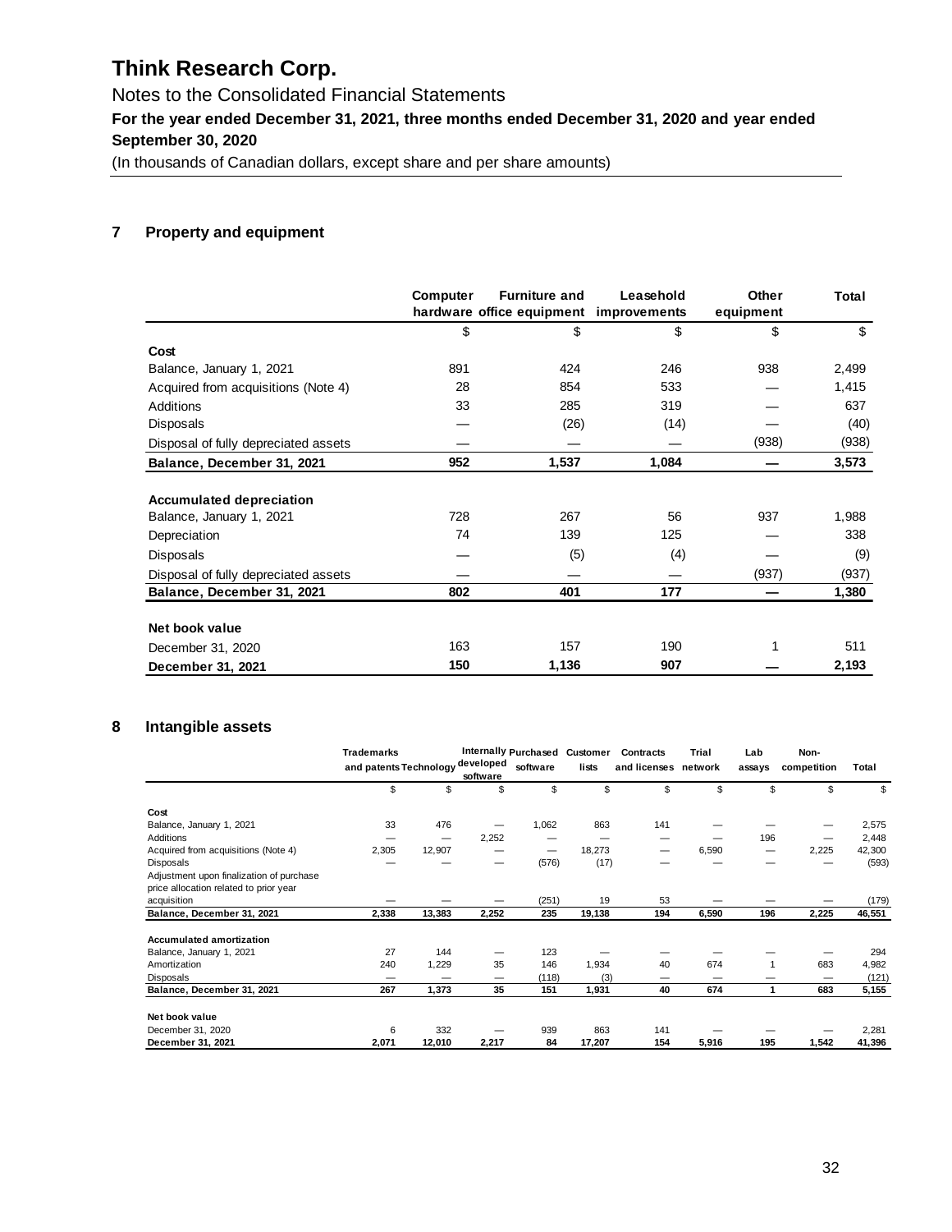# Think Research Corp.

Notes to the Consolidated Financial Statements

**For the year ended December 31, 2021, three months ended December 31, 2020 and year ended September 30, 2020**

(In thousands of Canadian dollars, except share and per share amounts)

## 7 Property and equipment

| | Computer hardware | Furniture and office equipment | Leasehold improvements | Other equipment | Total |
|---|---|---|---|---|---|
| | $ | $ | $ | $ | $ |
| **Cost** | | | | | |
| Balance, January 1, 2021 | 891 | 424 | 246 | 938 | 2,499 |
| Acquired from acquisitions (Note 4) | 28 | 854 | 533 | — | 1,415 |
| Additions | 33 | 285 | 319 | — | 637 |
| Disposals | — | (26) | (14) | — | (40) |
| Disposal of fully depreciated assets | — | — | — | (938) | (938) |
| **Balance, December 31, 2021** | **952** | **1,537** | **1,084** | **—** | **3,573** |
| | | | | | |
| **Accumulated depreciation** | | | | | |
| Balance, January 1, 2021 | 728 | 267 | 56 | 937 | 1,988 |
| Depreciation | 74 | 139 | 125 | — | 338 |
| Disposals | — | (5) | (4) | — | (9) |
| Disposal of fully depreciated assets | — | — | — | (937) | (937) |
| **Balance, December 31, 2021** | **802** | **401** | **177** | **—** | **1,380** |
| | | | | | |
| **Net book value** | | | | | |
| December 31, 2020 | 163 | 157 | 190 | 1 | 511 |
| **December 31, 2021** | **150** | **1,136** | **907** | **—** | **2,193** |

## 8 Intangible assets

| | Trademarks and patents | Technology | Internally developed software | Purchased software | Customer lists | Contracts and licenses | Trial network | Lab assays | Non-competition | Total |
|---|---|---|---|---|---|---|---|---|---|---|
| | $ | $ | $ | $ | $ | $ | $ | $ | $ | $ |
| **Cost** | | | | | | | | | | |
| Balance, January 1, 2021 | 33 | 476 | — | 1,062 | 863 | 141 | — | — | — | 2,575 |
| Additions | — | — | 2,252 | — | — | — | — | 196 | — | 2,448 |
| Acquired from acquisitions (Note 4) | 2,305 | 12,907 | — | — | 18,273 | — | 6,590 | — | 2,225 | 42,300 |
| Disposals | — | — | — | (576) | (17) | — | — | — | — | (593) |
| Adjustment upon finalization of purchase price allocation related to prior year acquisition | — | — | — | (251) | 19 | 53 | — | — | — | (179) |
| **Balance, December 31, 2021** | **2,338** | **13,383** | **2,252** | **235** | **19,138** | **194** | **6,590** | **196** | **2,225** | **46,551** |
| | | | | | | | | | | |
| **Accumulated amortization** | | | | | | | | | | |
| Balance, January 1, 2021 | 27 | 144 | — | 123 | — | — | — | — | — | 294 |
| Amortization | 240 | 1,229 | 35 | 146 | 1,934 | 40 | 674 | 1 | 683 | 4,982 |
| Disposals | — | — | — | (118) | (3) | — | — | — | — | (121) |
| **Balance, December 31, 2021** | **267** | **1,373** | **35** | **151** | **1,931** | **40** | **674** | **1** | **683** | **5,155** |
| | | | | | | | | | | |
| **Net book value** | | | | | | | | | | |
| December 31, 2020 | 6 | 332 | — | 939 | 863 | 141 | — | — | — | 2,281 |
| **December 31, 2021** | **2,071** | **12,010** | **2,217** | **84** | **17,207** | **154** | **5,916** | **195** | **1,542** | **41,396** |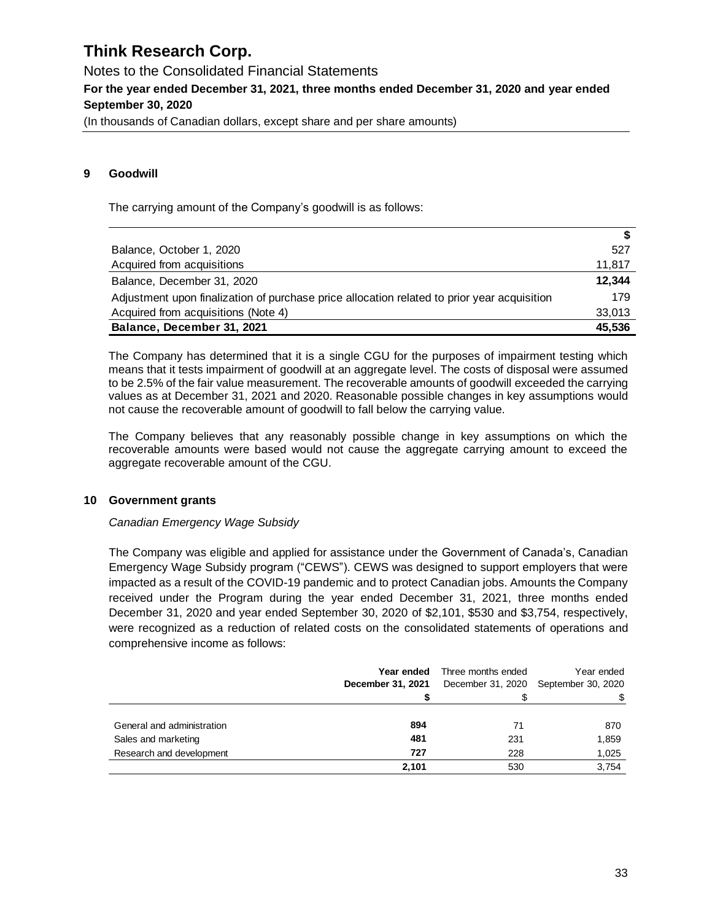## 9 Goodwill

The carrying amount of the Company's goodwill is as follows:

| | $ |
|---|---|
| Balance, October 1, 2020 | 527 |
| Acquired from acquisitions | 11,817 |
| Balance, December 31, 2020 | **12,344** |
| Adjustment upon finalization of purchase price allocation related to prior year acquisition | 179 |
| Acquired from acquisitions (Note 4) | 33,013 |
| **Balance, December 31, 2021** | **45,536** |

The Company has determined that it is a single CGU for the purposes of impairment testing which means that it tests impairment of goodwill at an aggregate level. The costs of disposal were assumed to be 2.5% of the fair value measurement. The recoverable amounts of goodwill exceeded the carrying values as at December 31, 2021 and 2020. Reasonable possible changes in key assumptions would not cause the recoverable amount of goodwill to fall below the carrying value.

The Company believes that any reasonably possible change in key assumptions on which the recoverable amounts were based would not cause the aggregate carrying amount to exceed the aggregate recoverable amount of the CGU.

## 10 Government grants

*Canadian Emergency Wage Subsidy*

The Company was eligible and applied for assistance under the Government of Canada's, Canadian Emergency Wage Subsidy program ("CEWS"). CEWS was designed to support employers that were impacted as a result of the COVID-19 pandemic and to protect Canadian jobs. Amounts the Company received under the Program during the year ended December 31, 2021, three months ended December 31, 2020 and year ended September 30, 2020 of $2,101, $530 and $3,754, respectively, were recognized as a reduction of related costs on the consolidated statements of operations and comprehensive income as follows:

| | **Year ended December 31, 2021** | Three months ended December 31, 2020 | Year ended September 30, 2020 |
|---|---|---|---|
| | **$** | $ | $ |
| General and administration | **894** | 71 | 870 |
| Sales and marketing | **481** | 231 | 1,859 |
| Research and development | **727** | 228 | 1,025 |
| | **2,101** | 530 | 3,754 |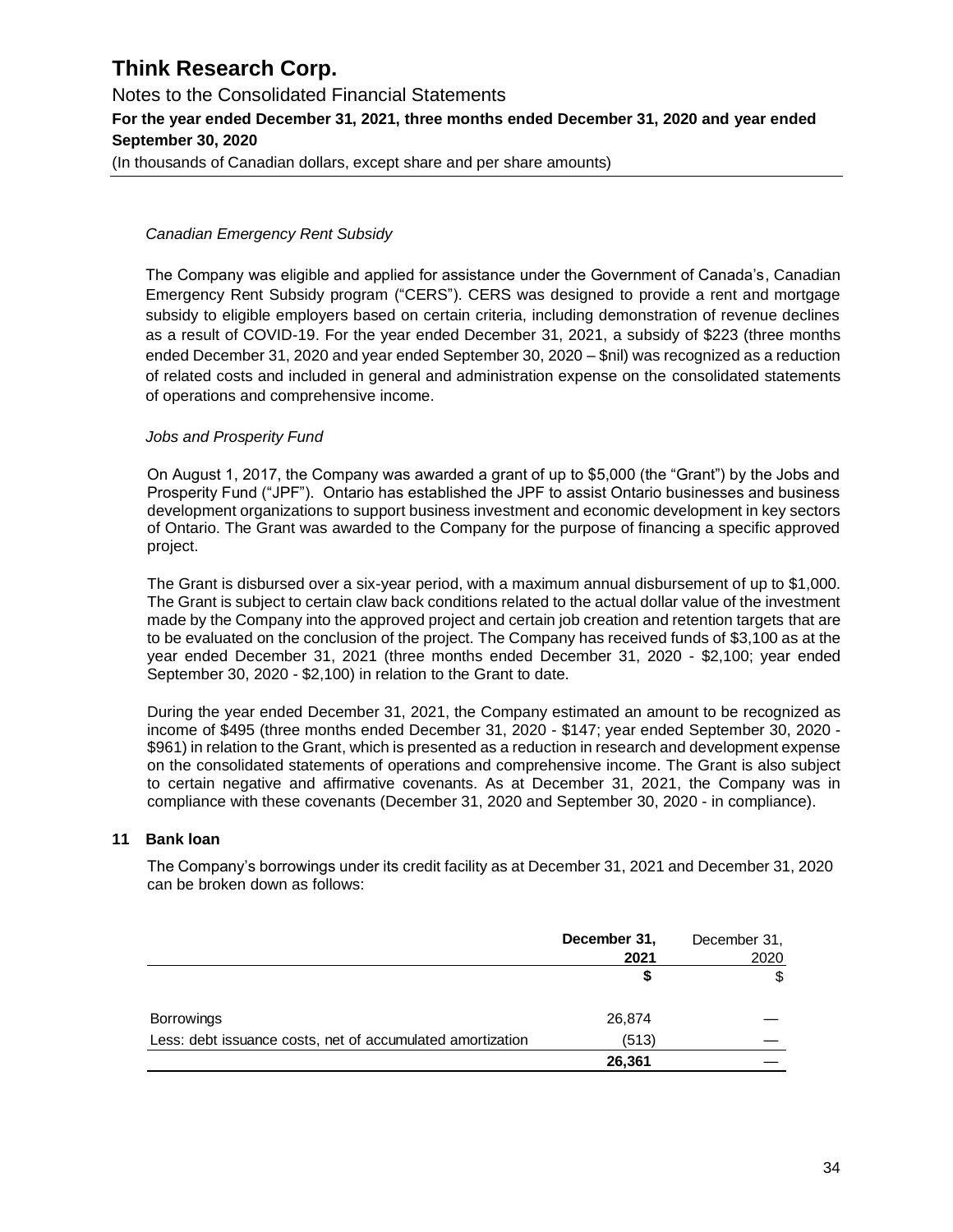*Canadian Emergency Rent Subsidy*

The Company was eligible and applied for assistance under the Government of Canada's, Canadian Emergency Rent Subsidy program ("CERS"). CERS was designed to provide a rent and mortgage subsidy to eligible employers based on certain criteria, including demonstration of revenue declines as a result of COVID-19. For the year ended December 31, 2021, a subsidy of $223 (three months ended December 31, 2020 and year ended September 30, 2020 – $nil) was recognized as a reduction of related costs and included in general and administration expense on the consolidated statements of operations and comprehensive income.

*Jobs and Prosperity Fund*

On August 1, 2017, the Company was awarded a grant of up to $5,000 (the "Grant") by the Jobs and Prosperity Fund ("JPF"). Ontario has established the JPF to assist Ontario businesses and business development organizations to support business investment and economic development in key sectors of Ontario. The Grant was awarded to the Company for the purpose of financing a specific approved project.

The Grant is disbursed over a six-year period, with a maximum annual disbursement of up to $1,000. The Grant is subject to certain claw back conditions related to the actual dollar value of the investment made by the Company into the approved project and certain job creation and retention targets that are to be evaluated on the conclusion of the project. The Company has received funds of $3,100 as at the year ended December 31, 2021 (three months ended December 31, 2020 - $2,100; year ended September 30, 2020 - $2,100) in relation to the Grant to date.

During the year ended December 31, 2021, the Company estimated an amount to be recognized as income of $495 (three months ended December 31, 2020 - $147; year ended September 30, 2020 - $961) in relation to the Grant, which is presented as a reduction in research and development expense on the consolidated statements of operations and comprehensive income. The Grant is also subject to certain negative and affirmative covenants. As at December 31, 2021, the Company was in compliance with these covenants (December 31, 2020 and September 30, 2020 - in compliance).

## 11 Bank loan

The Company's borrowings under its credit facility as at December 31, 2021 and December 31, 2020 can be broken down as follows:

| | **December 31, 2021** | December 31, 2020 |
|---|---|---|
| | **$** | $ |
| Borrowings | 26,874 | — |
| Less: debt issuance costs, net of accumulated amortization | (513) | — |
| | **26,361** | — |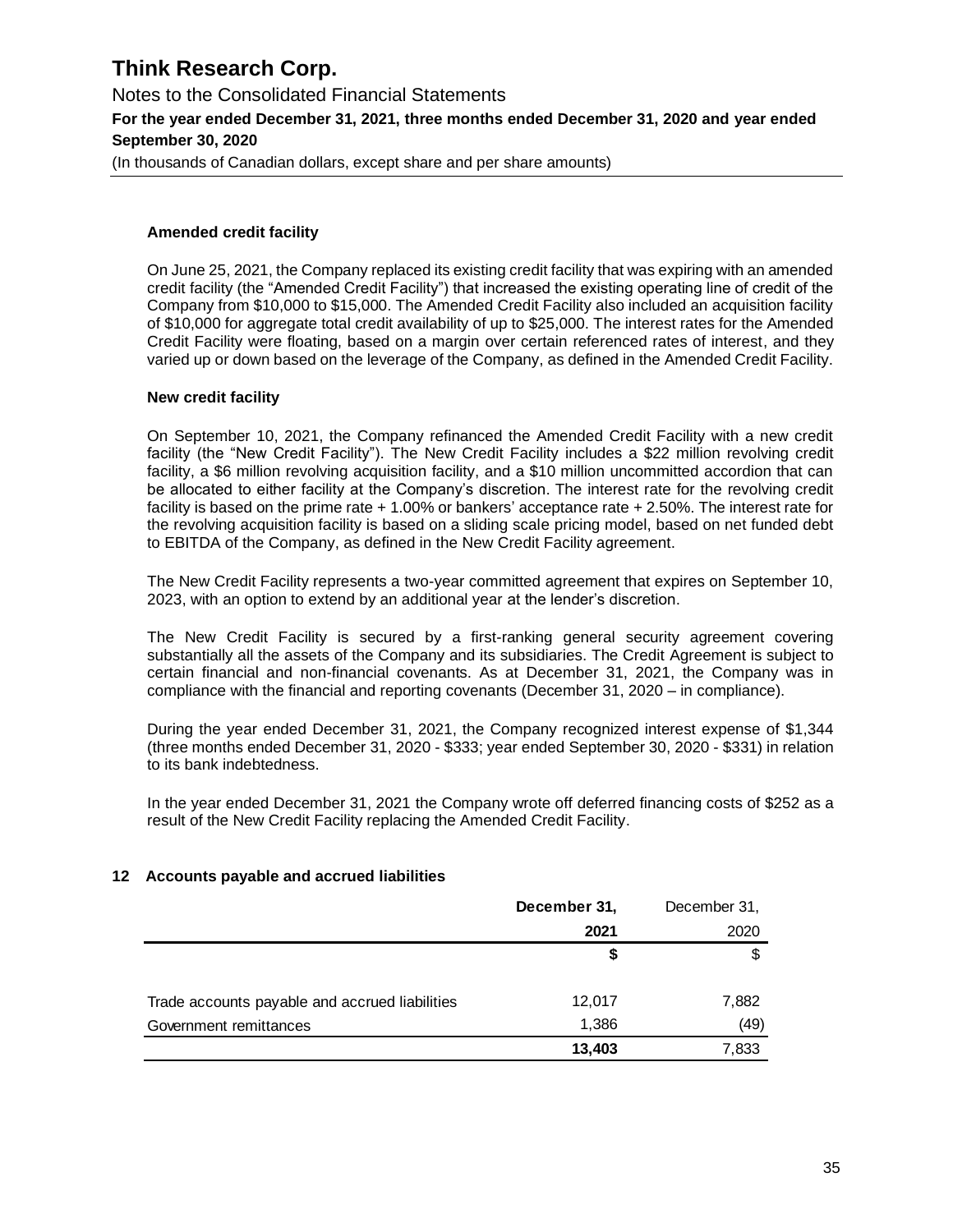### Amended credit facility

On June 25, 2021, the Company replaced its existing credit facility that was expiring with an amended credit facility (the "Amended Credit Facility") that increased the existing operating line of credit of the Company from $10,000 to $15,000. The Amended Credit Facility also included an acquisition facility of $10,000 for aggregate total credit availability of up to $25,000. The interest rates for the Amended Credit Facility were floating, based on a margin over certain referenced rates of interest, and they varied up or down based on the leverage of the Company, as defined in the Amended Credit Facility.

### New credit facility

On September 10, 2021, the Company refinanced the Amended Credit Facility with a new credit facility (the "New Credit Facility"). The New Credit Facility includes a $22 million revolving credit facility, a $6 million revolving acquisition facility, and a $10 million uncommitted accordion that can be allocated to either facility at the Company's discretion. The interest rate for the revolving credit facility is based on the prime rate + 1.00% or bankers' acceptance rate + 2.50%. The interest rate for the revolving acquisition facility is based on a sliding scale pricing model, based on net funded debt to EBITDA of the Company, as defined in the New Credit Facility agreement.

The New Credit Facility represents a two-year committed agreement that expires on September 10, 2023, with an option to extend by an additional year at the lender's discretion.

The New Credit Facility is secured by a first-ranking general security agreement covering substantially all the assets of the Company and its subsidiaries. The Credit Agreement is subject to certain financial and non-financial covenants. As at December 31, 2021, the Company was in compliance with the financial and reporting covenants (December 31, 2020 – in compliance).

During the year ended December 31, 2021, the Company recognized interest expense of $1,344 (three months ended December 31, 2020 - $333; year ended September 30, 2020 - $331) in relation to its bank indebtedness.

In the year ended December 31, 2021 the Company wrote off deferred financing costs of $252 as a result of the New Credit Facility replacing the Amended Credit Facility.

## 12 Accounts payable and accrued liabilities

| | **December 31, 2021** | December 31, 2020 |
|---|---|---|
| | **$** | $ |
| Trade accounts payable and accrued liabilities | 12,017 | 7,882 |
| Government remittances | 1,386 | (49) |
| | **13,403** | 7,833 |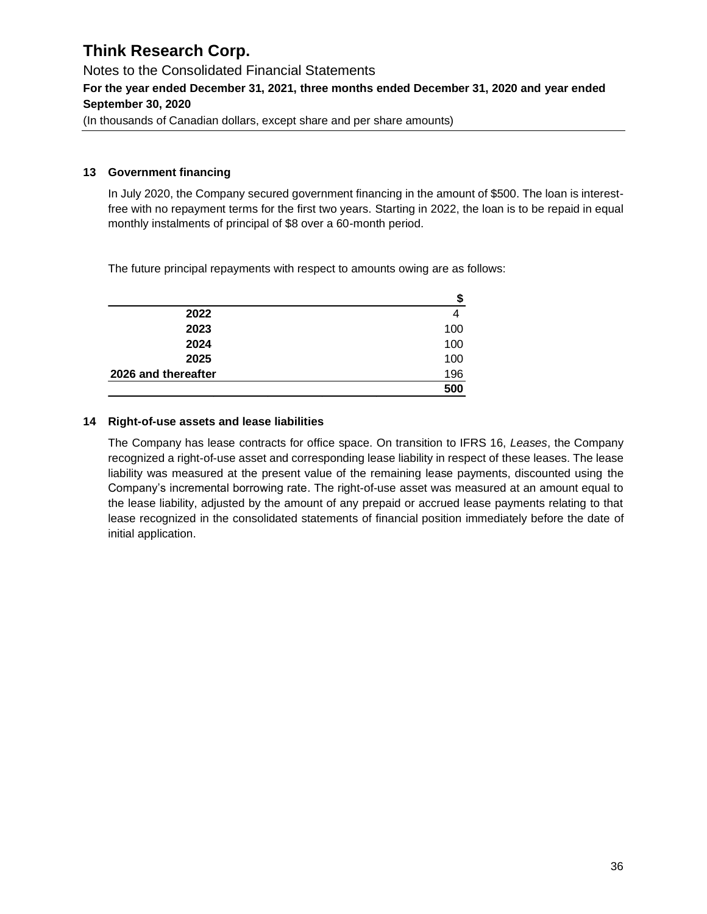# Think Research Corp.

Notes to the Consolidated Financial Statements

**For the year ended December 31, 2021, three months ended December 31, 2020 and year ended September 30, 2020**

(In thousands of Canadian dollars, except share and per share amounts)

## 13 Government financing

In July 2020, the Company secured government financing in the amount of $500. The loan is interest-free with no repayment terms for the first two years. Starting in 2022, the loan is to be repaid in equal monthly instalments of principal of $8 over a 60-month period.

The future principal repayments with respect to amounts owing are as follows:

| | $ |
|---|---|
| **2022** | 4 |
| **2023** | 100 |
| **2024** | 100 |
| **2025** | 100 |
| **2026 and thereafter** | 196 |
| | **500** |

## 14 Right-of-use assets and lease liabilities

The Company has lease contracts for office space. On transition to IFRS 16, *Leases*, the Company recognized a right-of-use asset and corresponding lease liability in respect of these leases. The lease liability was measured at the present value of the remaining lease payments, discounted using the Company's incremental borrowing rate. The right-of-use asset was measured at an amount equal to the lease liability, adjusted by the amount of any prepaid or accrued lease payments relating to that lease recognized in the consolidated statements of financial position immediately before the date of initial application.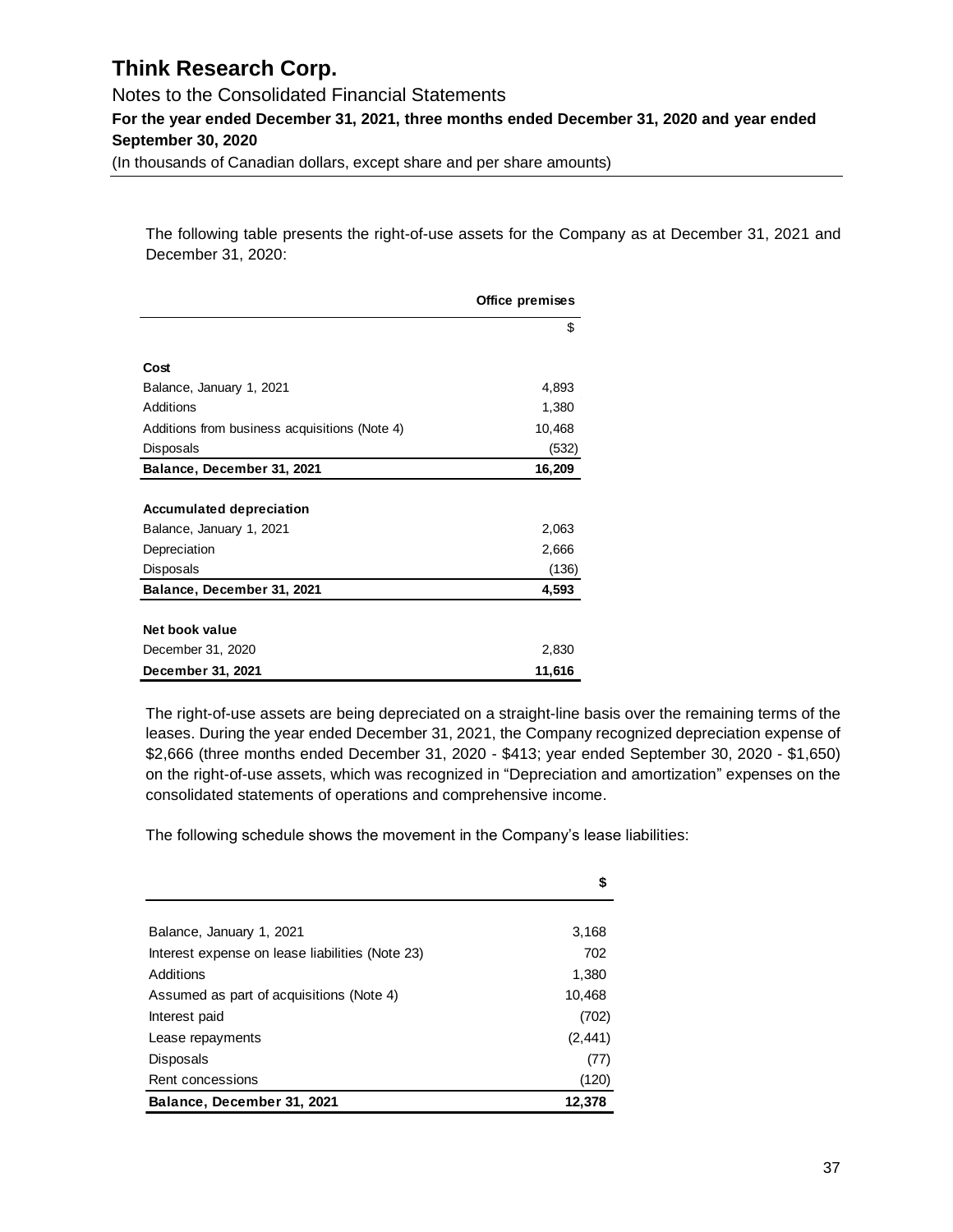The following table presents the right-of-use assets for the Company as at December 31, 2021 and December 31, 2020:

| | Office premises |
|---|---|
| | $ |
| **Cost** | |
| Balance, January 1, 2021 | 4,893 |
| Additions | 1,380 |
| Additions from business acquisitions (Note 4) | 10,468 |
| Disposals | (532) |
| **Balance, December 31, 2021** | **16,209** |
| **Accumulated depreciation** | |
| Balance, January 1, 2021 | 2,063 |
| Depreciation | 2,666 |
| Disposals | (136) |
| **Balance, December 31, 2021** | **4,593** |
| **Net book value** | |
| December 31, 2020 | 2,830 |
| **December 31, 2021** | **11,616** |

The right-of-use assets are being depreciated on a straight-line basis over the remaining terms of the leases. During the year ended December 31, 2021, the Company recognized depreciation expense of $2,666 (three months ended December 31, 2020 - $413; year ended September 30, 2020 - $1,650) on the right-of-use assets, which was recognized in "Depreciation and amortization" expenses on the consolidated statements of operations and comprehensive income.

The following schedule shows the movement in the Company's lease liabilities:

| | $ |
|---|---|
| Balance, January 1, 2021 | 3,168 |
| Interest expense on lease liabilities (Note 23) | 702 |
| Additions | 1,380 |
| Assumed as part of acquisitions (Note 4) | 10,468 |
| Interest paid | (702) |
| Lease repayments | (2,441) |
| Disposals | (77) |
| Rent concessions | (120) |
| **Balance, December 31, 2021** | **12,378** |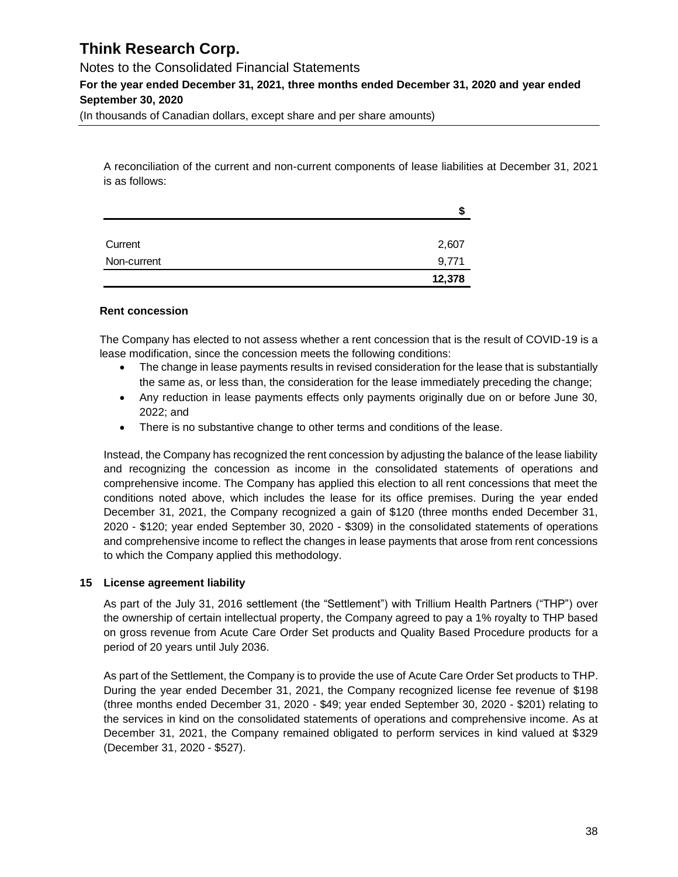A reconciliation of the current and non-current components of lease liabilities at December 31, 2021 is as follows:

| | $ |
|---|---|
| Current | 2,607 |
| Non-current | 9,771 |
| | **12,378** |

### Rent concession

The Company has elected to not assess whether a rent concession that is the result of COVID-19 is a lease modification, since the concession meets the following conditions:

- The change in lease payments results in revised consideration for the lease that is substantially the same as, or less than, the consideration for the lease immediately preceding the change;
- Any reduction in lease payments effects only payments originally due on or before June 30, 2022; and
- There is no substantive change to other terms and conditions of the lease.

Instead, the Company has recognized the rent concession by adjusting the balance of the lease liability and recognizing the concession as income in the consolidated statements of operations and comprehensive income. The Company has applied this election to all rent concessions that meet the conditions noted above, which includes the lease for its office premises. During the year ended December 31, 2021, the Company recognized a gain of $120 (three months ended December 31, 2020 - $120; year ended September 30, 2020 - $309) in the consolidated statements of operations and comprehensive income to reflect the changes in lease payments that arose from rent concessions to which the Company applied this methodology.

## 15 License agreement liability

As part of the July 31, 2016 settlement (the "Settlement") with Trillium Health Partners ("THP") over the ownership of certain intellectual property, the Company agreed to pay a 1% royalty to THP based on gross revenue from Acute Care Order Set products and Quality Based Procedure products for a period of 20 years until July 2036.

As part of the Settlement, the Company is to provide the use of Acute Care Order Set products to THP. During the year ended December 31, 2021, the Company recognized license fee revenue of $198 (three months ended December 31, 2020 - $49; year ended September 30, 2020 - $201) relating to the services in kind on the consolidated statements of operations and comprehensive income. As at December 31, 2021, the Company remained obligated to perform services in kind valued at $329 (December 31, 2020 - $527).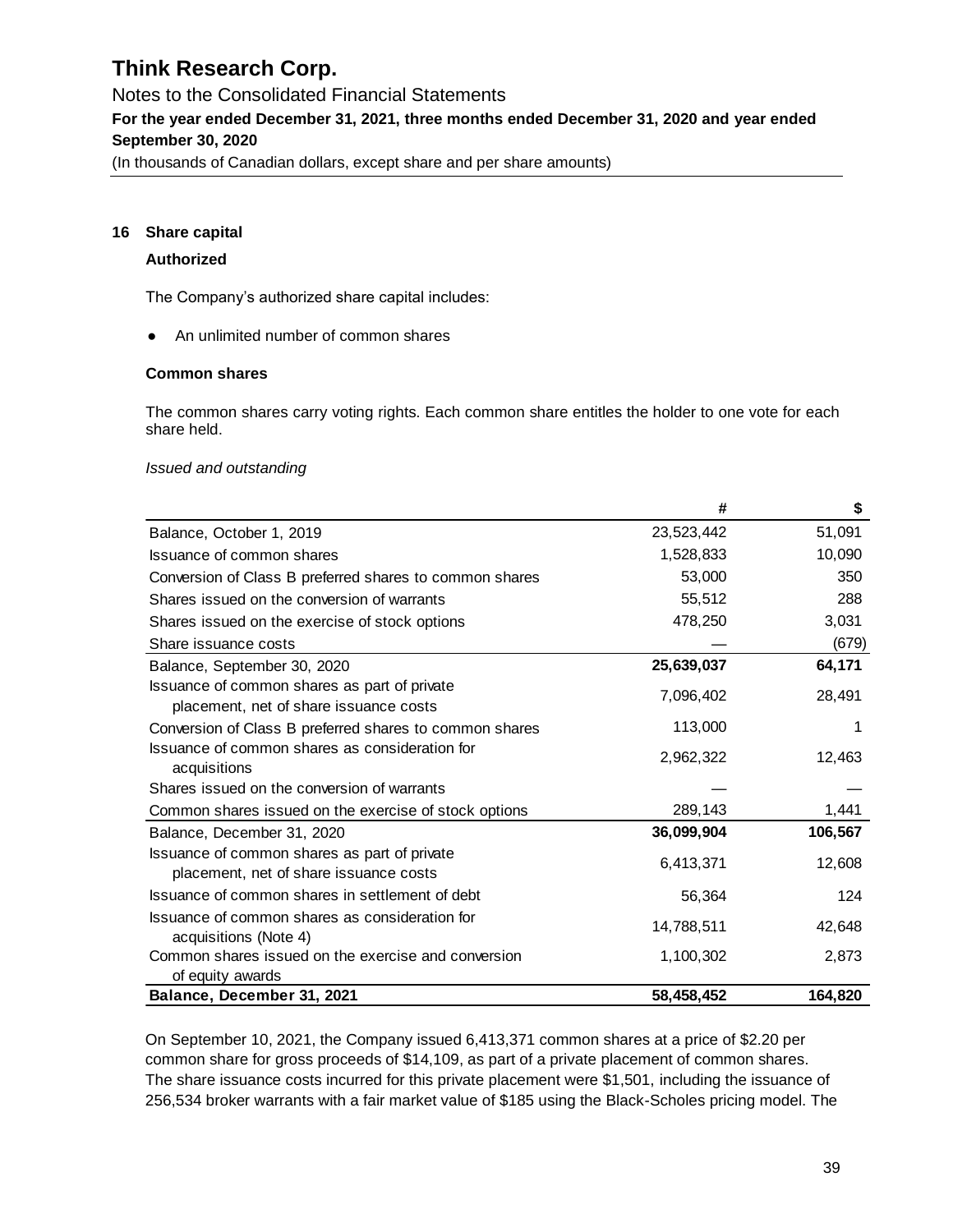# Think Research Corp.

Notes to the Consolidated Financial Statements

**For the year ended December 31, 2021, three months ended December 31, 2020 and year ended September 30, 2020**

(In thousands of Canadian dollars, except share and per share amounts)

## 16 Share capital

### Authorized

The Company's authorized share capital includes:

- An unlimited number of common shares

### Common shares

The common shares carry voting rights. Each common share entitles the holder to one vote for each share held.

*Issued and outstanding*

| | # | $ |
|---|---|---|
| Balance, October 1, 2019 | 23,523,442 | 51,091 |
| Issuance of common shares | 1,528,833 | 10,090 |
| Conversion of Class B preferred shares to common shares | 53,000 | 350 |
| Shares issued on the conversion of warrants | 55,512 | 288 |
| Shares issued on the exercise of stock options | 478,250 | 3,031 |
| Share issuance costs | — | (679) |
| Balance, September 30, 2020 | **25,639,037** | **64,171** |
| Issuance of common shares as part of private placement, net of share issuance costs | 7,096,402 | 28,491 |
| Conversion of Class B preferred shares to common shares | 113,000 | 1 |
| Issuance of common shares as consideration for acquisitions | 2,962,322 | 12,463 |
| Shares issued on the conversion of warrants | — | — |
| Common shares issued on the exercise of stock options | 289,143 | 1,441 |
| Balance, December 31, 2020 | **36,099,904** | **106,567** |
| Issuance of common shares as part of private placement, net of share issuance costs | 6,413,371 | 12,608 |
| Issuance of common shares in settlement of debt | 56,364 | 124 |
| Issuance of common shares as consideration for acquisitions (Note 4) | 14,788,511 | 42,648 |
| Common shares issued on the exercise and conversion of equity awards | 1,100,302 | 2,873 |
| **Balance, December 31, 2021** | **58,458,452** | **164,820** |

On September 10, 2021, the Company issued 6,413,371 common shares at a price of $2.20 per common share for gross proceeds of $14,109, as part of a private placement of common shares. The share issuance costs incurred for this private placement were $1,501, including the issuance of 256,534 broker warrants with a fair market value of $185 using the Black-Scholes pricing model. The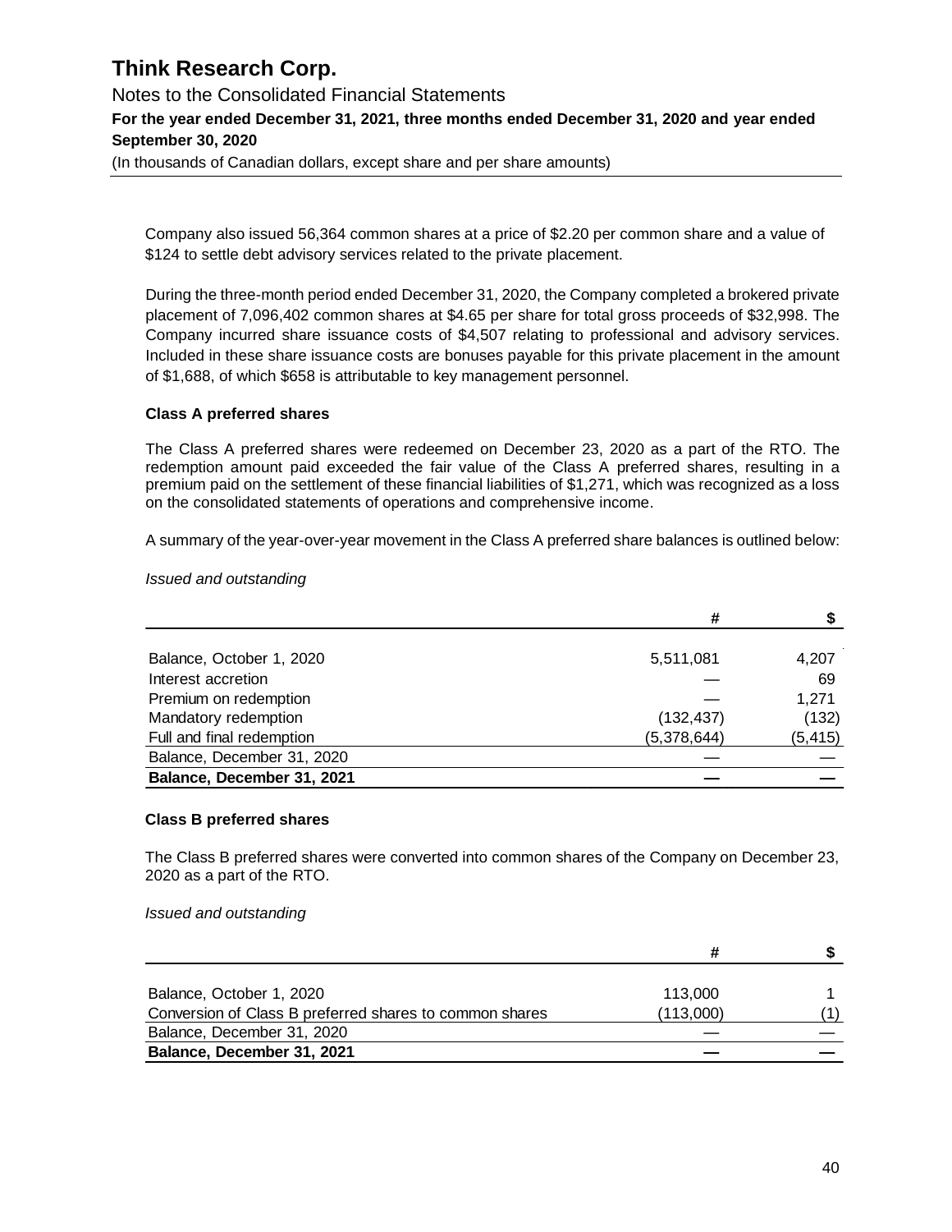Company also issued 56,364 common shares at a price of $2.20 per common share and a value of $124 to settle debt advisory services related to the private placement.

During the three-month period ended December 31, 2020, the Company completed a brokered private placement of 7,096,402 common shares at $4.65 per share for total gross proceeds of $32,998. The Company incurred share issuance costs of $4,507 relating to professional and advisory services. Included in these share issuance costs are bonuses payable for this private placement in the amount of $1,688, of which $658 is attributable to key management personnel.

**Class A preferred shares**

The Class A preferred shares were redeemed on December 23, 2020 as a part of the RTO. The redemption amount paid exceeded the fair value of the Class A preferred shares, resulting in a premium paid on the settlement of these financial liabilities of $1,271, which was recognized as a loss on the consolidated statements of operations and comprehensive income.

A summary of the year-over-year movement in the Class A preferred share balances is outlined below:

*Issued and outstanding*

| | # | $ |
|---|---|---|
| Balance, October 1, 2020 | 5,511,081 | 4,207 |
| Interest accretion | — | 69 |
| Premium on redemption | — | 1,271 |
| Mandatory redemption | (132,437) | (132) |
| Full and final redemption | (5,378,644) | (5,415) |
| Balance, December 31, 2020 | — | — |
| **Balance, December 31, 2021** | **—** | **—** |

**Class B preferred shares**

The Class B preferred shares were converted into common shares of the Company on December 23, 2020 as a part of the RTO.

*Issued and outstanding*

| | # | $ |
|---|---|---|
| Balance, October 1, 2020 | 113,000 | 1 |
| Conversion of Class B preferred shares to common shares | (113,000) | (1) |
| Balance, December 31, 2020 | — | — |
| **Balance, December 31, 2021** | **—** | **—** |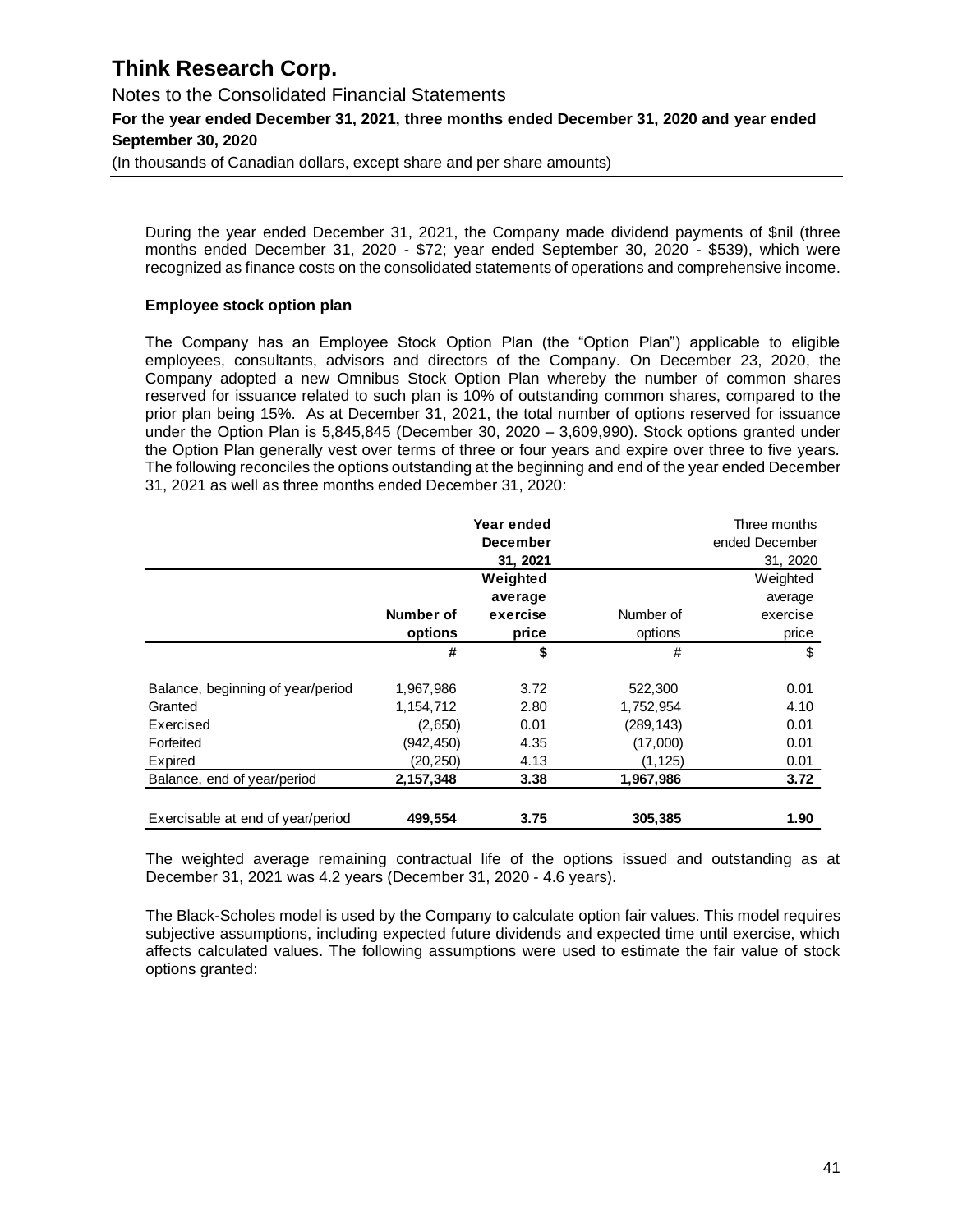During the year ended December 31, 2021, the Company made dividend payments of $nil (three months ended December 31, 2020 - $72; year ended September 30, 2020 - $539), which were recognized as finance costs on the consolidated statements of operations and comprehensive income.

**Employee stock option plan**

The Company has an Employee Stock Option Plan (the "Option Plan") applicable to eligible employees, consultants, advisors and directors of the Company. On December 23, 2020, the Company adopted a new Omnibus Stock Option Plan whereby the number of common shares reserved for issuance related to such plan is 10% of outstanding common shares, compared to the prior plan being 15%. As at December 31, 2021, the total number of options reserved for issuance under the Option Plan is 5,845,845 (December 30, 2020 – 3,609,990). Stock options granted under the Option Plan generally vest over terms of three or four years and expire over three to five years. The following reconciles the options outstanding at the beginning and end of the year ended December 31, 2021 as well as three months ended December 31, 2020:

| | | **Year ended December 31, 2021** | | Three months ended December 31, 2020 |
|---|---|---|---|---|
| | **Number of options** | **Weighted average exercise price** | Number of options | Weighted average exercise price |
| | **#** | **$** | # | $ |
| Balance, beginning of year/period | 1,967,986 | 3.72 | 522,300 | 0.01 |
| Granted | 1,154,712 | 2.80 | 1,752,954 | 4.10 |
| Exercised | (2,650) | 0.01 | (289,143) | 0.01 |
| Forfeited | (942,450) | 4.35 | (17,000) | 0.01 |
| Expired | (20,250) | 4.13 | (1,125) | 0.01 |
| Balance, end of year/period | **2,157,348** | **3.38** | **1,967,986** | **3.72** |
| Exercisable at end of year/period | **499,554** | **3.75** | **305,385** | **1.90** |

The weighted average remaining contractual life of the options issued and outstanding as at December 31, 2021 was 4.2 years (December 31, 2020 - 4.6 years).

The Black-Scholes model is used by the Company to calculate option fair values. This model requires subjective assumptions, including expected future dividends and expected time until exercise, which affects calculated values. The following assumptions were used to estimate the fair value of stock options granted: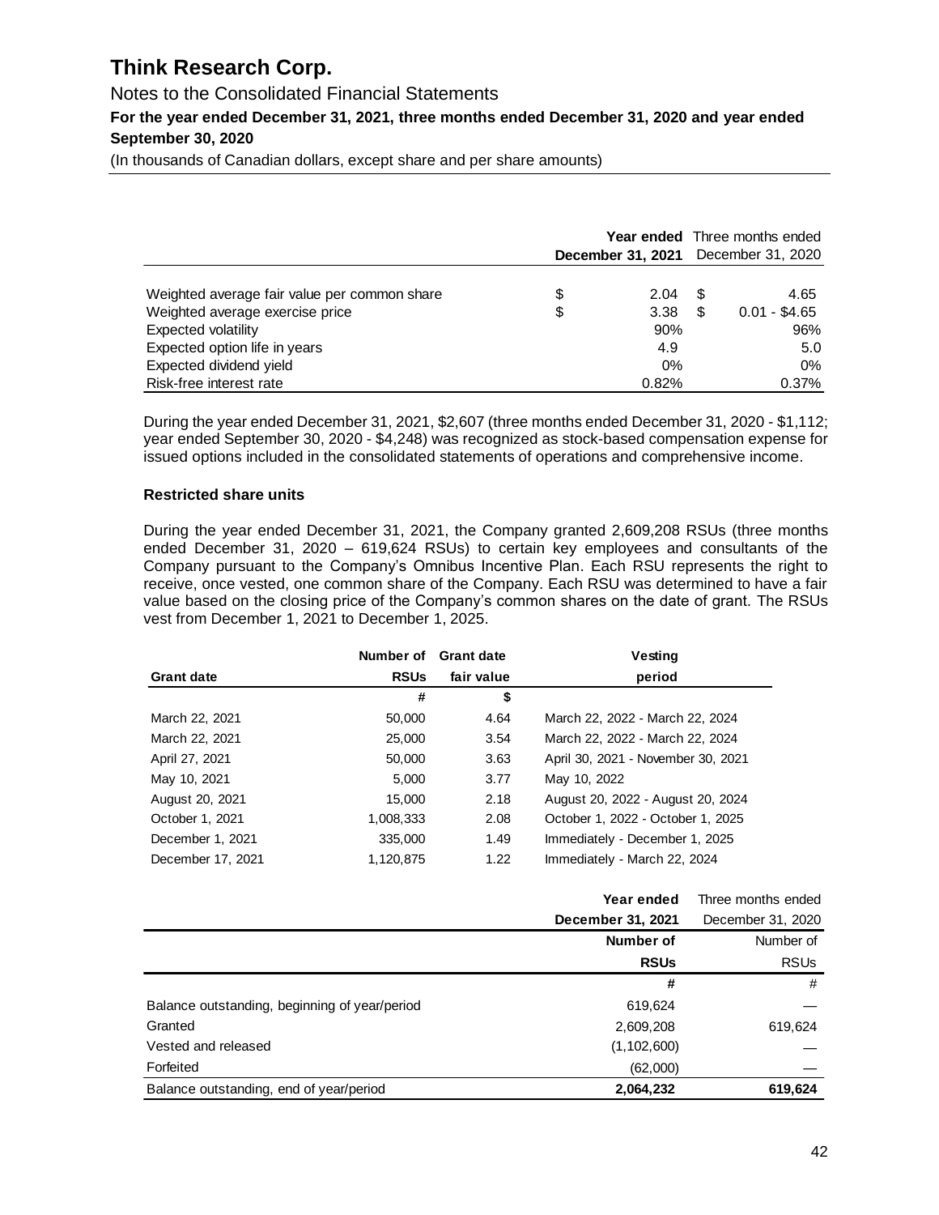| | Year ended December 31, 2021 | Three months ended December 31, 2020 |
|---|---|---|
| Weighted average fair value per common share | $ 2.04 | $ 4.65 |
| Weighted average exercise price | $ 3.38 | $ 0.01 - $4.65 |
| Expected volatility | 90% | 96% |
| Expected option life in years | 4.9 | 5.0 |
| Expected dividend yield | 0% | 0% |
| Risk-free interest rate | 0.82% | 0.37% |

During the year ended December 31, 2021, $2,607 (three months ended December 31, 2020 - $1,112; year ended September 30, 2020 - $4,248) was recognized as stock-based compensation expense for issued options included in the consolidated statements of operations and comprehensive income.

**Restricted share units**

During the year ended December 31, 2021, the Company granted 2,609,208 RSUs (three months ended December 31, 2020 – 619,624 RSUs) to certain key employees and consultants of the Company pursuant to the Company's Omnibus Incentive Plan. Each RSU represents the right to receive, once vested, one common share of the Company. Each RSU was determined to have a fair value based on the closing price of the Company's common shares on the date of grant. The RSUs vest from December 1, 2021 to December 1, 2025.

| Grant date | Number of RSUs | Grant date fair value | Vesting period |
|---|---|---|---|
| | # | $ | |
| March 22, 2021 | 50,000 | 4.64 | March 22, 2022 - March 22, 2024 |
| March 22, 2021 | 25,000 | 3.54 | March 22, 2022 - March 22, 2024 |
| April 27, 2021 | 50,000 | 3.63 | April 30, 2021 - November 30, 2021 |
| May 10, 2021 | 5,000 | 3.77 | May 10, 2022 |
| August 20, 2021 | 15,000 | 2.18 | August 20, 2022 - August 20, 2024 |
| October 1, 2021 | 1,008,333 | 2.08 | October 1, 2022 - October 1, 2025 |
| December 1, 2021 | 335,000 | 1.49 | Immediately - December 1, 2025 |
| December 17, 2021 | 1,120,875 | 1.22 | Immediately - March 22, 2024 |

| | Year ended December 31, 2021 | Three months ended December 31, 2020 |
|---|---|---|
| | Number of RSUs | Number of RSUs |
| | # | # |
| Balance outstanding, beginning of year/period | 619,624 | — |
| Granted | 2,609,208 | 619,624 |
| Vested and released | (1,102,600) | — |
| Forfeited | (62,000) | — |
| Balance outstanding, end of year/period | **2,064,232** | **619,624** |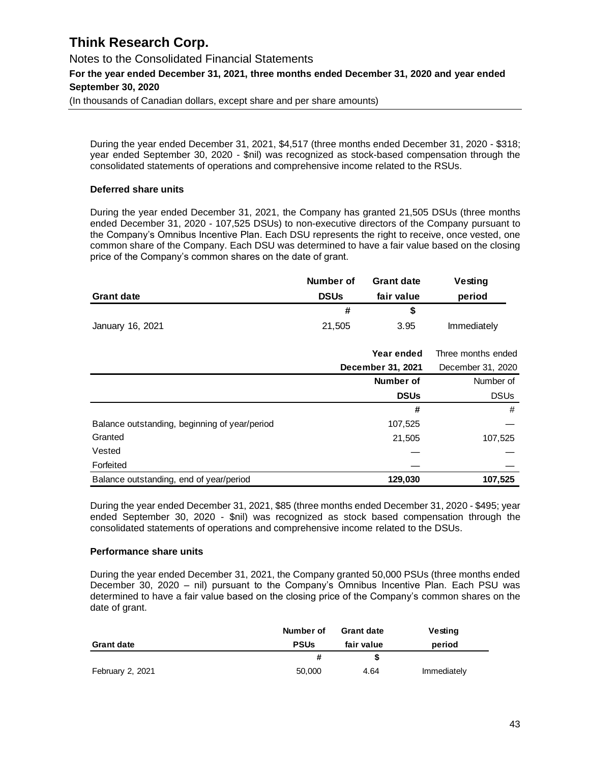During the year ended December 31, 2021, $4,517 (three months ended December 31, 2020 - $318; year ended September 30, 2020 - $nil) was recognized as stock-based compensation through the consolidated statements of operations and comprehensive income related to the RSUs.

**Deferred share units**

During the year ended December 31, 2021, the Company has granted 21,505 DSUs (three months ended December 31, 2020 - 107,525 DSUs) to non-executive directors of the Company pursuant to the Company's Omnibus Incentive Plan. Each DSU represents the right to receive, once vested, one common share of the Company. Each DSU was determined to have a fair value based on the closing price of the Company's common shares on the date of grant.

| Grant date | Number of DSUs | Grant date fair value | Vesting period |
|---|---|---|---|
| | # | $ | |
| January 16, 2021 | 21,505 | 3.95 | Immediately |

| | Year ended December 31, 2021 | Three months ended December 31, 2020 |
|---|---|---|
| | Number of DSUs | Number of DSUs |
| | # | # |
| Balance outstanding, beginning of year/period | 107,525 | — |
| Granted | 21,505 | 107,525 |
| Vested | — | — |
| Forfeited | — | — |
| Balance outstanding, end of year/period | **129,030** | **107,525** |

During the year ended December 31, 2021, $85 (three months ended December 31, 2020 - $495; year ended September 30, 2020 - $nil) was recognized as stock based compensation through the consolidated statements of operations and comprehensive income related to the DSUs.

**Performance share units**

During the year ended December 31, 2021, the Company granted 50,000 PSUs (three months ended December 30, 2020 – nil) pursuant to the Company's Omnibus Incentive Plan. Each PSU was determined to have a fair value based on the closing price of the Company's common shares on the date of grant.

| Grant date | Number of PSUs | Grant date fair value | Vesting period |
|---|---|---|---|
| | # | $ | |
| February 2, 2021 | 50,000 | 4.64 | Immediately |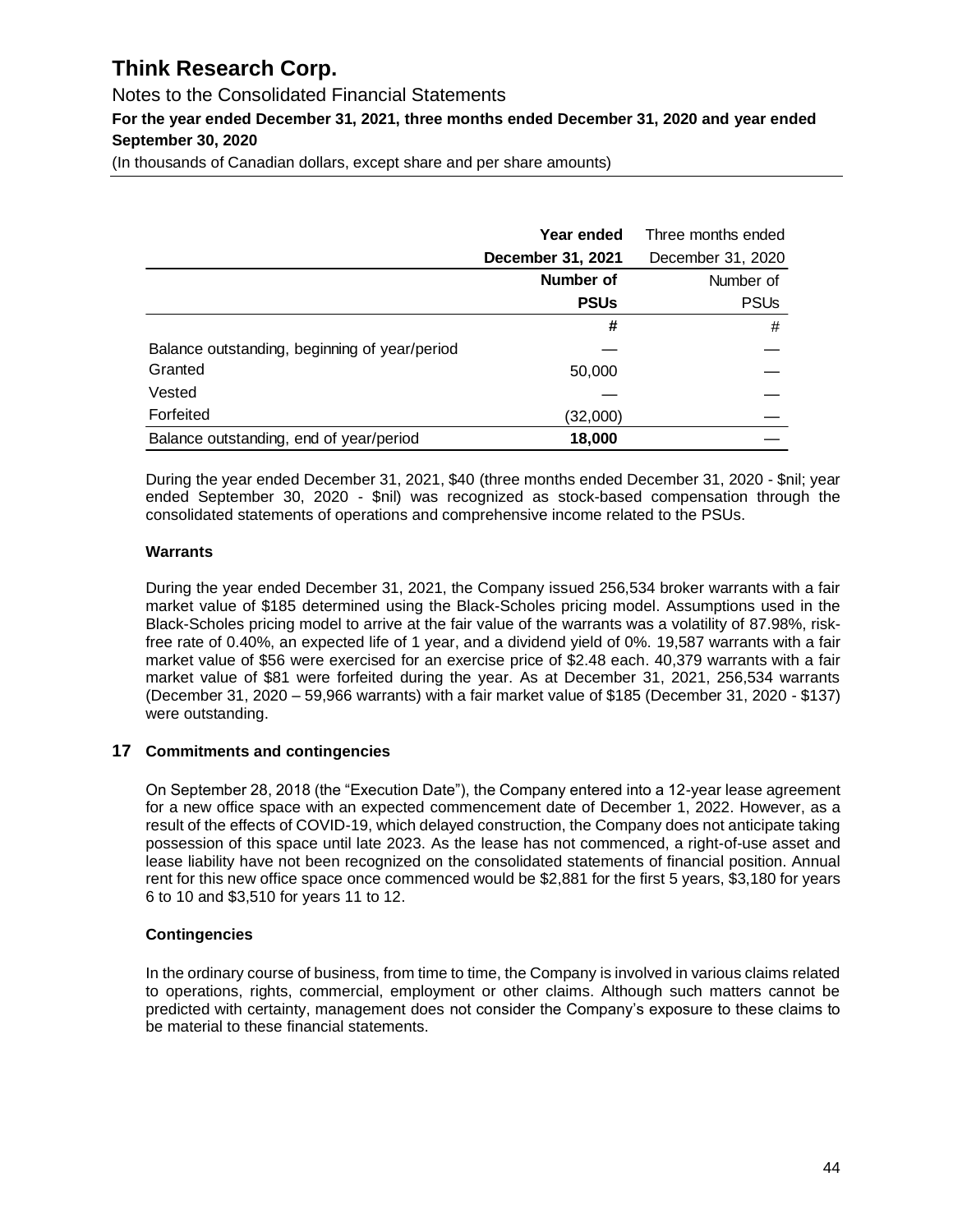|  | Year ended December 31, 2021 | Three months ended December 31, 2020 |
|---|---|---|
|  | Number of PSUs | Number of PSUs |
|  | # | # |
| Balance outstanding, beginning of year/period | — | — |
| Granted | 50,000 | — |
| Vested | — | — |
| Forfeited | (32,000) | — |
| Balance outstanding, end of year/period | **18,000** | — |

During the year ended December 31, 2021, \$40 (three months ended December 31, 2020 - \$nil; year ended September 30, 2020 - \$nil) was recognized as stock-based compensation through the consolidated statements of operations and comprehensive income related to the PSUs.

### Warrants

During the year ended December 31, 2021, the Company issued 256,534 broker warrants with a fair market value of \$185 determined using the Black-Scholes pricing model. Assumptions used in the Black-Scholes pricing model to arrive at the fair value of the warrants was a volatility of 87.98%, risk-free rate of 0.40%, an expected life of 1 year, and a dividend yield of 0%. 19,587 warrants with a fair market value of \$56 were exercised for an exercise price of \$2.48 each. 40,379 warrants with a fair market value of \$81 were forfeited during the year. As at December 31, 2021, 256,534 warrants (December 31, 2020 – 59,966 warrants) with a fair market value of \$185 (December 31, 2020 - \$137) were outstanding.

## 17 Commitments and contingencies

On September 28, 2018 (the "Execution Date"), the Company entered into a 12-year lease agreement for a new office space with an expected commencement date of December 1, 2022. However, as a result of the effects of COVID-19, which delayed construction, the Company does not anticipate taking possession of this space until late 2023. As the lease has not commenced, a right-of-use asset and lease liability have not been recognized on the consolidated statements of financial position. Annual rent for this new office space once commenced would be \$2,881 for the first 5 years, \$3,180 for years 6 to 10 and \$3,510 for years 11 to 12.

### Contingencies

In the ordinary course of business, from time to time, the Company is involved in various claims related to operations, rights, commercial, employment or other claims. Although such matters cannot be predicted with certainty, management does not consider the Company's exposure to these claims to be material to these financial statements.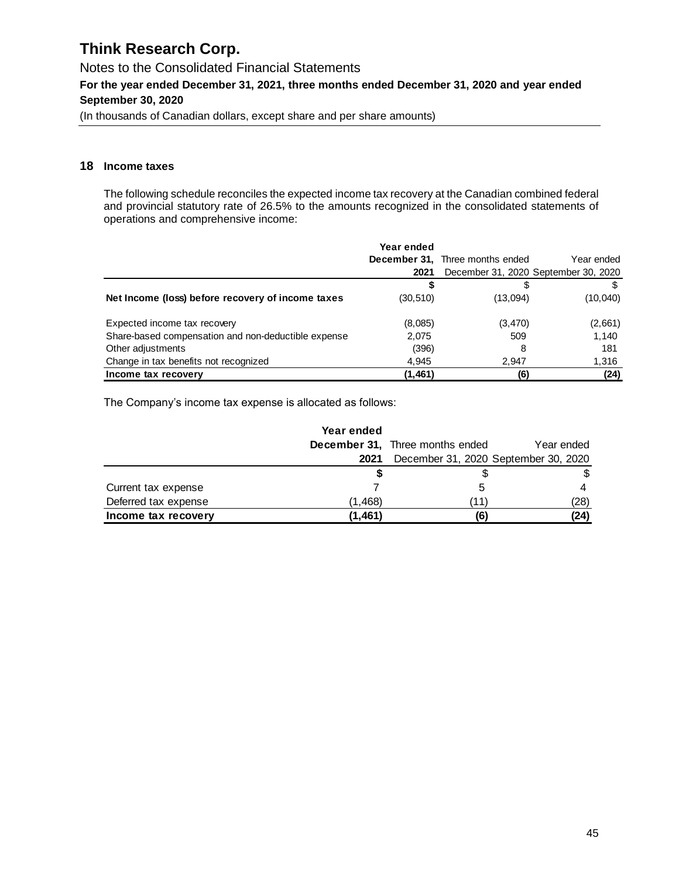# Think Research Corp.

Notes to the Consolidated Financial Statements

**For the year ended December 31, 2021, three months ended December 31, 2020 and year ended September 30, 2020**

(In thousands of Canadian dollars, except share and per share amounts)

## 18 Income taxes

The following schedule reconciles the expected income tax recovery at the Canadian combined federal and provincial statutory rate of 26.5% to the amounts recognized in the consolidated statements of operations and comprehensive income:

| | **Year ended December 31, 2021** | Three months ended December 31, 2020 | Year ended September 30, 2020 |
|---|---|---|---|
| | **$** | $ | $ |
| **Net Income (loss) before recovery of income taxes** | (30,510) | (13,094) | (10,040) |
| Expected income tax recovery | (8,085) | (3,470) | (2,661) |
| Share-based compensation and non-deductible expense | 2,075 | 509 | 1,140 |
| Other adjustments | (396) | 8 | 181 |
| Change in tax benefits not recognized | 4,945 | 2,947 | 1,316 |
| **Income tax recovery** | **(1,461)** | **(6)** | **(24)** |

The Company's income tax expense is allocated as follows:

| | **Year ended December 31, 2021** | Three months ended December 31, 2020 | Year ended September 30, 2020 |
|---|---|---|---|
| | **$** | $ | $ |
| Current tax expense | 7 | 5 | 4 |
| Deferred tax expense | (1,468) | (11) | (28) |
| **Income tax recovery** | **(1,461)** | **(6)** | **(24)** |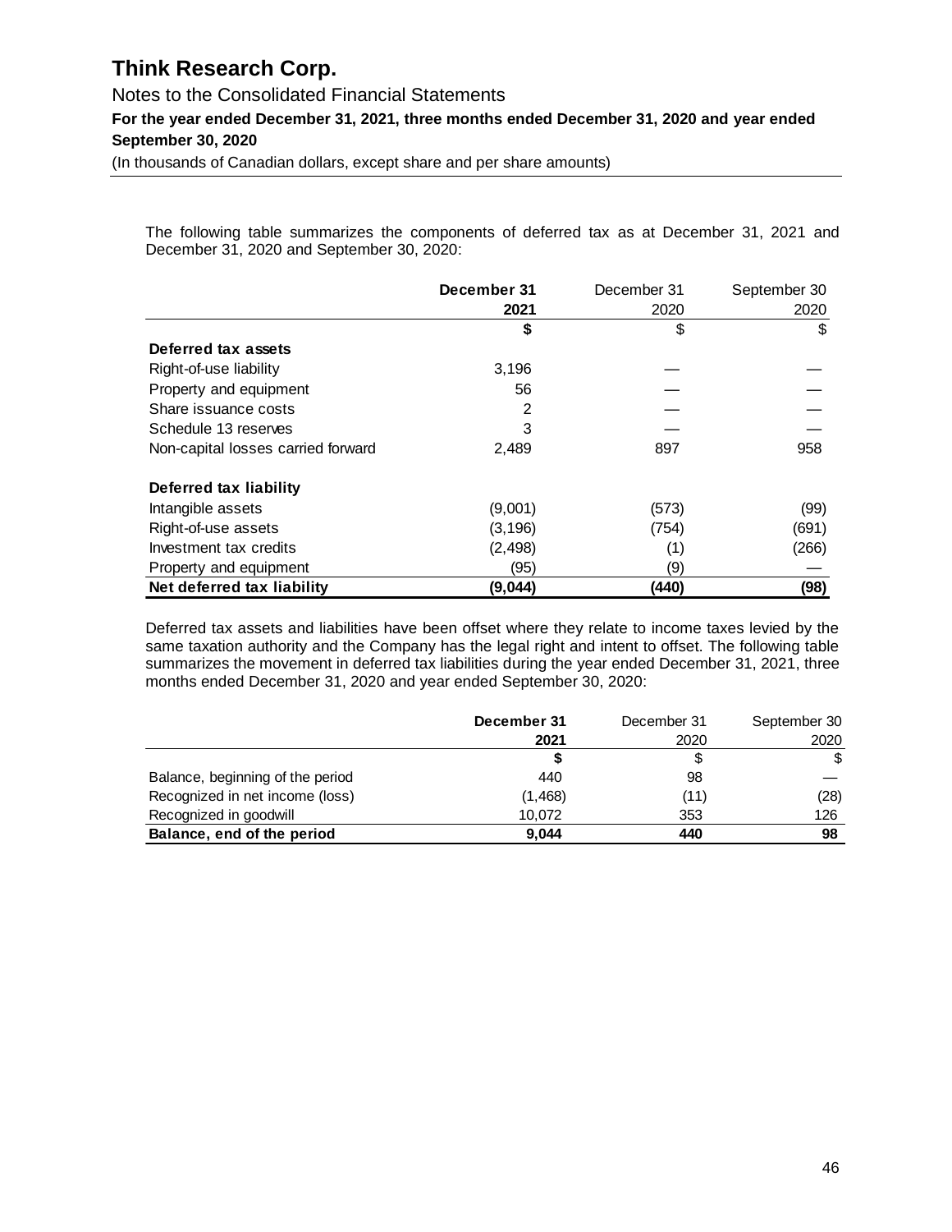The following table summarizes the components of deferred tax as at December 31, 2021 and December 31, 2020 and September 30, 2020:

| | **December 31 2021** | December 31 2020 | September 30 2020 |
|---|---|---|---|
| | **$** | $ | $ |
| **Deferred tax assets** | | | |
| Right-of-use liability | 3,196 | — | — |
| Property and equipment | 56 | — | — |
| Share issuance costs | 2 | — | — |
| Schedule 13 reserves | 3 | — | — |
| Non-capital losses carried forward | 2,489 | 897 | 958 |
| **Deferred tax liability** | | | |
| Intangible assets | (9,001) | (573) | (99) |
| Right-of-use assets | (3,196) | (754) | (691) |
| Investment tax credits | (2,498) | (1) | (266) |
| Property and equipment | (95) | (9) | — |
| **Net deferred tax liability** | **(9,044)** | **(440)** | **(98)** |

Deferred tax assets and liabilities have been offset where they relate to income taxes levied by the same taxation authority and the Company has the legal right and intent to offset. The following table summarizes the movement in deferred tax liabilities during the year ended December 31, 2021, three months ended December 31, 2020 and year ended September 30, 2020:

| | **December 31 2021** | December 31 2020 | September 30 2020 |
|---|---|---|---|
| | **$** | $ | $ |
| Balance, beginning of the period | 440 | 98 | — |
| Recognized in net income (loss) | (1,468) | (11) | (28) |
| Recognized in goodwill | 10,072 | 353 | 126 |
| **Balance, end of the period** | **9,044** | **440** | **98** |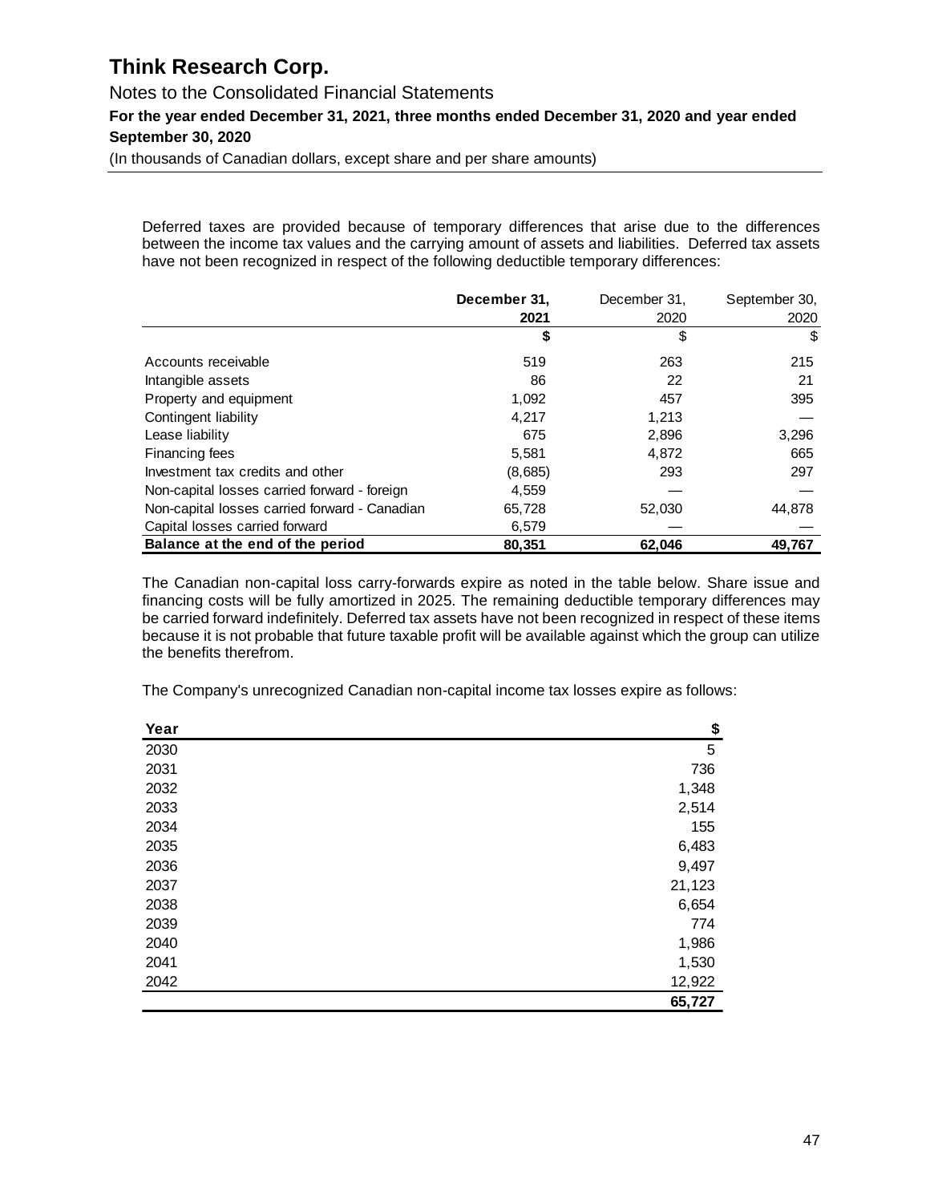Deferred taxes are provided because of temporary differences that arise due to the differences between the income tax values and the carrying amount of assets and liabilities. Deferred tax assets have not been recognized in respect of the following deductible temporary differences:

| | **December 31, 2021** | December 31, 2020 | September 30, 2020 |
|---|---|---|---|
| | **$** | $ | $ |
| Accounts receivable | 519 | 263 | 215 |
| Intangible assets | 86 | 22 | 21 |
| Property and equipment | 1,092 | 457 | 395 |
| Contingent liability | 4,217 | 1,213 | — |
| Lease liability | 675 | 2,896 | 3,296 |
| Financing fees | 5,581 | 4,872 | 665 |
| Investment tax credits and other | (8,685) | 293 | 297 |
| Non-capital losses carried forward - foreign | 4,559 | — | — |
| Non-capital losses carried forward - Canadian | 65,728 | 52,030 | 44,878 |
| Capital losses carried forward | 6,579 | — | — |
| **Balance at the end of the period** | **80,351** | **62,046** | **49,767** |

The Canadian non-capital loss carry-forwards expire as noted in the table below. Share issue and financing costs will be fully amortized in 2025. The remaining deductible temporary differences may be carried forward indefinitely. Deferred tax assets have not been recognized in respect of these items because it is not probable that future taxable profit will be available against which the group can utilize the benefits therefrom.

The Company's unrecognized Canadian non-capital income tax losses expire as follows:

| **Year** | **$** |
|---|---|
| 2030 | 5 |
| 2031 | 736 |
| 2032 | 1,348 |
| 2033 | 2,514 |
| 2034 | 155 |
| 2035 | 6,483 |
| 2036 | 9,497 |
| 2037 | 21,123 |
| 2038 | 6,654 |
| 2039 | 774 |
| 2040 | 1,986 |
| 2041 | 1,530 |
| 2042 | 12,922 |
| | **65,727** |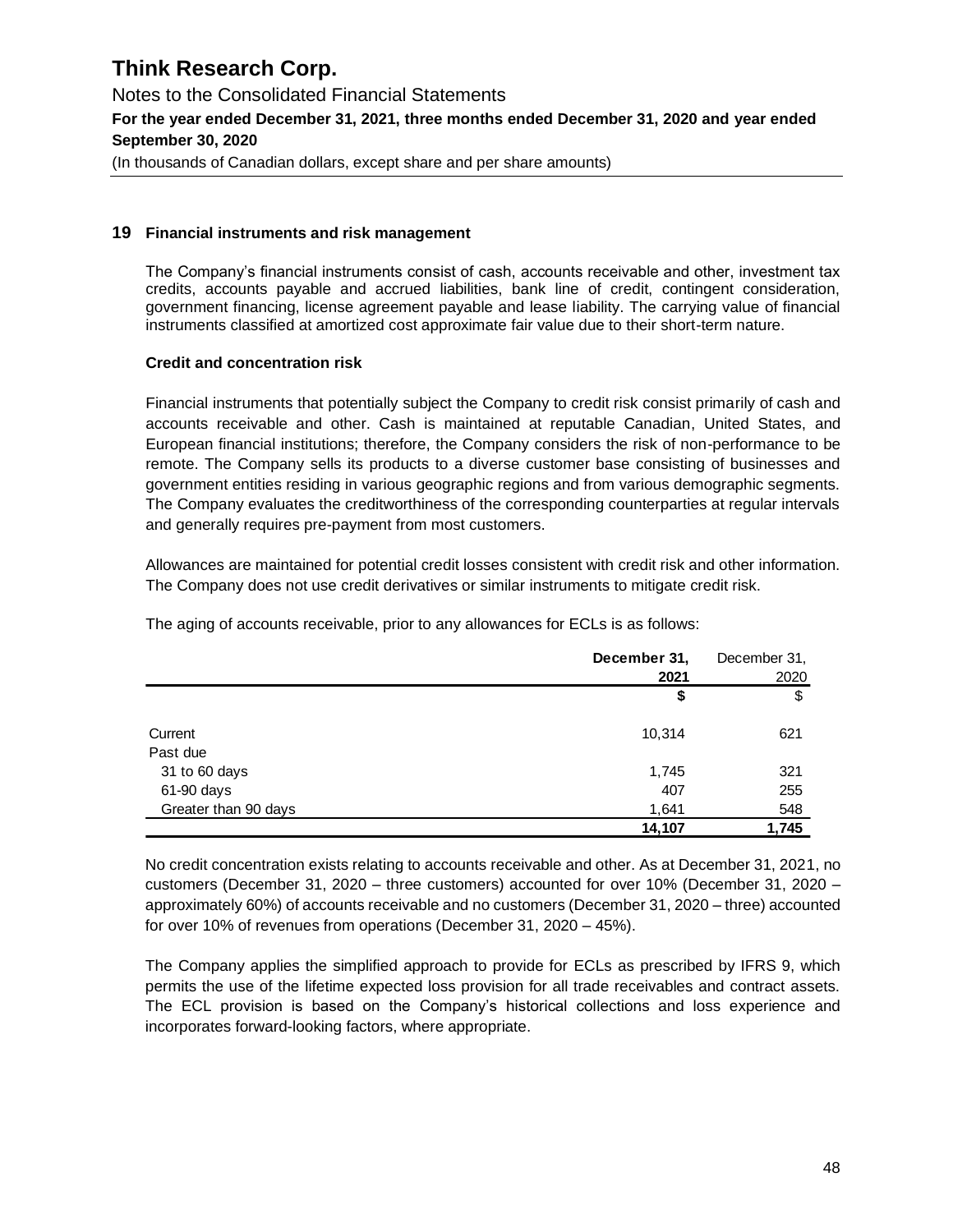# Think Research Corp.

Notes to the Consolidated Financial Statements

**For the year ended December 31, 2021, three months ended December 31, 2020 and year ended September 30, 2020**

(In thousands of Canadian dollars, except share and per share amounts)

## 19 Financial instruments and risk management

The Company's financial instruments consist of cash, accounts receivable and other, investment tax credits, accounts payable and accrued liabilities, bank line of credit, contingent consideration, government financing, license agreement payable and lease liability. The carrying value of financial instruments classified at amortized cost approximate fair value due to their short-term nature.

### Credit and concentration risk

Financial instruments that potentially subject the Company to credit risk consist primarily of cash and accounts receivable and other. Cash is maintained at reputable Canadian, United States, and European financial institutions; therefore, the Company considers the risk of non-performance to be remote. The Company sells its products to a diverse customer base consisting of businesses and government entities residing in various geographic regions and from various demographic segments. The Company evaluates the creditworthiness of the corresponding counterparties at regular intervals and generally requires pre-payment from most customers.

Allowances are maintained for potential credit losses consistent with credit risk and other information. The Company does not use credit derivatives or similar instruments to mitigate credit risk.

The aging of accounts receivable, prior to any allowances for ECLs is as follows:

| | **December 31, 2021** | December 31, 2020 |
|---|---|---|
| | **$** | $ |
| Current | 10,314 | 621 |
| Past due | | |
| 31 to 60 days | 1,745 | 321 |
| 61-90 days | 407 | 255 |
| Greater than 90 days | 1,641 | 548 |
| | **14,107** | **1,745** |

No credit concentration exists relating to accounts receivable and other. As at December 31, 2021, no customers (December 31, 2020 – three customers) accounted for over 10% (December 31, 2020 – approximately 60%) of accounts receivable and no customers (December 31, 2020 – three) accounted for over 10% of revenues from operations (December 31, 2020 – 45%).

The Company applies the simplified approach to provide for ECLs as prescribed by IFRS 9, which permits the use of the lifetime expected loss provision for all trade receivables and contract assets. The ECL provision is based on the Company's historical collections and loss experience and incorporates forward-looking factors, where appropriate.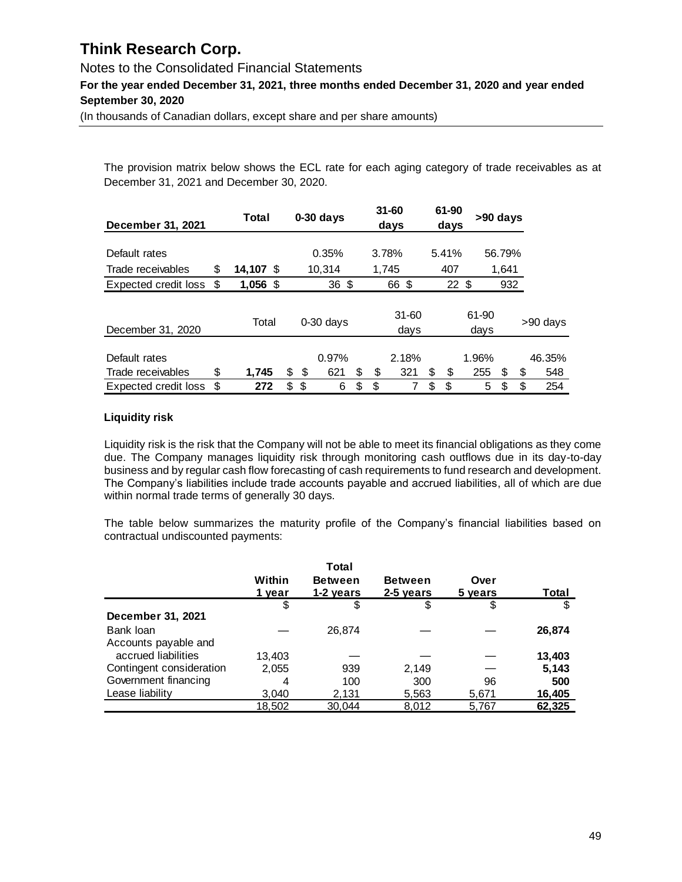The provision matrix below shows the ECL rate for each aging category of trade receivables as at December 31, 2021 and December 30, 2020.

| **December 31, 2021** | **Total** | **0-30 days** | **31-60 days** | **61-90 days** | **>90 days** |
|---|---|---|---|---|---|
| Default rates | | 0.35% | 3.78% | 5.41% | 56.79% |
| Trade receivables | $ **14,107** | $ 10,314 | 1,745 | 407 | 1,641 |
| Expected credit loss | $ **1,056** | $ 36 | $ 66 | $ 22 | $ 932 |

| December 31, 2020 | Total | 0-30 days | 31-60 days | 61-90 days | >90 days |
|---|---|---|---|---|---|
| Default rates | | 0.97% | 2.18% | 1.96% | 46.35% |
| Trade receivables | $ **1,745** | $ 621 | $ 321 | $ 255 | $ 548 |
| Expected credit loss | $ **272** | $ 6 | $ 7 | $ 5 | $ 254 |

**Liquidity risk**

Liquidity risk is the risk that the Company will not be able to meet its financial obligations as they come due. The Company manages liquidity risk through monitoring cash outflows due in its day-to-day business and by regular cash flow forecasting of cash requirements to fund research and development. The Company's liabilities include trade accounts payable and accrued liabilities, all of which are due within normal trade terms of generally 30 days.

The table below summarizes the maturity profile of the Company's financial liabilities based on contractual undiscounted payments:

| | **Within 1 year** | **Total Between 1-2 years** | **Between 2-5 years** | **Over 5 years** | **Total** |
|---|---|---|---|---|---|
| | $ | $ | $ | $ | $ |
| **December 31, 2021** | | | | | |
| Bank loan | — | 26,874 | — | — | **26,874** |
| Accounts payable and accrued liabilities | 13,403 | — | — | — | **13,403** |
| Contingent consideration | 2,055 | 939 | 2,149 | — | **5,143** |
| Government financing | 4 | 100 | 300 | 96 | **500** |
| Lease liability | 3,040 | 2,131 | 5,563 | 5,671 | **16,405** |
| | 18,502 | 30,044 | 8,012 | 5,767 | **62,325** |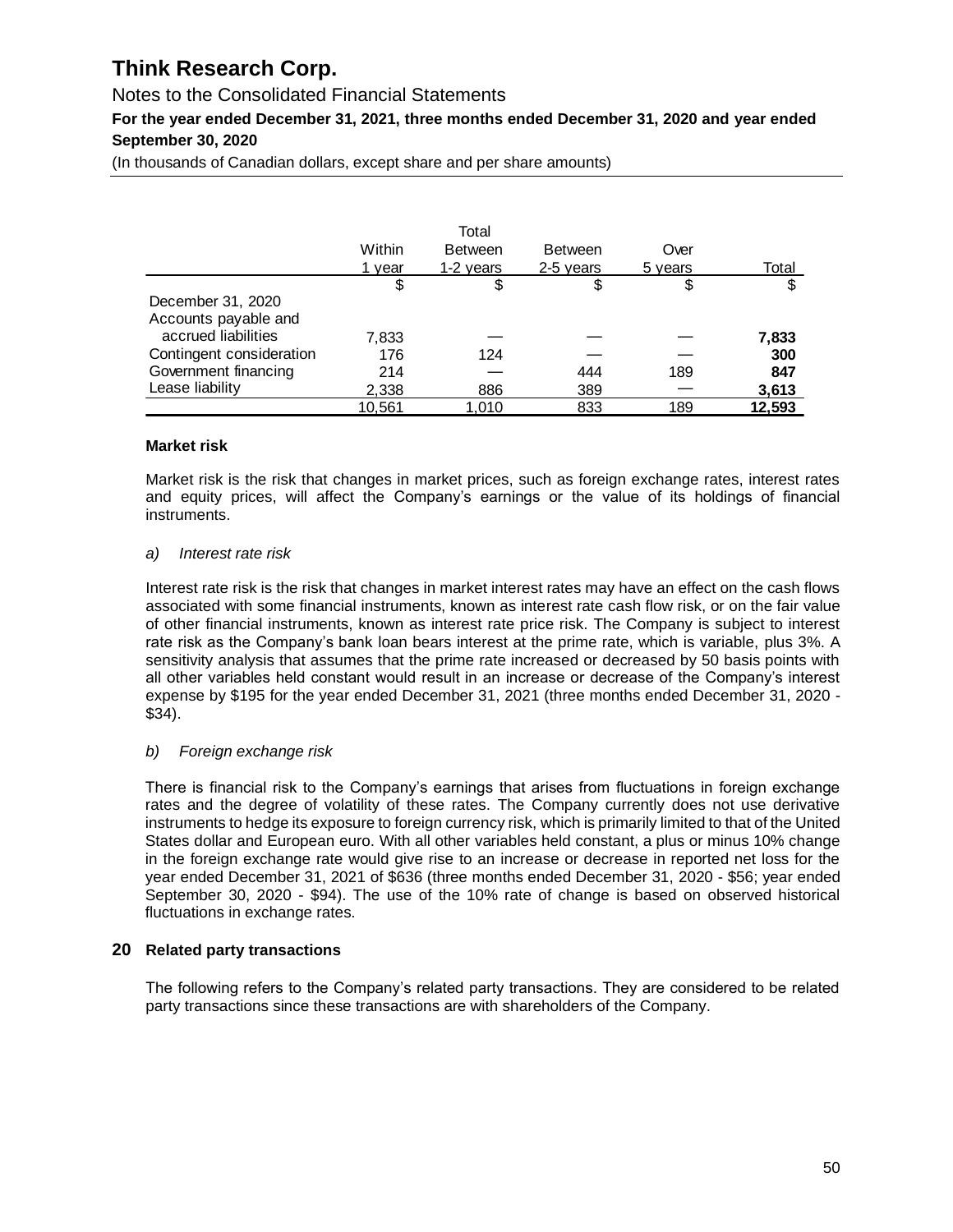|  | Within 1 year | Total Between 1-2 years | Between 2-5 years | Over 5 years | Total |
|---|---|---|---|---|---|
|  | $ | $ | $ | $ | $ |
| December 31, 2020 |  |  |  |  |  |
| Accounts payable and accrued liabilities | 7,833 | — | — | — | **7,833** |
| Contingent consideration | 176 | 124 | — | — | **300** |
| Government financing | 214 | — | 444 | 189 | **847** |
| Lease liability | 2,338 | 886 | 389 | — | **3,613** |
|  | 10,561 | 1,010 | 833 | 189 | **12,593** |

**Market risk**

Market risk is the risk that changes in market prices, such as foreign exchange rates, interest rates and equity prices, will affect the Company's earnings or the value of its holdings of financial instruments.

*a) Interest rate risk*

Interest rate risk is the risk that changes in market interest rates may have an effect on the cash flows associated with some financial instruments, known as interest rate cash flow risk, or on the fair value of other financial instruments, known as interest rate price risk. The Company is subject to interest rate risk as the Company's bank loan bears interest at the prime rate, which is variable, plus 3%. A sensitivity analysis that assumes that the prime rate increased or decreased by 50 basis points with all other variables held constant would result in an increase or decrease of the Company's interest expense by $195 for the year ended December 31, 2021 (three months ended December 31, 2020 - $34).

*b) Foreign exchange risk*

There is financial risk to the Company's earnings that arises from fluctuations in foreign exchange rates and the degree of volatility of these rates. The Company currently does not use derivative instruments to hedge its exposure to foreign currency risk, which is primarily limited to that of the United States dollar and European euro. With all other variables held constant, a plus or minus 10% change in the foreign exchange rate would give rise to an increase or decrease in reported net loss for the year ended December 31, 2021 of $636 (three months ended December 31, 2020 - $56; year ended September 30, 2020 - $94). The use of the 10% rate of change is based on observed historical fluctuations in exchange rates.

## 20 Related party transactions

The following refers to the Company's related party transactions. They are considered to be related party transactions since these transactions are with shareholders of the Company.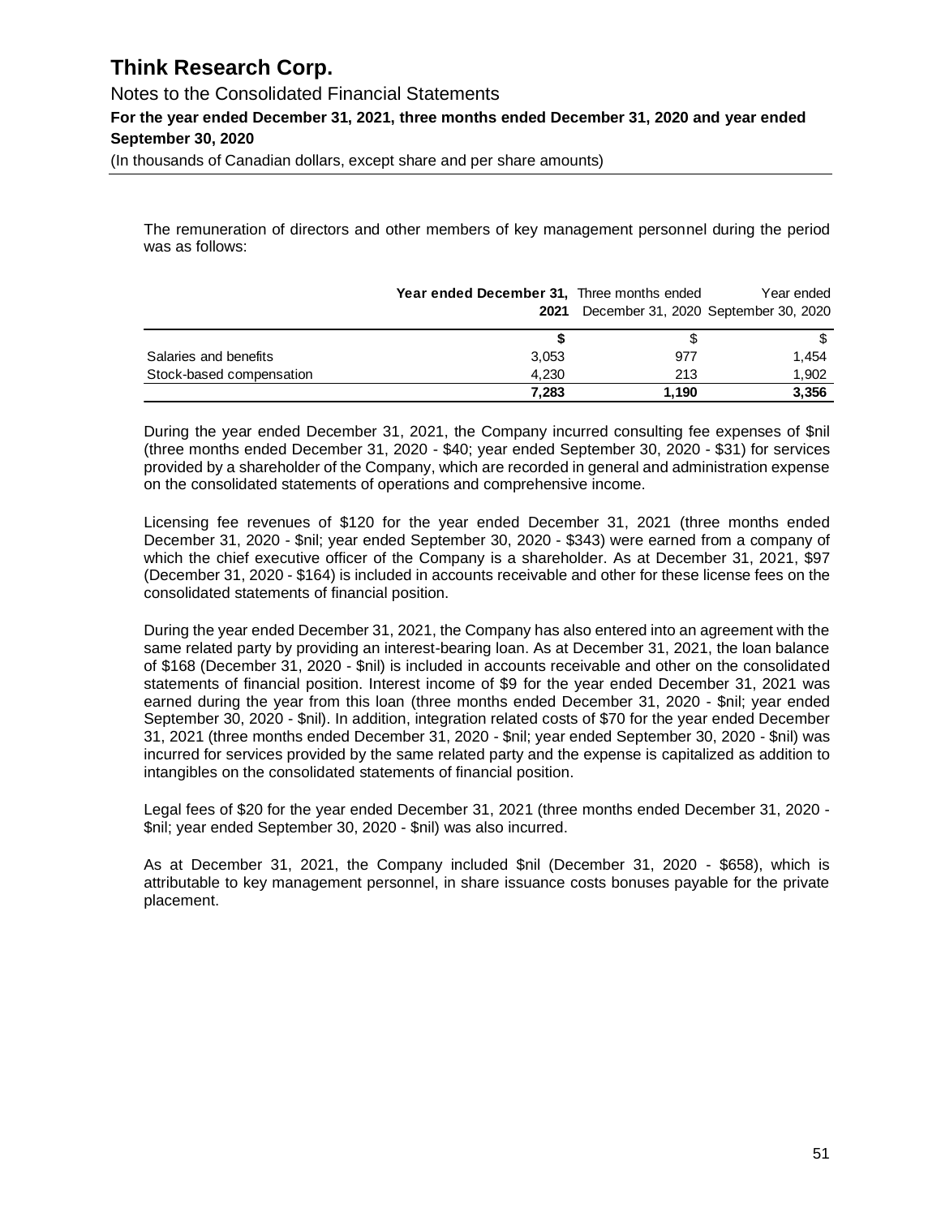The remuneration of directors and other members of key management personnel during the period was as follows:

| | **Year ended December 31, 2021** | Three months ended December 31, 2020 | Year ended September 30, 2020 |
|---|---|---|---|
| | **$** | $ | $ |
| Salaries and benefits | 3,053 | 977 | 1,454 |
| Stock-based compensation | 4,230 | 213 | 1,902 |
| | **7,283** | **1,190** | **3,356** |

During the year ended December 31, 2021, the Company incurred consulting fee expenses of $nil (three months ended December 31, 2020 - $40; year ended September 30, 2020 - $31) for services provided by a shareholder of the Company, which are recorded in general and administration expense on the consolidated statements of operations and comprehensive income.

Licensing fee revenues of $120 for the year ended December 31, 2021 (three months ended December 31, 2020 - $nil; year ended September 30, 2020 - $343) were earned from a company of which the chief executive officer of the Company is a shareholder. As at December 31, 2021, $97 (December 31, 2020 - $164) is included in accounts receivable and other for these license fees on the consolidated statements of financial position.

During the year ended December 31, 2021, the Company has also entered into an agreement with the same related party by providing an interest-bearing loan. As at December 31, 2021, the loan balance of $168 (December 31, 2020 - $nil) is included in accounts receivable and other on the consolidated statements of financial position. Interest income of $9 for the year ended December 31, 2021 was earned during the year from this loan (three months ended December 31, 2020 - $nil; year ended September 30, 2020 - $nil). In addition, integration related costs of $70 for the year ended December 31, 2021 (three months ended December 31, 2020 - $nil; year ended September 30, 2020 - $nil) was incurred for services provided by the same related party and the expense is capitalized as addition to intangibles on the consolidated statements of financial position.

Legal fees of $20 for the year ended December 31, 2021 (three months ended December 31, 2020 - $nil; year ended September 30, 2020 - $nil) was also incurred.

As at December 31, 2021, the Company included $nil (December 31, 2020 - $658), which is attributable to key management personnel, in share issuance costs bonuses payable for the private placement.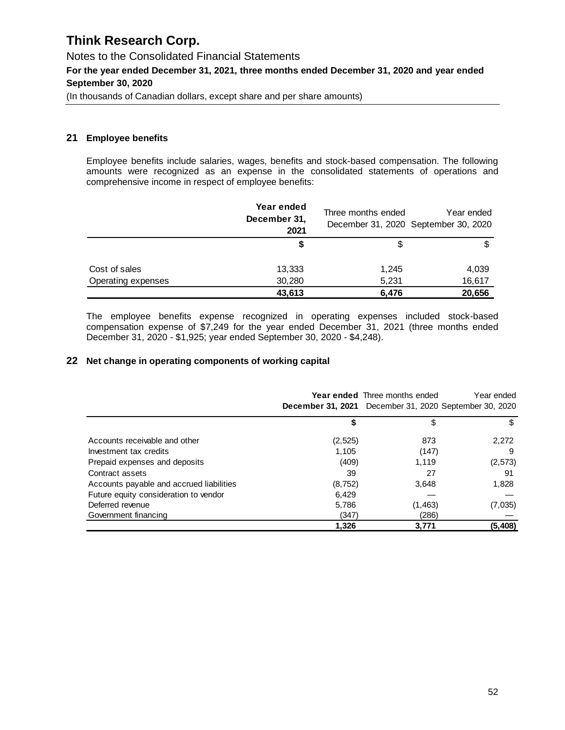# Think Research Corp.

Notes to the Consolidated Financial Statements

**For the year ended December 31, 2021, three months ended December 31, 2020 and year ended September 30, 2020**

(In thousands of Canadian dollars, except share and per share amounts)

## 21 Employee benefits

Employee benefits include salaries, wages, benefits and stock-based compensation. The following amounts were recognized as an expense in the consolidated statements of operations and comprehensive income in respect of employee benefits:

| | **Year ended December 31, 2021** | Three months ended December 31, 2020 | Year ended September 30, 2020 |
|---|---|---|---|
| | **$** | $ | $ |
| Cost of sales | 13,333 | 1,245 | 4,039 |
| Operating expenses | 30,280 | 5,231 | 16,617 |
| | **43,613** | **6,476** | **20,656** |

The employee benefits expense recognized in operating expenses included stock-based compensation expense of $7,249 for the year ended December 31, 2021 (three months ended December 31, 2020 - $1,925; year ended September 30, 2020 - $4,248).

## 22 Net change in operating components of working capital

| | **Year ended December 31, 2021** | Three months ended December 31, 2020 | Year ended September 30, 2020 |
|---|---|---|---|
| | **$** | $ | $ |
| Accounts receivable and other | (2,525) | 873 | 2,272 |
| Investment tax credits | 1,105 | (147) | 9 |
| Prepaid expenses and deposits | (409) | 1,119 | (2,573) |
| Contract assets | 39 | 27 | 91 |
| Accounts payable and accrued liabilities | (8,752) | 3,648 | 1,828 |
| Future equity consideration to vendor | 6,429 | — | — |
| Deferred revenue | 5,786 | (1,463) | (7,035) |
| Government financing | (347) | (286) | — |
| | **1,326** | **3,771** | **(5,408)** |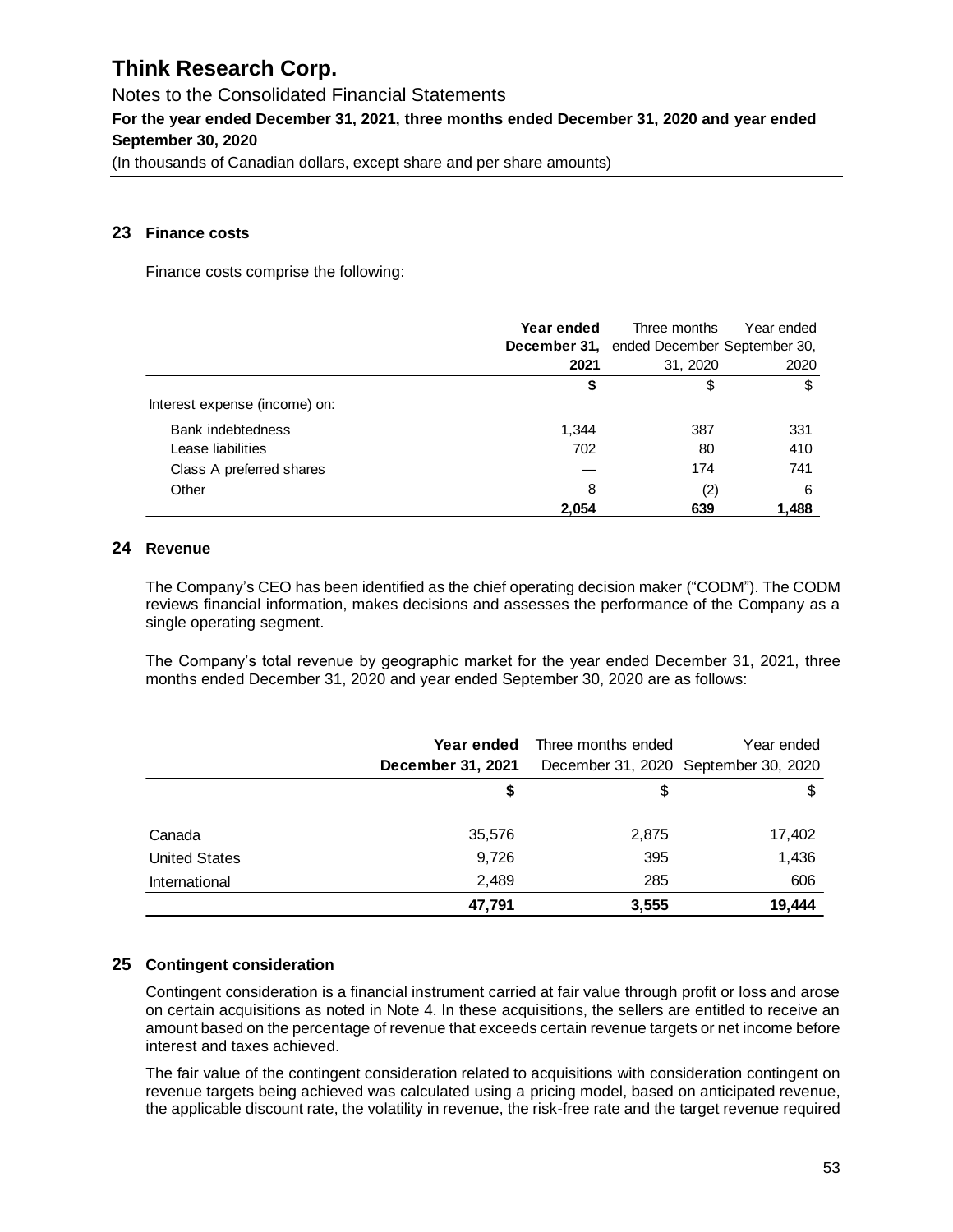# Think Research Corp.

Notes to the Consolidated Financial Statements

**For the year ended December 31, 2021, three months ended December 31, 2020 and year ended September 30, 2020**

(In thousands of Canadian dollars, except share and per share amounts)

## 23 Finance costs

Finance costs comprise the following:

| | **Year ended December 31, 2021** | Three months ended December 31, 2020 | Year ended September 30, 2020 |
|---|---|---|---|
| | **$** | $ | $ |
| Interest expense (income) on: | | | |
| Bank indebtedness | 1,344 | 387 | 331 |
| Lease liabilities | 702 | 80 | 410 |
| Class A preferred shares | — | 174 | 741 |
| Other | 8 | (2) | 6 |
| | **2,054** | **639** | **1,488** |

## 24 Revenue

The Company's CEO has been identified as the chief operating decision maker ("CODM"). The CODM reviews financial information, makes decisions and assesses the performance of the Company as a single operating segment.

The Company's total revenue by geographic market for the year ended December 31, 2021, three months ended December 31, 2020 and year ended September 30, 2020 are as follows:

| | **Year ended December 31, 2021** | Three months ended December 31, 2020 | Year ended September 30, 2020 |
|---|---|---|---|
| | **$** | $ | $ |
| Canada | 35,576 | 2,875 | 17,402 |
| United States | 9,726 | 395 | 1,436 |
| International | 2,489 | 285 | 606 |
| | **47,791** | **3,555** | **19,444** |

## 25 Contingent consideration

Contingent consideration is a financial instrument carried at fair value through profit or loss and arose on certain acquisitions as noted in Note 4. In these acquisitions, the sellers are entitled to receive an amount based on the percentage of revenue that exceeds certain revenue targets or net income before interest and taxes achieved.

The fair value of the contingent consideration related to acquisitions with consideration contingent on revenue targets being achieved was calculated using a pricing model, based on anticipated revenue, the applicable discount rate, the volatility in revenue, the risk-free rate and the target revenue required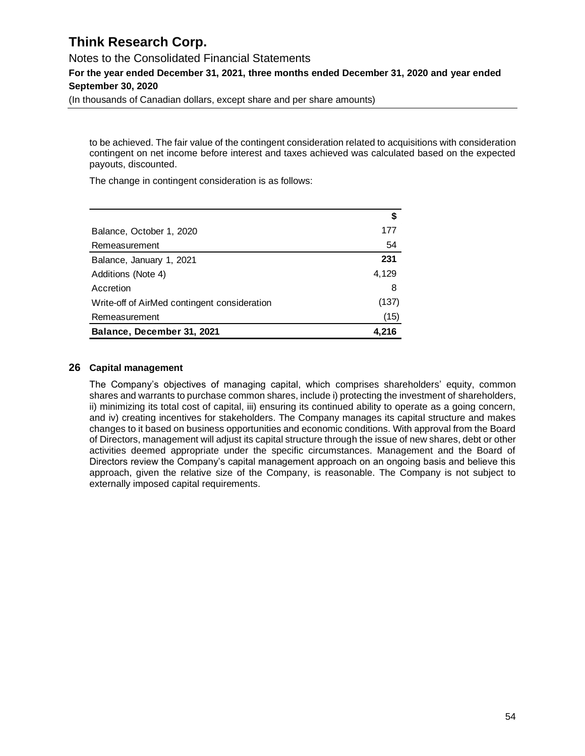to be achieved. The fair value of the contingent consideration related to acquisitions with consideration contingent on net income before interest and taxes achieved was calculated based on the expected payouts, discounted.

The change in contingent consideration is as follows:

| | $ |
|---|---|
| Balance, October 1, 2020 | 177 |
| Remeasurement | 54 |
| **Balance, January 1, 2021** | **231** |
| Additions (Note 4) | 4,129 |
| Accretion | 8 |
| Write-off of AirMed contingent consideration | (137) |
| Remeasurement | (15) |
| **Balance, December 31, 2021** | **4,216** |

## 26 Capital management

The Company's objectives of managing capital, which comprises shareholders' equity, common shares and warrants to purchase common shares, include i) protecting the investment of shareholders, ii) minimizing its total cost of capital, iii) ensuring its continued ability to operate as a going concern, and iv) creating incentives for stakeholders. The Company manages its capital structure and makes changes to it based on business opportunities and economic conditions. With approval from the Board of Directors, management will adjust its capital structure through the issue of new shares, debt or other activities deemed appropriate under the specific circumstances. Management and the Board of Directors review the Company's capital management approach on an ongoing basis and believe this approach, given the relative size of the Company, is reasonable. The Company is not subject to externally imposed capital requirements.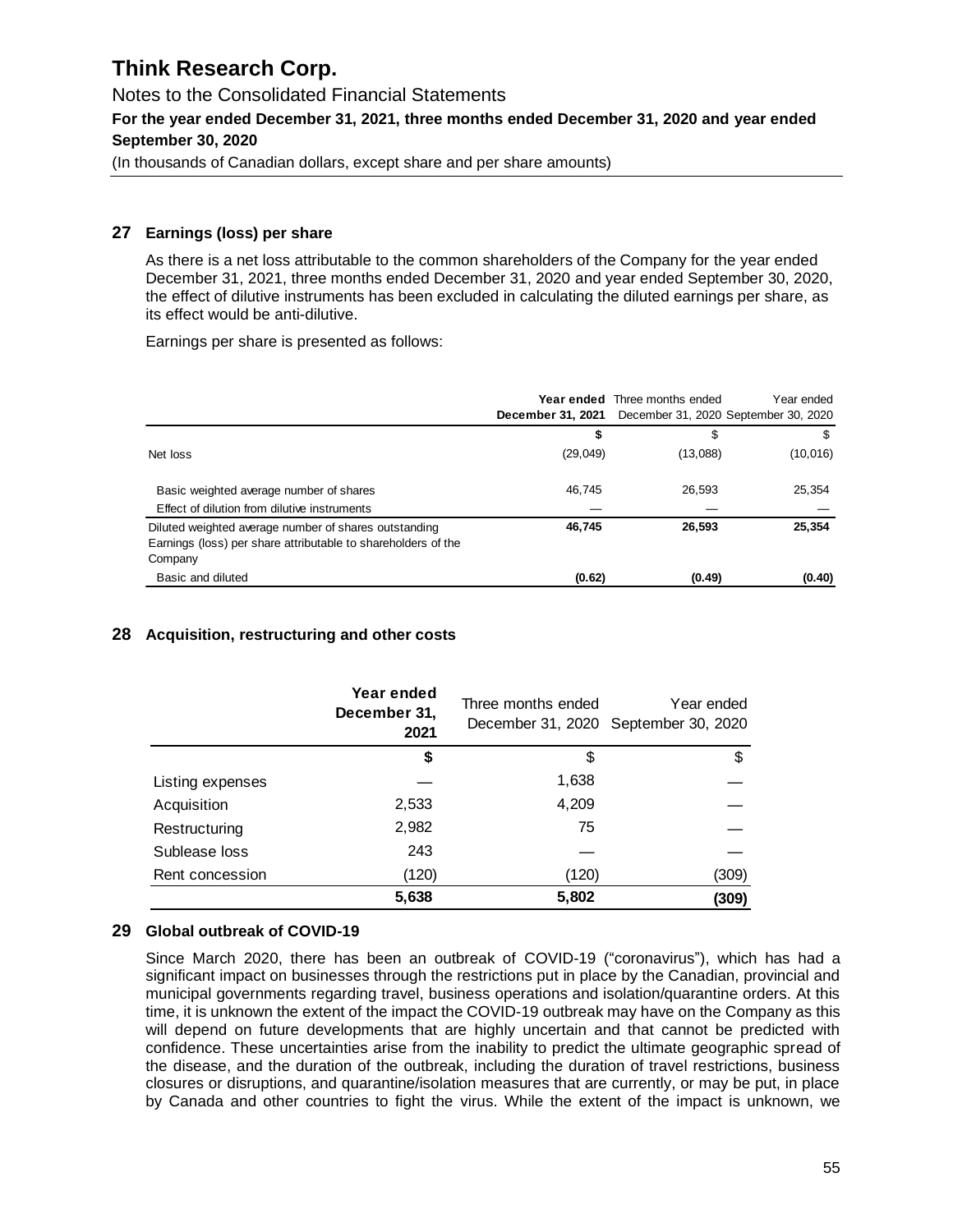## 27 Earnings (loss) per share

As there is a net loss attributable to the common shareholders of the Company for the year ended December 31, 2021, three months ended December 31, 2020 and year ended September 30, 2020, the effect of dilutive instruments has been excluded in calculating the diluted earnings per share, as its effect would be anti-dilutive.

Earnings per share is presented as follows:

| | **Year ended December 31, 2021** | Three months ended December 31, 2020 | Year ended September 30, 2020 |
|---|---|---|---|
| | **$** | $ | $ |
| Net loss | (29,049) | (13,088) | (10,016) |
| Basic weighted average number of shares | 46,745 | 26,593 | 25,354 |
| Effect of dilution from dilutive instruments | — | — | — |
| Diluted weighted average number of shares outstanding | **46,745** | **26,593** | **25,354** |
| Earnings (loss) per share attributable to shareholders of the Company | | | |
| Basic and diluted | **(0.62)** | **(0.49)** | **(0.40)** |

## 28 Acquisition, restructuring and other costs

| | **Year ended December 31, 2021** | Three months ended December 31, 2020 | Year ended September 30, 2020 |
|---|---|---|---|
| | **$** | $ | $ |
| Listing expenses | — | 1,638 | — |
| Acquisition | 2,533 | 4,209 | — |
| Restructuring | 2,982 | 75 | — |
| Sublease loss | 243 | — | — |
| Rent concession | (120) | (120) | (309) |
| | **5,638** | **5,802** | **(309)** |

## 29 Global outbreak of COVID-19

Since March 2020, there has been an outbreak of COVID-19 ("coronavirus"), which has had a significant impact on businesses through the restrictions put in place by the Canadian, provincial and municipal governments regarding travel, business operations and isolation/quarantine orders. At this time, it is unknown the extent of the impact the COVID-19 outbreak may have on the Company as this will depend on future developments that are highly uncertain and that cannot be predicted with confidence. These uncertainties arise from the inability to predict the ultimate geographic spread of the disease, and the duration of the outbreak, including the duration of travel restrictions, business closures or disruptions, and quarantine/isolation measures that are currently, or may be put, in place by Canada and other countries to fight the virus. While the extent of the impact is unknown, we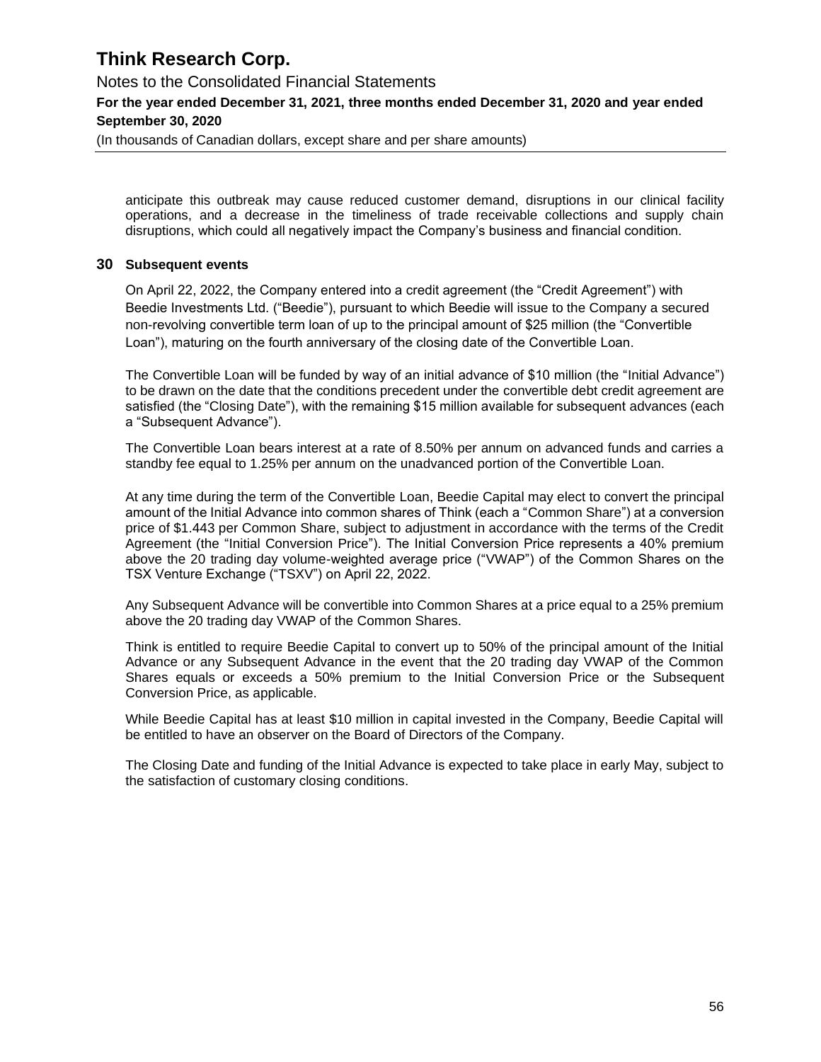anticipate this outbreak may cause reduced customer demand, disruptions in our clinical facility operations, and a decrease in the timeliness of trade receivable collections and supply chain disruptions, which could all negatively impact the Company's business and financial condition.

## 30 Subsequent events

On April 22, 2022, the Company entered into a credit agreement (the "Credit Agreement") with Beedie Investments Ltd. ("Beedie"), pursuant to which Beedie will issue to the Company a secured non-revolving convertible term loan of up to the principal amount of $25 million (the "Convertible Loan"), maturing on the fourth anniversary of the closing date of the Convertible Loan.

The Convertible Loan will be funded by way of an initial advance of $10 million (the "Initial Advance") to be drawn on the date that the conditions precedent under the convertible debt credit agreement are satisfied (the "Closing Date"), with the remaining $15 million available for subsequent advances (each a "Subsequent Advance").

The Convertible Loan bears interest at a rate of 8.50% per annum on advanced funds and carries a standby fee equal to 1.25% per annum on the unadvanced portion of the Convertible Loan.

At any time during the term of the Convertible Loan, Beedie Capital may elect to convert the principal amount of the Initial Advance into common shares of Think (each a "Common Share") at a conversion price of $1.443 per Common Share, subject to adjustment in accordance with the terms of the Credit Agreement (the "Initial Conversion Price"). The Initial Conversion Price represents a 40% premium above the 20 trading day volume-weighted average price ("VWAP") of the Common Shares on the TSX Venture Exchange ("TSXV") on April 22, 2022.

Any Subsequent Advance will be convertible into Common Shares at a price equal to a 25% premium above the 20 trading day VWAP of the Common Shares.

Think is entitled to require Beedie Capital to convert up to 50% of the principal amount of the Initial Advance or any Subsequent Advance in the event that the 20 trading day VWAP of the Common Shares equals or exceeds a 50% premium to the Initial Conversion Price or the Subsequent Conversion Price, as applicable.

While Beedie Capital has at least $10 million in capital invested in the Company, Beedie Capital will be entitled to have an observer on the Board of Directors of the Company.

The Closing Date and funding of the Initial Advance is expected to take place in early May, subject to the satisfaction of customary closing conditions.